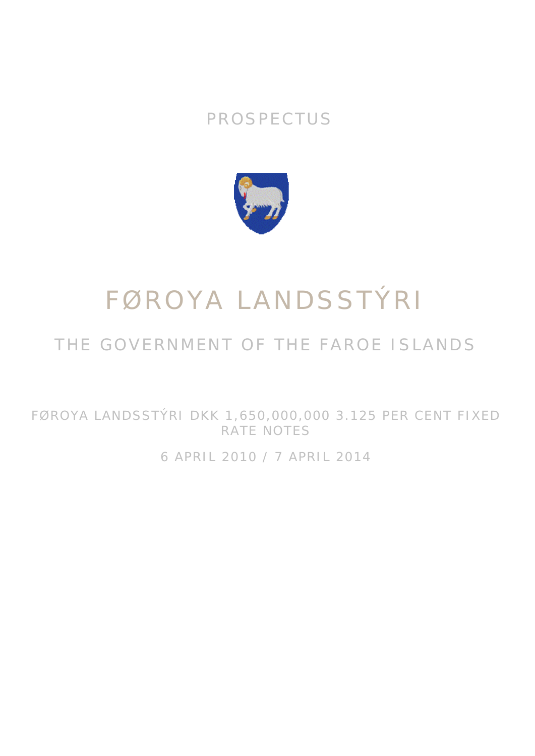PROSPECTUS

# FØROYA LANDSSTÝRI

## THE GOVERNMENT OF THE FAROE ISLANDS

FØROYA LANDSSTÝRI DKK 1,650,000,000 3.125 PER CENT FIXED RATE NOTES

6 APRIL 2010 / 7 APRIL 2014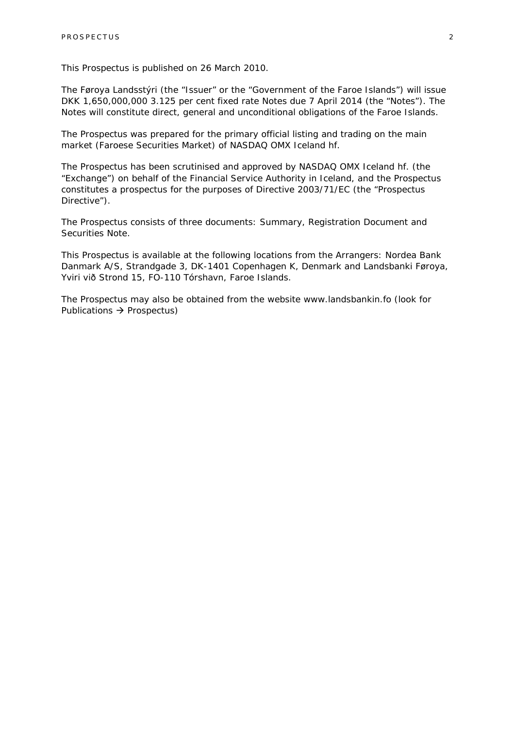This Prospectus is published on 26 March 2010.

The Føroya Landsstýri (the "Issuer" or the "Government of the Faroe Islands") will issue DKK 1,650,000,000 3.125 per cent fixed rate Notes due 7 April 2014 (the "Notes"). The Notes will constitute direct, general and unconditional obligations of the Faroe Islands.

The Prospectus was prepared for the primary official listing and trading on the main market (Faroese Securities Market) of NASDAQ OMX Iceland hf.

The Prospectus has been scrutinised and approved by NASDAQ OMX Iceland hf. (the "Exchange") on behalf of the Financial Service Authority in Iceland, and the Prospectus constitutes a prospectus for the purposes of Directive 2003/71/EC (the "Prospectus Directive").

The Prospectus consists of three documents: Summary, Registration Document and Securities Note.

This Prospectus is available at the following locations from the Arrangers: Nordea Bank Danmark A/S, Strandgade 3, DK-1401 Copenhagen K, Denmark and Landsbanki Føroya, Yviri við Strond 15, FO-110 Tórshavn, Faroe Islands.

The Prospectus may also be obtained from the website www.landsbankin.fo (look for Publications → Prospectus)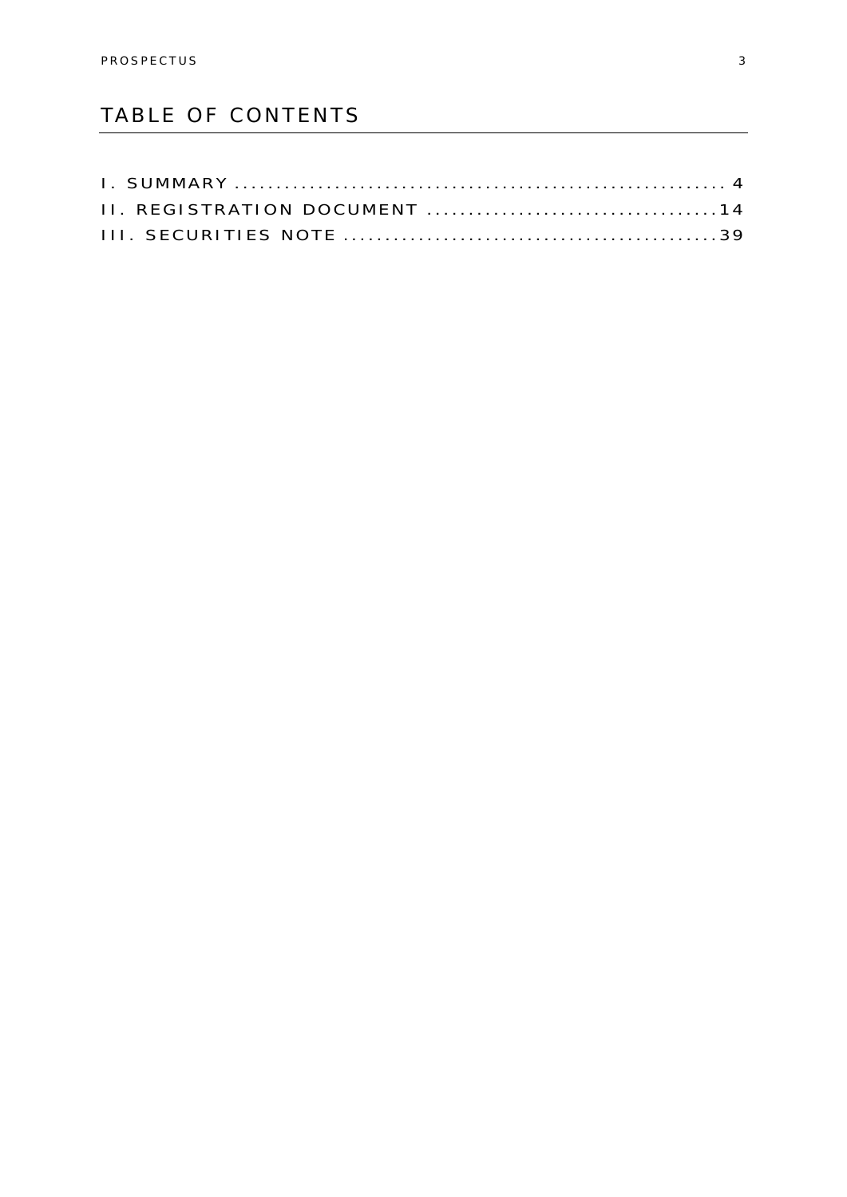# TABLE OF CONTENTS

I. SUMMARY .......................................................... 4
II. REGISTRATION DOCUMENT ..................................14
III. SECURITIES NOTE ............................................39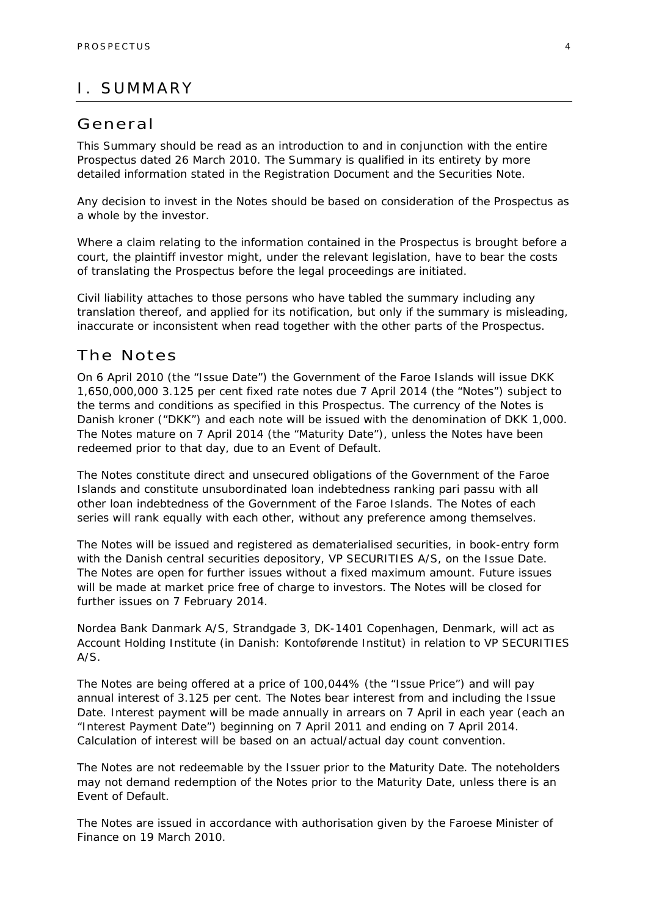# I. SUMMARY

## General

This Summary should be read as an introduction to and in conjunction with the entire Prospectus dated 26 March 2010. The Summary is qualified in its entirety by more detailed information stated in the Registration Document and the Securities Note.

Any decision to invest in the Notes should be based on consideration of the Prospectus as a whole by the investor.

Where a claim relating to the information contained in the Prospectus is brought before a court, the plaintiff investor might, under the relevant legislation, have to bear the costs of translating the Prospectus before the legal proceedings are initiated.

Civil liability attaches to those persons who have tabled the summary including any translation thereof, and applied for its notification, but only if the summary is misleading, inaccurate or inconsistent when read together with the other parts of the Prospectus.

## The Notes

On 6 April 2010 (the "Issue Date") the Government of the Faroe Islands will issue DKK 1,650,000,000 3.125 per cent fixed rate notes due 7 April 2014 (the "Notes") subject to the terms and conditions as specified in this Prospectus. The currency of the Notes is Danish kroner ("DKK") and each note will be issued with the denomination of DKK 1,000. The Notes mature on 7 April 2014 (the "Maturity Date"), unless the Notes have been redeemed prior to that day, due to an Event of Default.

The Notes constitute direct and unsecured obligations of the Government of the Faroe Islands and constitute unsubordinated loan indebtedness ranking pari passu with all other loan indebtedness of the Government of the Faroe Islands. The Notes of each series will rank equally with each other, without any preference among themselves.

The Notes will be issued and registered as dematerialised securities, in book-entry form with the Danish central securities depository, VP SECURITIES A/S, on the Issue Date. The Notes are open for further issues without a fixed maximum amount. Future issues will be made at market price free of charge to investors. The Notes will be closed for further issues on 7 February 2014.

Nordea Bank Danmark A/S, Strandgade 3, DK-1401 Copenhagen, Denmark, will act as Account Holding Institute (in Danish: Kontoførende Institut) in relation to VP SECURITIES A/S.

The Notes are being offered at a price of 100,044% (the "Issue Price") and will pay annual interest of 3.125 per cent. The Notes bear interest from and including the Issue Date. Interest payment will be made annually in arrears on 7 April in each year (each an "Interest Payment Date") beginning on 7 April 2011 and ending on 7 April 2014. Calculation of interest will be based on an actual/actual day count convention.

The Notes are not redeemable by the Issuer prior to the Maturity Date. The noteholders may not demand redemption of the Notes prior to the Maturity Date, unless there is an Event of Default.

The Notes are issued in accordance with authorisation given by the Faroese Minister of Finance on 19 March 2010.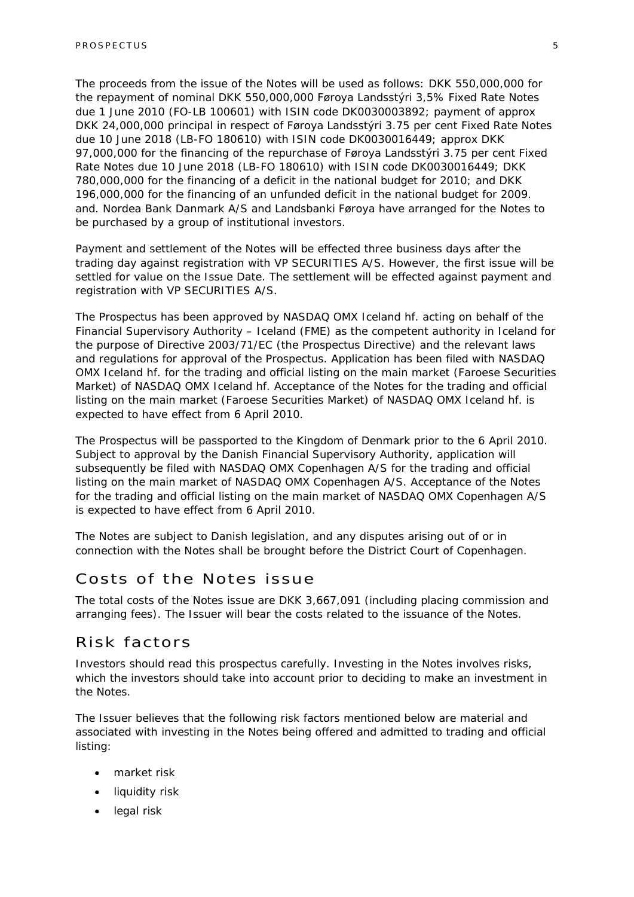The proceeds from the issue of the Notes will be used as follows: DKK 550,000,000 for the repayment of nominal DKK 550,000,000 Føroya Landsstýri 3,5% Fixed Rate Notes due 1 June 2010 (FO-LB 100601) with ISIN code DK0030003892; payment of approx DKK 24,000,000 principal in respect of Føroya Landsstýri 3.75 per cent Fixed Rate Notes due 10 June 2018 (LB-FO 180610) with ISIN code DK0030016449; approx DKK 97,000,000 for the financing of the repurchase of Føroya Landsstýri 3.75 per cent Fixed Rate Notes due 10 June 2018 (LB-FO 180610) with ISIN code DK0030016449; DKK 780,000,000 for the financing of a deficit in the national budget for 2010; and DKK 196,000,000 for the financing of an unfunded deficit in the national budget for 2009. and. Nordea Bank Danmark A/S and Landsbanki Føroya have arranged for the Notes to be purchased by a group of institutional investors.

Payment and settlement of the Notes will be effected three business days after the trading day against registration with VP SECURITIES A/S. However, the first issue will be settled for value on the Issue Date. The settlement will be effected against payment and registration with VP SECURITIES A/S.

The Prospectus has been approved by NASDAQ OMX Iceland hf. acting on behalf of the Financial Supervisory Authority – Iceland (FME) as the competent authority in Iceland for the purpose of Directive 2003/71/EC (the Prospectus Directive) and the relevant laws and regulations for approval of the Prospectus. Application has been filed with NASDAQ OMX Iceland hf. for the trading and official listing on the main market (Faroese Securities Market) of NASDAQ OMX Iceland hf. Acceptance of the Notes for the trading and official listing on the main market (Faroese Securities Market) of NASDAQ OMX Iceland hf. is expected to have effect from 6 April 2010.

The Prospectus will be passported to the Kingdom of Denmark prior to the 6 April 2010. Subject to approval by the Danish Financial Supervisory Authority, application will subsequently be filed with NASDAQ OMX Copenhagen A/S for the trading and official listing on the main market of NASDAQ OMX Copenhagen A/S. Acceptance of the Notes for the trading and official listing on the main market of NASDAQ OMX Copenhagen A/S is expected to have effect from 6 April 2010.

The Notes are subject to Danish legislation, and any disputes arising out of or in connection with the Notes shall be brought before the District Court of Copenhagen.

## Costs of the Notes issue

The total costs of the Notes issue are DKK 3,667,091 (including placing commission and arranging fees). The Issuer will bear the costs related to the issuance of the Notes.

## Risk factors

Investors should read this prospectus carefully. Investing in the Notes involves risks, which the investors should take into account prior to deciding to make an investment in the Notes.

The Issuer believes that the following risk factors mentioned below are material and associated with investing in the Notes being offered and admitted to trading and official listing:

- market risk
- liquidity risk
- legal risk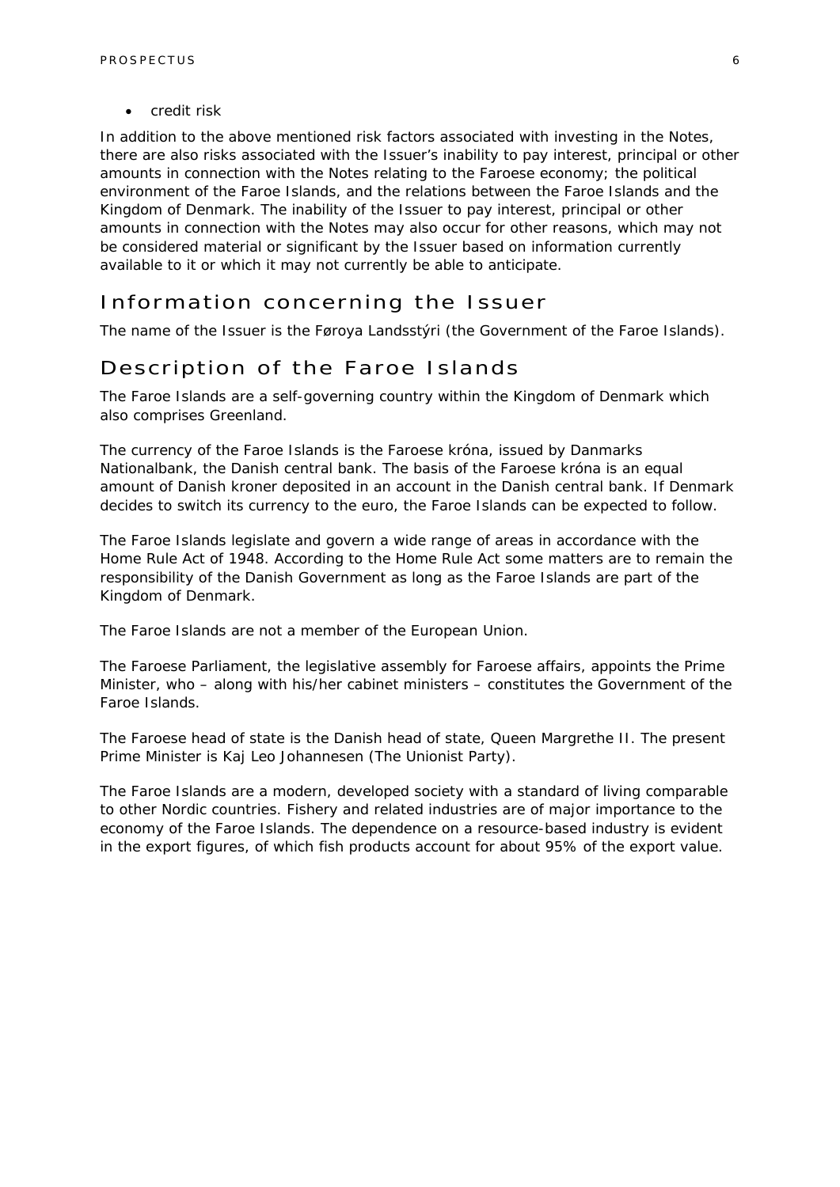- credit risk

In addition to the above mentioned risk factors associated with investing in the Notes, there are also risks associated with the Issuer's inability to pay interest, principal or other amounts in connection with the Notes relating to the Faroese economy; the political environment of the Faroe Islands, and the relations between the Faroe Islands and the Kingdom of Denmark. The inability of the Issuer to pay interest, principal or other amounts in connection with the Notes may also occur for other reasons, which may not be considered material or significant by the Issuer based on information currently available to it or which it may not currently be able to anticipate.

## Information concerning the Issuer

The name of the Issuer is the Føroya Landsstýri (the Government of the Faroe Islands).

## Description of the Faroe Islands

The Faroe Islands are a self-governing country within the Kingdom of Denmark which also comprises Greenland.

The currency of the Faroe Islands is the Faroese króna, issued by Danmarks Nationalbank, the Danish central bank. The basis of the Faroese króna is an equal amount of Danish kroner deposited in an account in the Danish central bank. If Denmark decides to switch its currency to the euro, the Faroe Islands can be expected to follow.

The Faroe Islands legislate and govern a wide range of areas in accordance with the Home Rule Act of 1948. According to the Home Rule Act some matters are to remain the responsibility of the Danish Government as long as the Faroe Islands are part of the Kingdom of Denmark.

The Faroe Islands are not a member of the European Union.

The Faroese Parliament, the legislative assembly for Faroese affairs, appoints the Prime Minister, who – along with his/her cabinet ministers – constitutes the Government of the Faroe Islands.

The Faroese head of state is the Danish head of state, Queen Margrethe II. The present Prime Minister is Kaj Leo Johannesen (The Unionist Party).

The Faroe Islands are a modern, developed society with a standard of living comparable to other Nordic countries. Fishery and related industries are of major importance to the economy of the Faroe Islands. The dependence on a resource-based industry is evident in the export figures, of which fish products account for about 95% of the export value.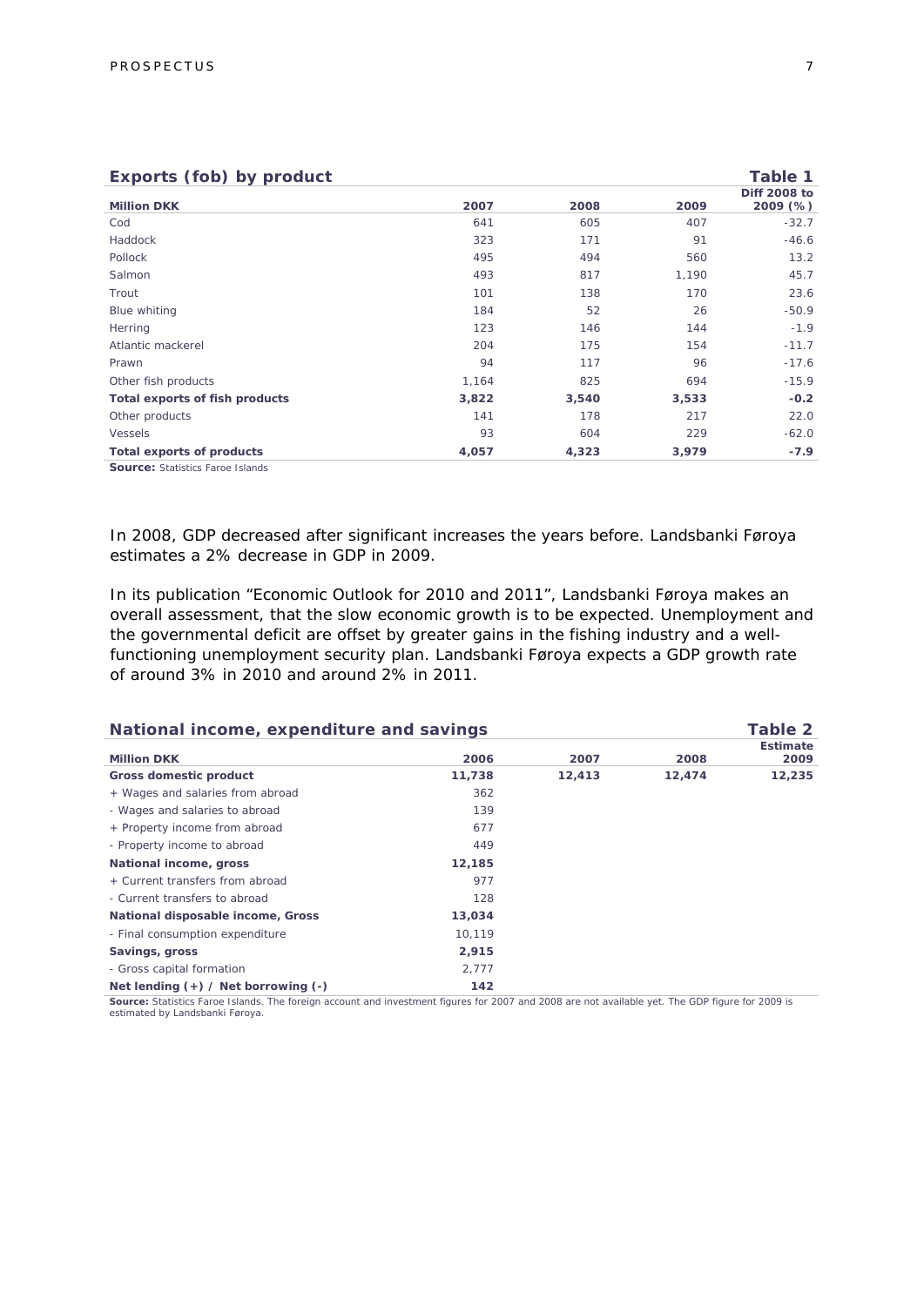**Exports (fob) by product** — **Table 1**

| Million DKK | 2007 | 2008 | 2009 | Diff 2008 to 2009 (%) |
|---|---|---|---|---|
| Cod | 641 | 605 | 407 | -32.7 |
| Haddock | 323 | 171 | 91 | -46.6 |
| Pollock | 495 | 494 | 560 | 13.2 |
| Salmon | 493 | 817 | 1,190 | 45.7 |
| Trout | 101 | 138 | 170 | 23.6 |
| Blue whiting | 184 | 52 | 26 | -50.9 |
| Herring | 123 | 146 | 144 | -1.9 |
| Atlantic mackerel | 204 | 175 | 154 | -11.7 |
| Prawn | 94 | 117 | 96 | -17.6 |
| Other fish products | 1,164 | 825 | 694 | -15.9 |
| **Total exports of fish products** | **3,822** | **3,540** | **3,533** | **-0.2** |
| Other products | 141 | 178 | 217 | 22.0 |
| Vessels | 93 | 604 | 229 | -62.0 |
| **Total exports of products** | **4,057** | **4,323** | **3,979** | **-7.9** |

**Source:** Statistics Faroe Islands

In 2008, GDP decreased after significant increases the years before. Landsbanki Føroya estimates a 2% decrease in GDP in 2009.

In its publication "Economic Outlook for 2010 and 2011", Landsbanki Føroya makes an overall assessment, that the slow economic growth is to be expected. Unemployment and the governmental deficit are offset by greater gains in the fishing industry and a well-functioning unemployment security plan. Landsbanki Føroya expects a GDP growth rate of around 3% in 2010 and around 2% in 2011.

**National income, expenditure and savings** — **Table 2**

| Million DKK | 2006 | 2007 | 2008 | Estimate 2009 |
|---|---|---|---|---|
| **Gross domestic product** | **11,738** | **12,413** | **12,474** | **12,235** |
| + Wages and salaries from abroad | 362 | | | |
| - Wages and salaries to abroad | 139 | | | |
| + Property income from abroad | 677 | | | |
| - Property income to abroad | 449 | | | |
| **National income, gross** | **12,185** | | | |
| + Current transfers from abroad | 977 | | | |
| - Current transfers to abroad | 128 | | | |
| **National disposable income, Gross** | **13,034** | | | |
| - Final consumption expenditure | 10,119 | | | |
| **Savings, gross** | **2,915** | | | |
| - Gross capital formation | 2,777 | | | |
| **Net lending (+) / Net borrowing (-)** | **142** | | | |

**Source:** Statistics Faroe Islands. The foreign account and investment figures for 2007 and 2008 are not available yet. The GDP figure for 2009 is estimated by Landsbanki Føroya.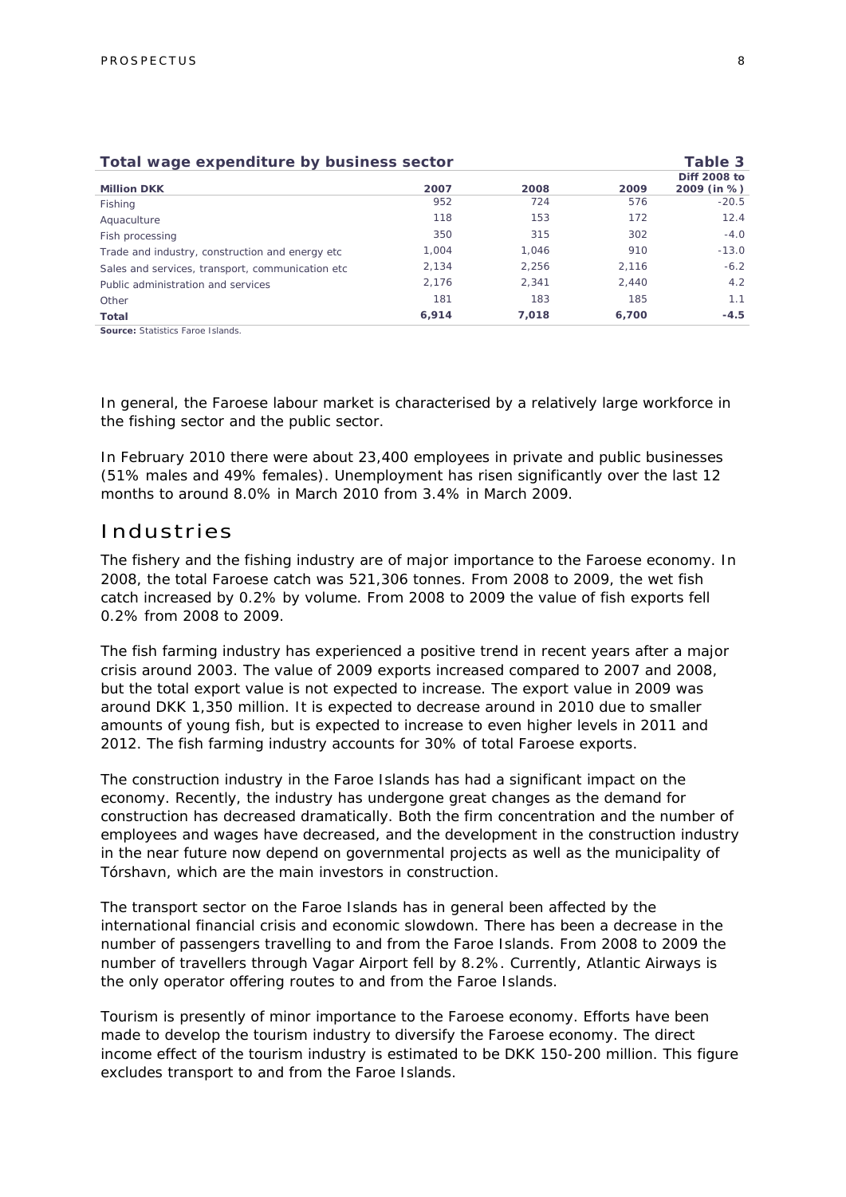**Total wage expenditure by business sector** **Table 3**

| Million DKK | 2007 | 2008 | 2009 | Diff 2008 to 2009 (in %) |
|---|---|---|---|---|
| Fishing | 952 | 724 | 576 | -20.5 |
| Aquaculture | 118 | 153 | 172 | 12.4 |
| Fish processing | 350 | 315 | 302 | -4.0 |
| Trade and industry, construction and energy etc | 1,004 | 1,046 | 910 | -13.0 |
| Sales and services, transport, communication etc | 2,134 | 2,256 | 2,116 | -6.2 |
| Public administration and services | 2,176 | 2,341 | 2,440 | 4.2 |
| Other | 181 | 183 | 185 | 1.1 |
| **Total** | **6,914** | **7,018** | **6,700** | **-4.5** |

**Source:** Statistics Faroe Islands.

In general, the Faroese labour market is characterised by a relatively large workforce in the fishing sector and the public sector.

In February 2010 there were about 23,400 employees in private and public businesses (51% males and 49% females). Unemployment has risen significantly over the last 12 months to around 8.0% in March 2010 from 3.4% in March 2009.

## Industries

The fishery and the fishing industry are of major importance to the Faroese economy. In 2008, the total Faroese catch was 521,306 tonnes. From 2008 to 2009, the wet fish catch increased by 0.2% by volume. From 2008 to 2009 the value of fish exports fell 0.2% from 2008 to 2009.

The fish farming industry has experienced a positive trend in recent years after a major crisis around 2003. The value of 2009 exports increased compared to 2007 and 2008, but the total export value is not expected to increase. The export value in 2009 was around DKK 1,350 million. It is expected to decrease around in 2010 due to smaller amounts of young fish, but is expected to increase to even higher levels in 2011 and 2012. The fish farming industry accounts for 30% of total Faroese exports.

The construction industry in the Faroe Islands has had a significant impact on the economy. Recently, the industry has undergone great changes as the demand for construction has decreased dramatically. Both the firm concentration and the number of employees and wages have decreased, and the development in the construction industry in the near future now depend on governmental projects as well as the municipality of Tórshavn, which are the main investors in construction.

The transport sector on the Faroe Islands has in general been affected by the international financial crisis and economic slowdown. There has been a decrease in the number of passengers travelling to and from the Faroe Islands. From 2008 to 2009 the number of travellers through Vagar Airport fell by 8.2%. Currently, Atlantic Airways is the only operator offering routes to and from the Faroe Islands.

Tourism is presently of minor importance to the Faroese economy. Efforts have been made to develop the tourism industry to diversify the Faroese economy. The direct income effect of the tourism industry is estimated to be DKK 150-200 million. This figure excludes transport to and from the Faroe Islands.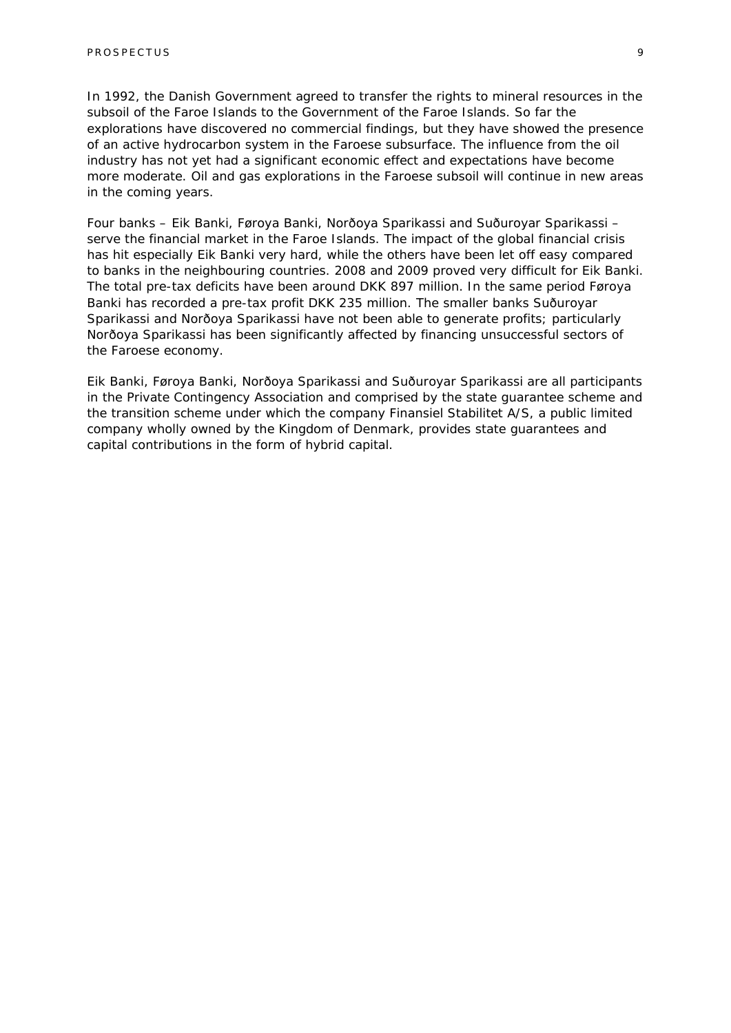In 1992, the Danish Government agreed to transfer the rights to mineral resources in the subsoil of the Faroe Islands to the Government of the Faroe Islands. So far the explorations have discovered no commercial findings, but they have showed the presence of an active hydrocarbon system in the Faroese subsurface. The influence from the oil industry has not yet had a significant economic effect and expectations have become more moderate. Oil and gas explorations in the Faroese subsoil will continue in new areas in the coming years.

Four banks – Eik Banki, Føroya Banki, Norðoya Sparikassi and Suðuroyar Sparikassi – serve the financial market in the Faroe Islands. The impact of the global financial crisis has hit especially Eik Banki very hard, while the others have been let off easy compared to banks in the neighbouring countries. 2008 and 2009 proved very difficult for Eik Banki. The total pre-tax deficits have been around DKK 897 million. In the same period Føroya Banki has recorded a pre-tax profit DKK 235 million. The smaller banks Suðuroyar Sparikassi and Norðoya Sparikassi have not been able to generate profits; particularly Norðoya Sparikassi has been significantly affected by financing unsuccessful sectors of the Faroese economy.

Eik Banki, Føroya Banki, Norðoya Sparikassi and Suðuroyar Sparikassi are all participants in the Private Contingency Association and comprised by the state guarantee scheme and the transition scheme under which the company Finansiel Stabilitet A/S, a public limited company wholly owned by the Kingdom of Denmark, provides state guarantees and capital contributions in the form of hybrid capital.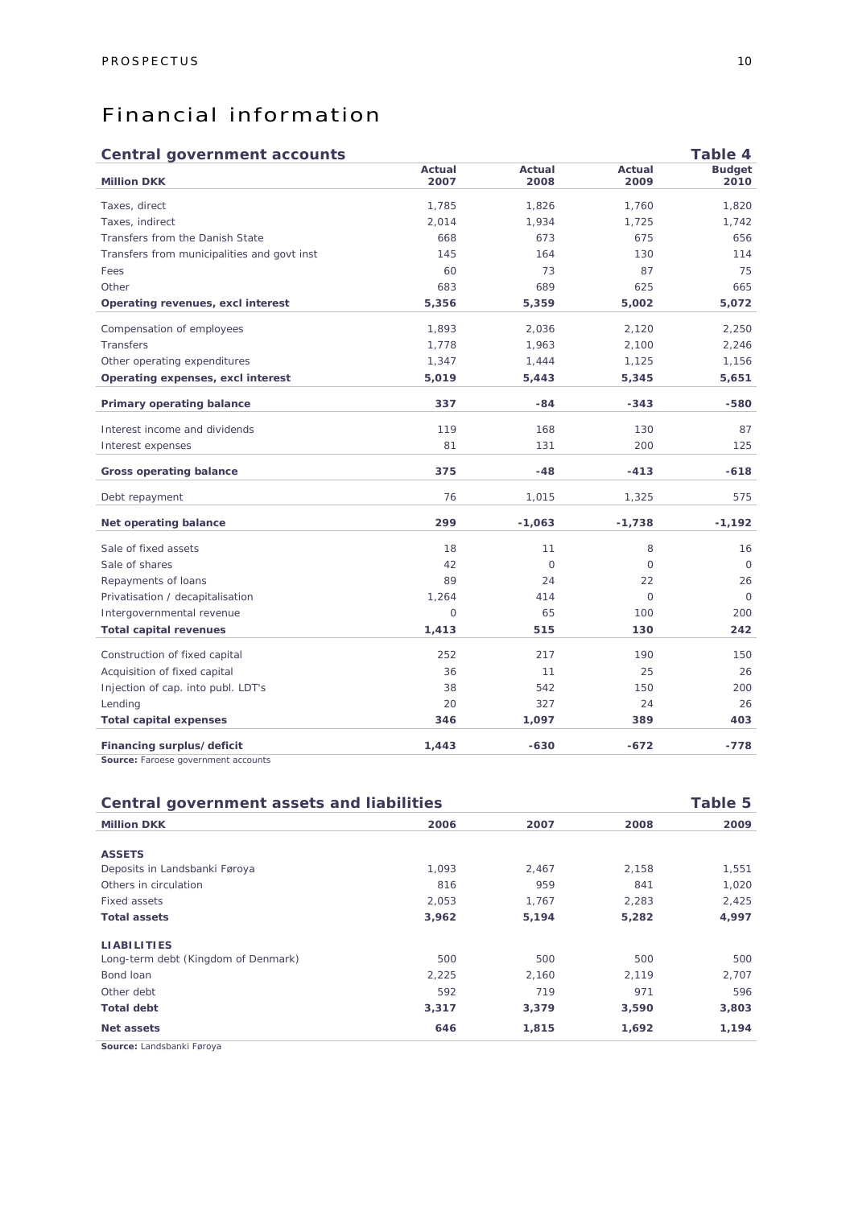# Financial information

## Central government accounts — Table 4

| Million DKK | Actual 2007 | Actual 2008 | Actual 2009 | Budget 2010 |
|---|---|---|---|---|
| Taxes, direct | 1,785 | 1,826 | 1,760 | 1,820 |
| Taxes, indirect | 2,014 | 1,934 | 1,725 | 1,742 |
| Transfers from the Danish State | 668 | 673 | 675 | 656 |
| Transfers from municipalities and govt inst | 145 | 164 | 130 | 114 |
| Fees | 60 | 73 | 87 | 75 |
| Other | 683 | 689 | 625 | 665 |
| **Operating revenues, excl interest** | **5,356** | **5,359** | **5,002** | **5,072** |
| Compensation of employees | 1,893 | 2,036 | 2,120 | 2,250 |
| Transfers | 1,778 | 1,963 | 2,100 | 2,246 |
| Other operating expenditures | 1,347 | 1,444 | 1,125 | 1,156 |
| **Operating expenses, excl interest** | **5,019** | **5,443** | **5,345** | **5,651** |
| **Primary operating balance** | **337** | **-84** | **-343** | **-580** |
| Interest income and dividends | 119 | 168 | 130 | 87 |
| Interest expenses | 81 | 131 | 200 | 125 |
| **Gross operating balance** | **375** | **-48** | **-413** | **-618** |
| Debt repayment | 76 | 1,015 | 1,325 | 575 |
| **Net operating balance** | **299** | **-1,063** | **-1,738** | **-1,192** |
| Sale of fixed assets | 18 | 11 | 8 | 16 |
| Sale of shares | 42 | 0 | 0 | 0 |
| Repayments of loans | 89 | 24 | 22 | 26 |
| Privatisation / decapitalisation | 1,264 | 414 | 0 | 0 |
| Intergovernmental revenue | 0 | 65 | 100 | 200 |
| **Total capital revenues** | **1,413** | **515** | **130** | **242** |
| Construction of fixed capital | 252 | 217 | 190 | 150 |
| Acquisition of fixed capital | 36 | 11 | 25 | 26 |
| Injection of cap. into publ. LDT's | 38 | 542 | 150 | 200 |
| Lending | 20 | 327 | 24 | 26 |
| **Total capital expenses** | **346** | **1,097** | **389** | **403** |
| **Financing surplus/deficit** | **1,443** | **-630** | **-672** | **-778** |

**Source:** Faroese government accounts

## Central government assets and liabilities — Table 5

| Million DKK | 2006 | 2007 | 2008 | 2009 |
|---|---|---|---|---|
| **ASSETS** | | | | |
| Deposits in Landsbanki Føroya | 1,093 | 2,467 | 2,158 | 1,551 |
| Others in circulation | 816 | 959 | 841 | 1,020 |
| Fixed assets | 2,053 | 1,767 | 2,283 | 2,425 |
| **Total assets** | **3,962** | **5,194** | **5,282** | **4,997** |
| **LIABILITIES** | | | | |
| Long-term debt (Kingdom of Denmark) | 500 | 500 | 500 | 500 |
| Bond loan | 2,225 | 2,160 | 2,119 | 2,707 |
| Other debt | 592 | 719 | 971 | 596 |
| **Total debt** | **3,317** | **3,379** | **3,590** | **3,803** |
| **Net assets** | **646** | **1,815** | **1,692** | **1,194** |

**Source:** Landsbanki Føroya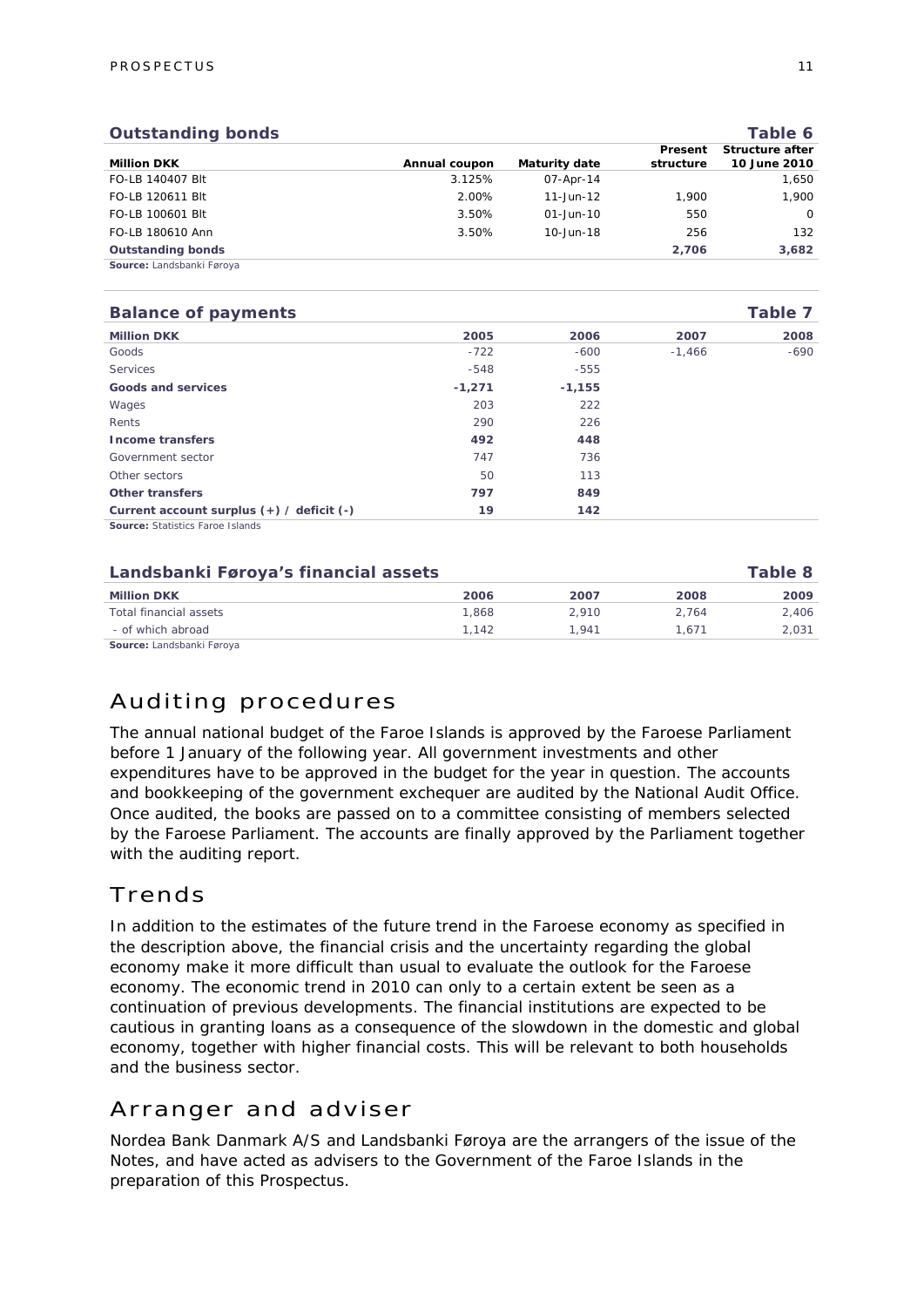**Outstanding bonds** — Table 6

| Million DKK | Annual coupon | Maturity date | Present structure | Structure after 10 June 2010 |
|---|---|---|---|---|
| FO-LB 140407 Blt | 3.125% | 07-Apr-14 | | 1,650 |
| FO-LB 120611 Blt | 2.00% | 11-Jun-12 | 1,900 | 1,900 |
| FO-LB 100601 Blt | 3.50% | 01-Jun-10 | 550 | 0 |
| FO-LB 180610 Ann | 3.50% | 10-Jun-18 | 256 | 132 |
| **Outstanding bonds** | | | **2,706** | **3,682** |

**Source:** Landsbanki Føroya

**Balance of payments** — Table 7

| Million DKK | 2005 | 2006 | 2007 | 2008 |
|---|---|---|---|---|
| Goods | -722 | -600 | -1,466 | -690 |
| Services | -548 | -555 | | |
| **Goods and services** | **-1,271** | **-1,155** | | |
| Wages | 203 | 222 | | |
| Rents | 290 | 226 | | |
| **Income transfers** | **492** | **448** | | |
| Government sector | 747 | 736 | | |
| Other sectors | 50 | 113 | | |
| **Other transfers** | **797** | **849** | | |
| **Current account surplus (+) / deficit (-)** | **19** | **142** | | |

**Source:** Statistics Faroe Islands

**Landsbanki Føroya's financial assets** — Table 8

| Million DKK | 2006 | 2007 | 2008 | 2009 |
|---|---|---|---|---|
| Total financial assets | 1,868 | 2,910 | 2,764 | 2,406 |
| - of which abroad | 1,142 | 1,941 | 1,671 | 2,031 |

**Source:** Landsbanki Føroya

# Auditing procedures

The annual national budget of the Faroe Islands is approved by the Faroese Parliament before 1 January of the following year. All government investments and other expenditures have to be approved in the budget for the year in question. The accounts and bookkeeping of the government exchequer are audited by the National Audit Office. Once audited, the books are passed on to a committee consisting of members selected by the Faroese Parliament. The accounts are finally approved by the Parliament together with the auditing report.

# Trends

In addition to the estimates of the future trend in the Faroese economy as specified in the description above, the financial crisis and the uncertainty regarding the global economy make it more difficult than usual to evaluate the outlook for the Faroese economy. The economic trend in 2010 can only to a certain extent be seen as a continuation of previous developments. The financial institutions are expected to be cautious in granting loans as a consequence of the slowdown in the domestic and global economy, together with higher financial costs. This will be relevant to both households and the business sector.

# Arranger and adviser

Nordea Bank Danmark A/S and Landsbanki Føroya are the arrangers of the issue of the Notes, and have acted as advisers to the Government of the Faroe Islands in the preparation of this Prospectus.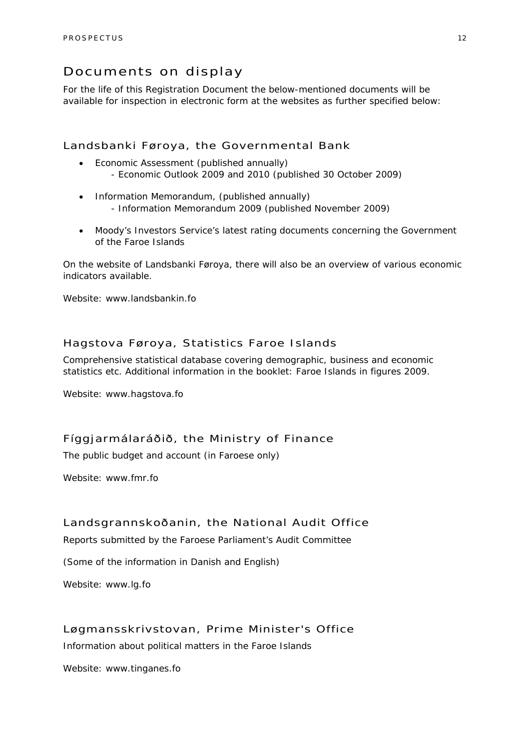# Documents on display

For the life of this Registration Document the below-mentioned documents will be available for inspection in electronic form at the websites as further specified below:

## Landsbanki Føroya, the Governmental Bank

- Economic Assessment (published annually)
  - Economic Outlook 2009 and 2010 (published 30 October 2009)
- Information Memorandum, (published annually)
  - Information Memorandum 2009 (published November 2009)
- Moody's Investors Service's latest rating documents concerning the Government of the Faroe Islands

On the website of Landsbanki Føroya, there will also be an overview of various economic indicators available.

Website: www.landsbankin.fo

## Hagstova Føroya, Statistics Faroe Islands

Comprehensive statistical database covering demographic, business and economic statistics etc. Additional information in the booklet: Faroe Islands in figures 2009.

Website: www.hagstova.fo

## Fíggjarmálaráðið, the Ministry of Finance

The public budget and account (in Faroese only)

Website: www.fmr.fo

## Landsgrannskoðanin, the National Audit Office

Reports submitted by the Faroese Parliament's Audit Committee

(Some of the information in Danish and English)

Website: www.lg.fo

## Løgmansskrivstovan, Prime Minister's Office

Information about political matters in the Faroe Islands

Website: www.tinganes.fo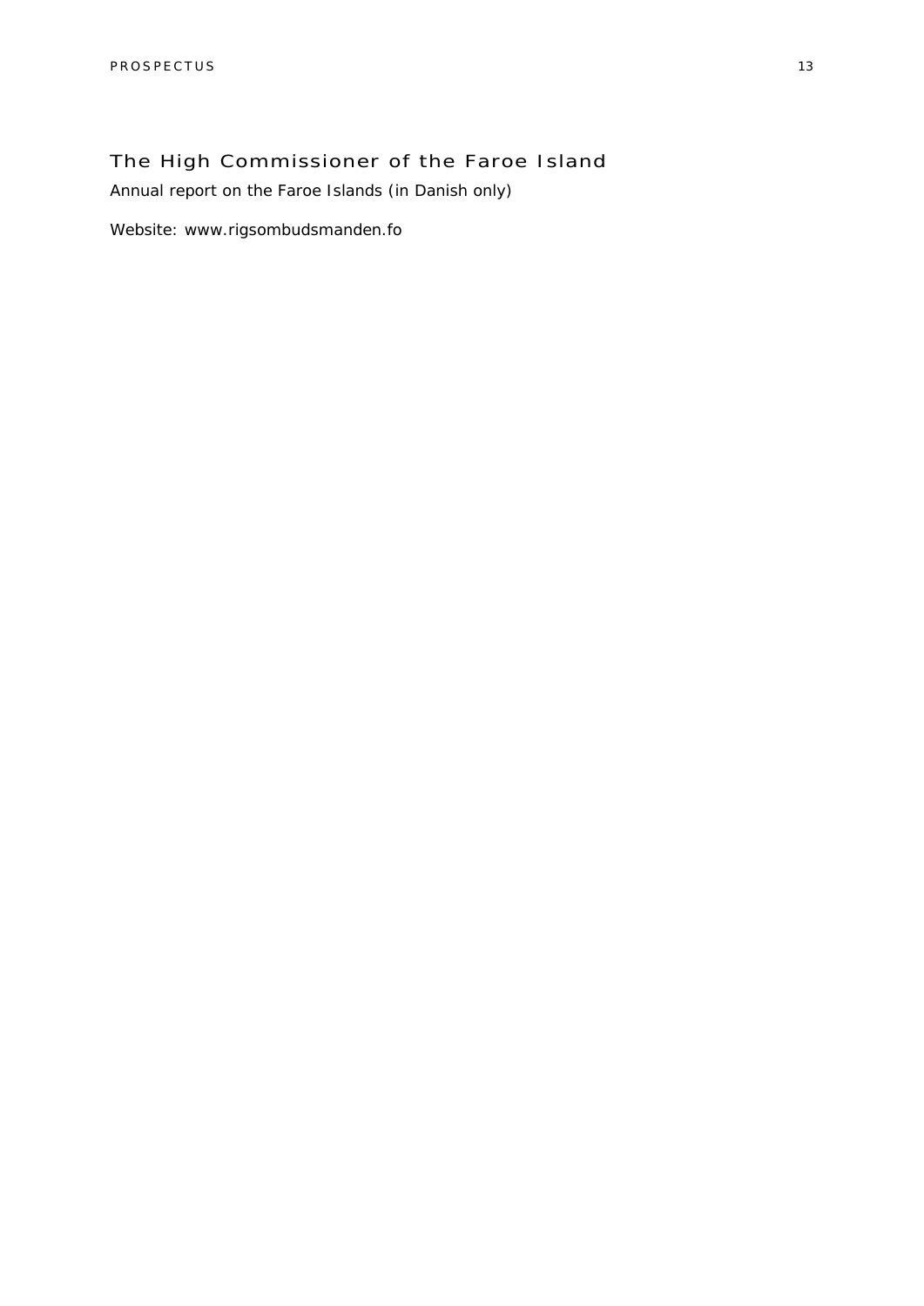## The High Commissioner of the Faroe Island

Annual report on the Faroe Islands (in Danish only)

Website: www.rigsombudsmanden.fo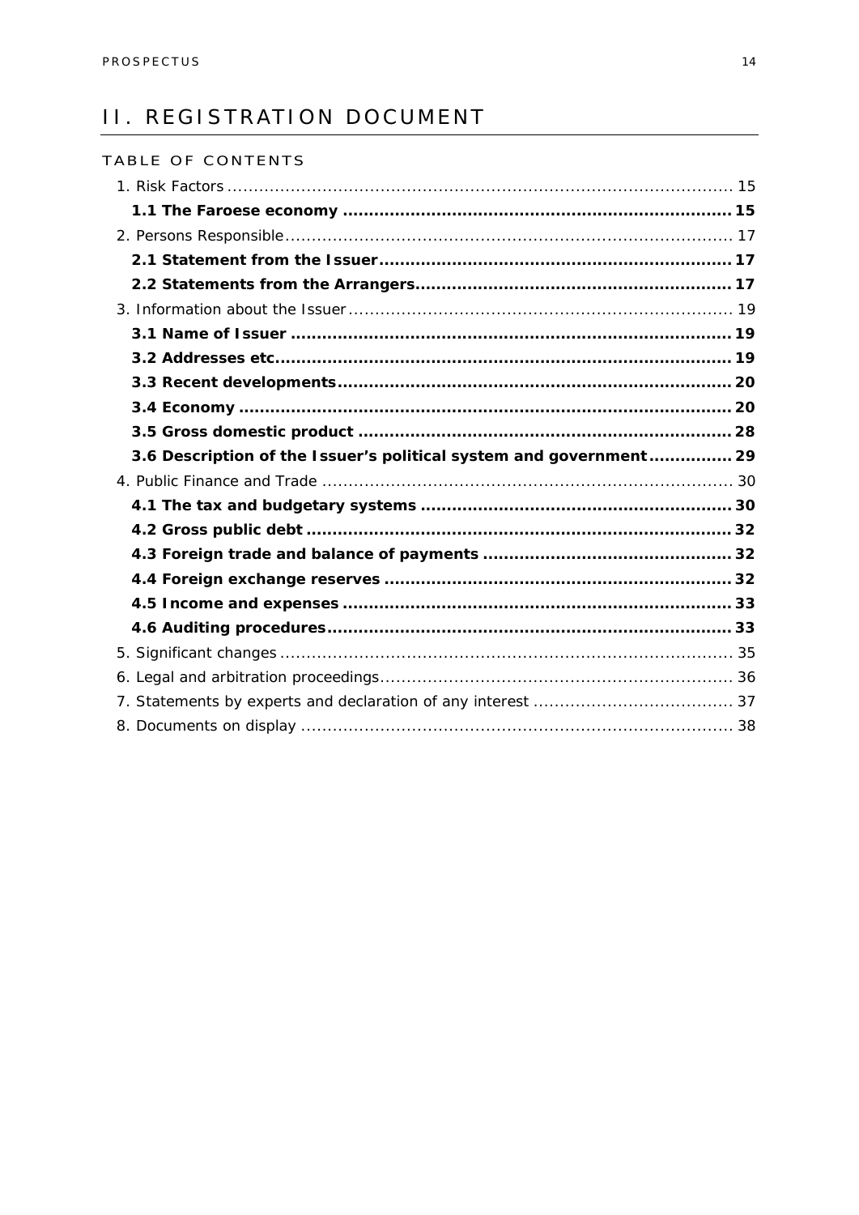# II. REGISTRATION DOCUMENT

## TABLE OF CONTENTS

1. Risk Factors ........................................................................................ 15
   - **1.1 The Faroese economy ......................................................................... 15**
2. Persons Responsible ................................................................................ 17
   - **2.1 Statement from the Issuer ................................................................... 17**
   - **2.2 Statements from the Arrangers ............................................................. 17**
3. Information about the Issuer ..................................................................... 19
   - **3.1 Name of Issuer ................................................................................. 19**
   - **3.2 Addresses etc. .................................................................................. 19**
   - **3.3 Recent developments .......................................................................... 20**
   - **3.4 Economy ......................................................................................... 20**
   - **3.5 Gross domestic product ...................................................................... 28**
   - **3.6 Description of the Issuer's political system and government ..................... 29**
4. Public Finance and Trade .......................................................................... 30
   - **4.1 The tax and budgetary systems ............................................................ 30**
   - **4.2 Gross public debt .............................................................................. 32**
   - **4.3 Foreign trade and balance of payments ................................................ 32**
   - **4.4 Foreign exchange reserves ................................................................. 32**
   - **4.5 Income and expenses ........................................................................ 33**
   - **4.6 Auditing procedures .......................................................................... 33**
5. Significant changes .................................................................................. 35
6. Legal and arbitration proceedings ............................................................... 36
7. Statements by experts and declaration of any interest .................................... 37
8. Documents on display .............................................................................. 38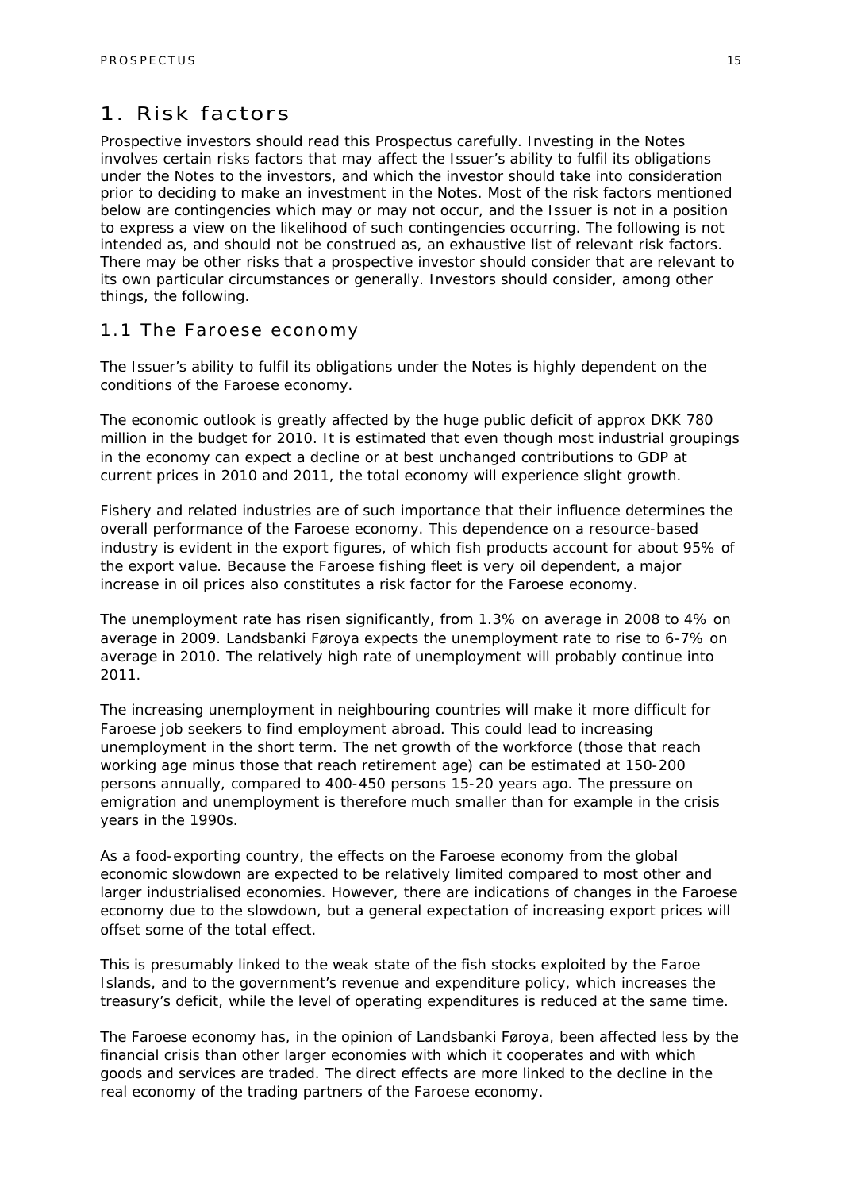# 1. Risk factors

Prospective investors should read this Prospectus carefully. Investing in the Notes involves certain risks factors that may affect the Issuer's ability to fulfil its obligations under the Notes to the investors, and which the investor should take into consideration prior to deciding to make an investment in the Notes. Most of the risk factors mentioned below are contingencies which may or may not occur, and the Issuer is not in a position to express a view on the likelihood of such contingencies occurring. The following is not intended as, and should not be construed as, an exhaustive list of relevant risk factors. There may be other risks that a prospective investor should consider that are relevant to its own particular circumstances or generally. Investors should consider, among other things, the following.

## 1.1 The Faroese economy

The Issuer's ability to fulfil its obligations under the Notes is highly dependent on the conditions of the Faroese economy.

The economic outlook is greatly affected by the huge public deficit of approx DKK 780 million in the budget for 2010. It is estimated that even though most industrial groupings in the economy can expect a decline or at best unchanged contributions to GDP at current prices in 2010 and 2011, the total economy will experience slight growth.

Fishery and related industries are of such importance that their influence determines the overall performance of the Faroese economy. This dependence on a resource-based industry is evident in the export figures, of which fish products account for about 95% of the export value. Because the Faroese fishing fleet is very oil dependent, a major increase in oil prices also constitutes a risk factor for the Faroese economy.

The unemployment rate has risen significantly, from 1.3% on average in 2008 to 4% on average in 2009. Landsbanki Føroya expects the unemployment rate to rise to 6-7% on average in 2010. The relatively high rate of unemployment will probably continue into 2011.

The increasing unemployment in neighbouring countries will make it more difficult for Faroese job seekers to find employment abroad. This could lead to increasing unemployment in the short term. The net growth of the workforce (those that reach working age minus those that reach retirement age) can be estimated at 150-200 persons annually, compared to 400-450 persons 15-20 years ago. The pressure on emigration and unemployment is therefore much smaller than for example in the crisis years in the 1990s.

As a food-exporting country, the effects on the Faroese economy from the global economic slowdown are expected to be relatively limited compared to most other and larger industrialised economies. However, there are indications of changes in the Faroese economy due to the slowdown, but a general expectation of increasing export prices will offset some of the total effect.

This is presumably linked to the weak state of the fish stocks exploited by the Faroe Islands, and to the government's revenue and expenditure policy, which increases the treasury's deficit, while the level of operating expenditures is reduced at the same time.

The Faroese economy has, in the opinion of Landsbanki Føroya, been affected less by the financial crisis than other larger economies with which it cooperates and with which goods and services are traded. The direct effects are more linked to the decline in the real economy of the trading partners of the Faroese economy.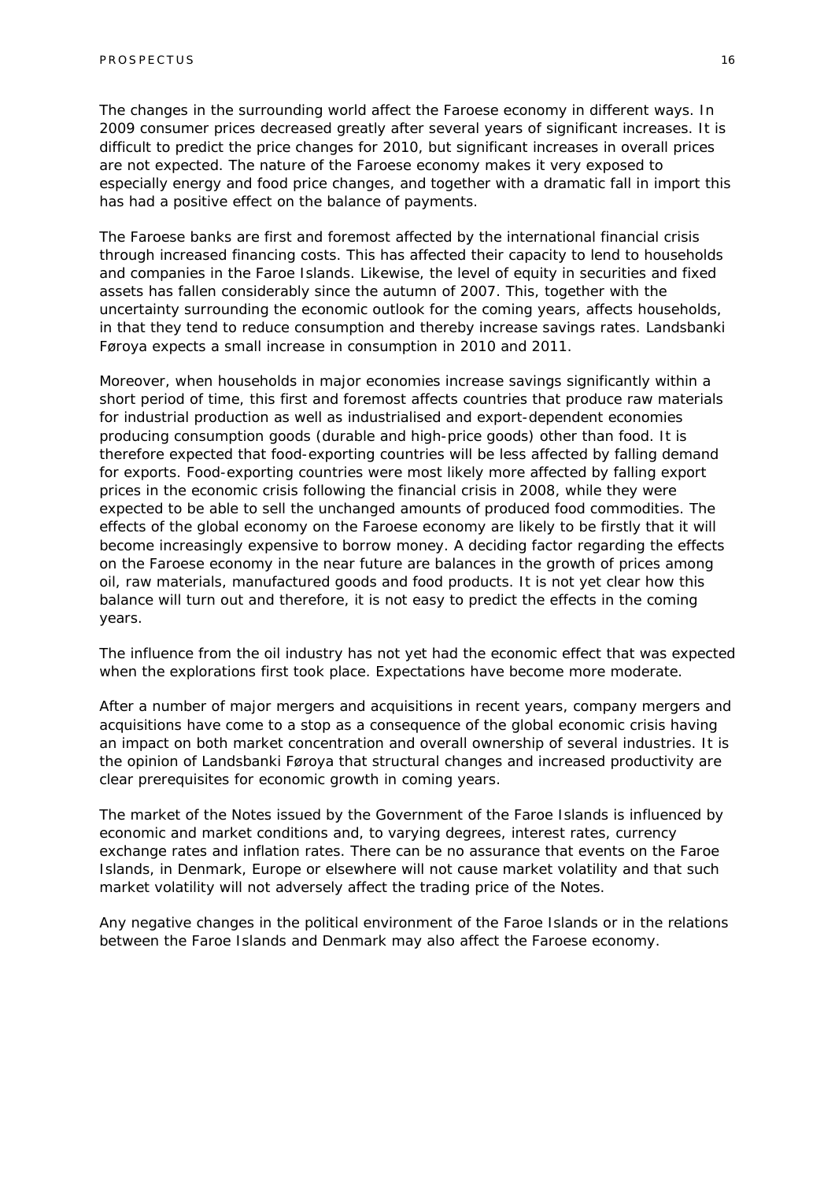The changes in the surrounding world affect the Faroese economy in different ways. In 2009 consumer prices decreased greatly after several years of significant increases. It is difficult to predict the price changes for 2010, but significant increases in overall prices are not expected. The nature of the Faroese economy makes it very exposed to especially energy and food price changes, and together with a dramatic fall in import this has had a positive effect on the balance of payments.

The Faroese banks are first and foremost affected by the international financial crisis through increased financing costs. This has affected their capacity to lend to households and companies in the Faroe Islands. Likewise, the level of equity in securities and fixed assets has fallen considerably since the autumn of 2007. This, together with the uncertainty surrounding the economic outlook for the coming years, affects households, in that they tend to reduce consumption and thereby increase savings rates. Landsbanki Føroya expects a small increase in consumption in 2010 and 2011.

Moreover, when households in major economies increase savings significantly within a short period of time, this first and foremost affects countries that produce raw materials for industrial production as well as industrialised and export-dependent economies producing consumption goods (durable and high-price goods) other than food. It is therefore expected that food-exporting countries will be less affected by falling demand for exports. Food-exporting countries were most likely more affected by falling export prices in the economic crisis following the financial crisis in 2008, while they were expected to be able to sell the unchanged amounts of produced food commodities. The effects of the global economy on the Faroese economy are likely to be firstly that it will become increasingly expensive to borrow money. A deciding factor regarding the effects on the Faroese economy in the near future are balances in the growth of prices among oil, raw materials, manufactured goods and food products. It is not yet clear how this balance will turn out and therefore, it is not easy to predict the effects in the coming years.

The influence from the oil industry has not yet had the economic effect that was expected when the explorations first took place. Expectations have become more moderate.

After a number of major mergers and acquisitions in recent years, company mergers and acquisitions have come to a stop as a consequence of the global economic crisis having an impact on both market concentration and overall ownership of several industries. It is the opinion of Landsbanki Føroya that structural changes and increased productivity are clear prerequisites for economic growth in coming years.

The market of the Notes issued by the Government of the Faroe Islands is influenced by economic and market conditions and, to varying degrees, interest rates, currency exchange rates and inflation rates. There can be no assurance that events on the Faroe Islands, in Denmark, Europe or elsewhere will not cause market volatility and that such market volatility will not adversely affect the trading price of the Notes.

Any negative changes in the political environment of the Faroe Islands or in the relations between the Faroe Islands and Denmark may also affect the Faroese economy.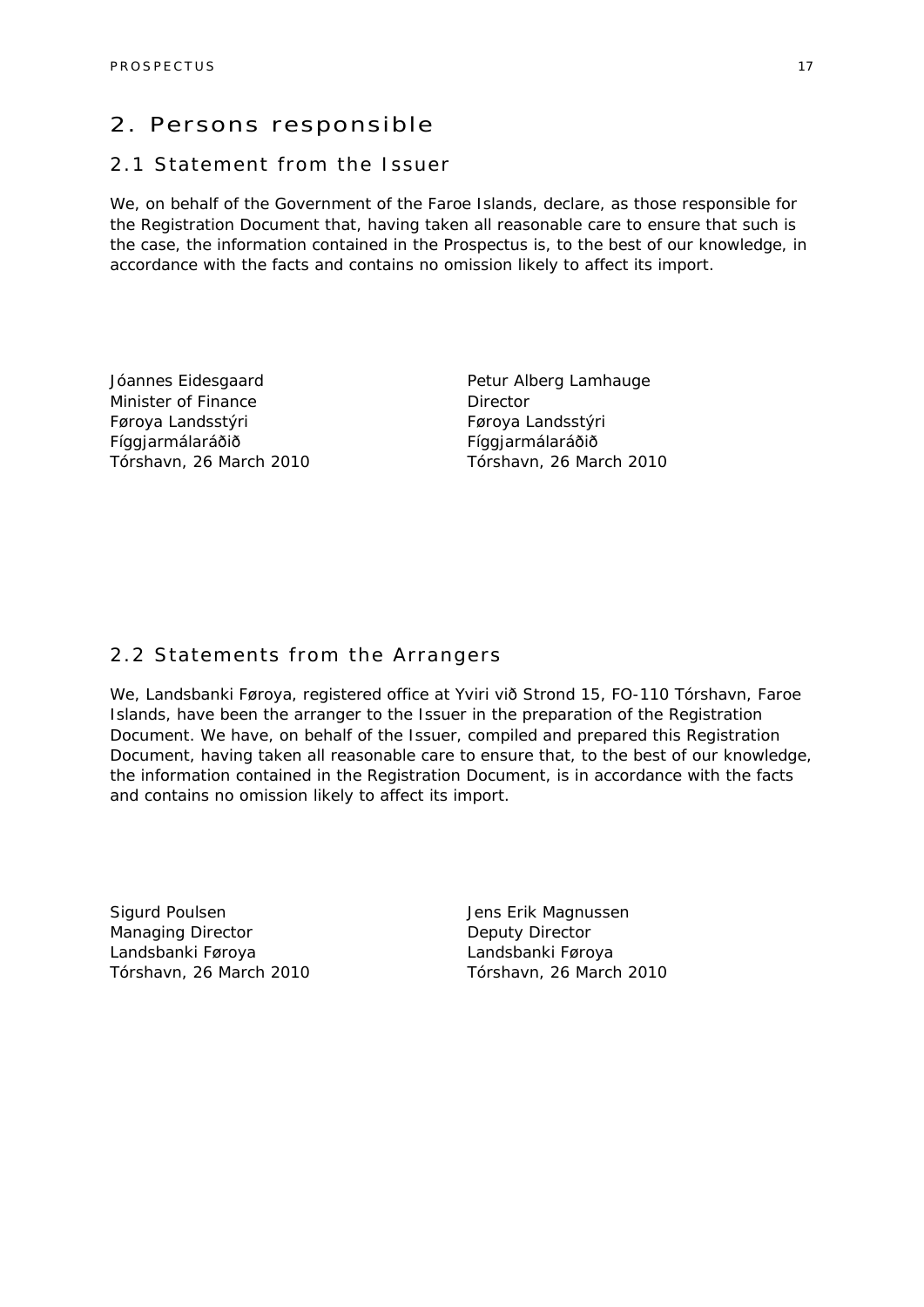# 2. Persons responsible

## 2.1 Statement from the Issuer

We, on behalf of the Government of the Faroe Islands, declare, as those responsible for the Registration Document that, having taken all reasonable care to ensure that such is the case, the information contained in the Prospectus is, to the best of our knowledge, in accordance with the facts and contains no omission likely to affect its import.

Jóannes Eidesgaard
Minister of Finance
Føroya Landsstýri
Fíggjarmálaráðið
Tórshavn, 26 March 2010

Petur Alberg Lamhauge
Director
Føroya Landsstýri
Fíggjarmálaráðið
Tórshavn, 26 March 2010

## 2.2 Statements from the Arrangers

We, Landsbanki Føroya, registered office at Yviri við Strond 15, FO-110 Tórshavn, Faroe Islands, have been the arranger to the Issuer in the preparation of the Registration Document. We have, on behalf of the Issuer, compiled and prepared this Registration Document, having taken all reasonable care to ensure that, to the best of our knowledge, the information contained in the Registration Document, is in accordance with the facts and contains no omission likely to affect its import.

Sigurd Poulsen
Managing Director
Landsbanki Føroya
Tórshavn, 26 March 2010

Jens Erik Magnussen
Deputy Director
Landsbanki Føroya
Tórshavn, 26 March 2010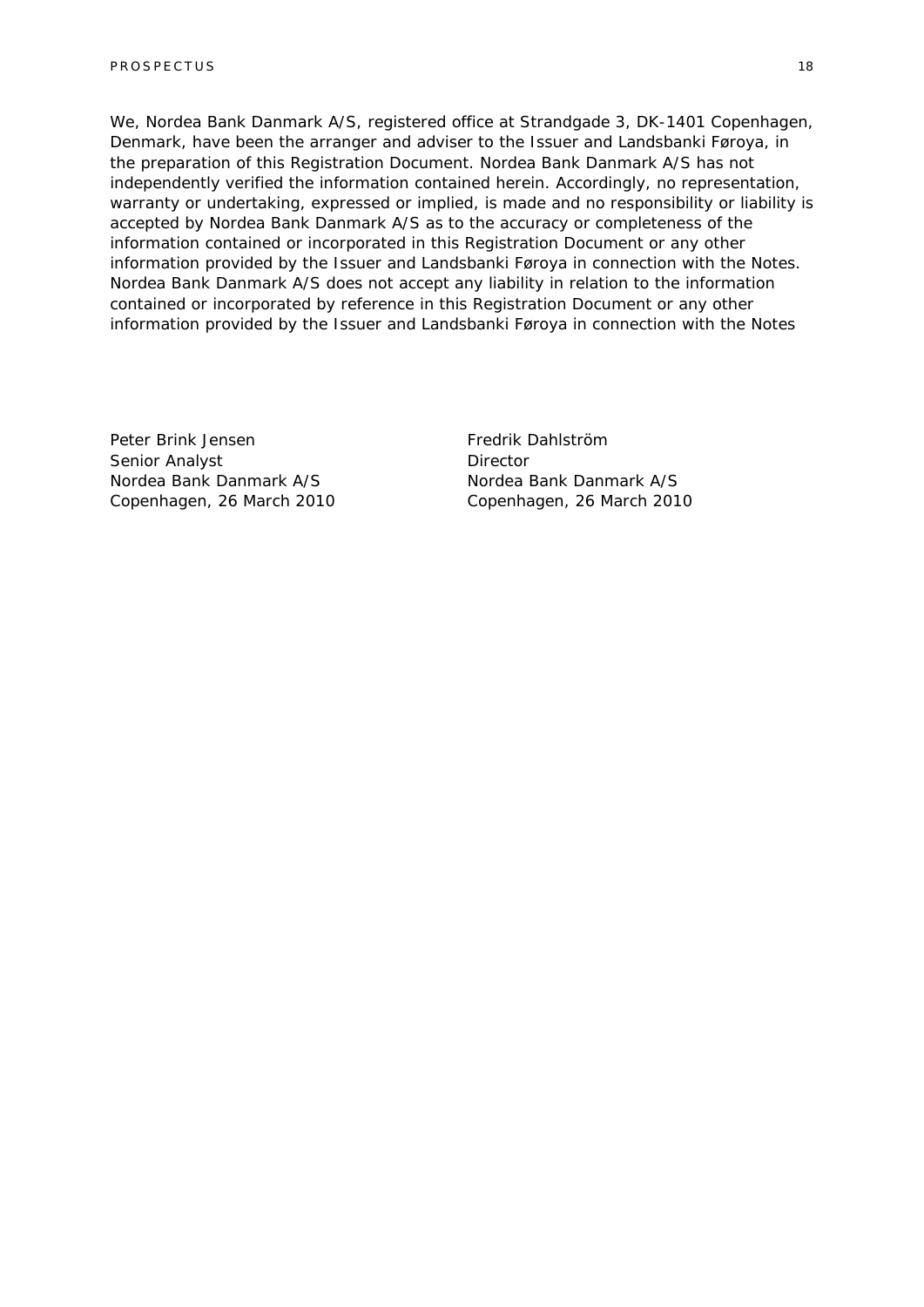We, Nordea Bank Danmark A/S, registered office at Strandgade 3, DK-1401 Copenhagen, Denmark, have been the arranger and adviser to the Issuer and Landsbanki Føroya, in the preparation of this Registration Document. Nordea Bank Danmark A/S has not independently verified the information contained herein. Accordingly, no representation, warranty or undertaking, expressed or implied, is made and no responsibility or liability is accepted by Nordea Bank Danmark A/S as to the accuracy or completeness of the information contained or incorporated in this Registration Document or any other information provided by the Issuer and Landsbanki Føroya in connection with the Notes. Nordea Bank Danmark A/S does not accept any liability in relation to the information contained or incorporated by reference in this Registration Document or any other information provided by the Issuer and Landsbanki Føroya in connection with the Notes

Peter Brink Jensen
Senior Analyst
Nordea Bank Danmark A/S
Copenhagen, 26 March 2010

Fredrik Dahlström
Director
Nordea Bank Danmark A/S
Copenhagen, 26 March 2010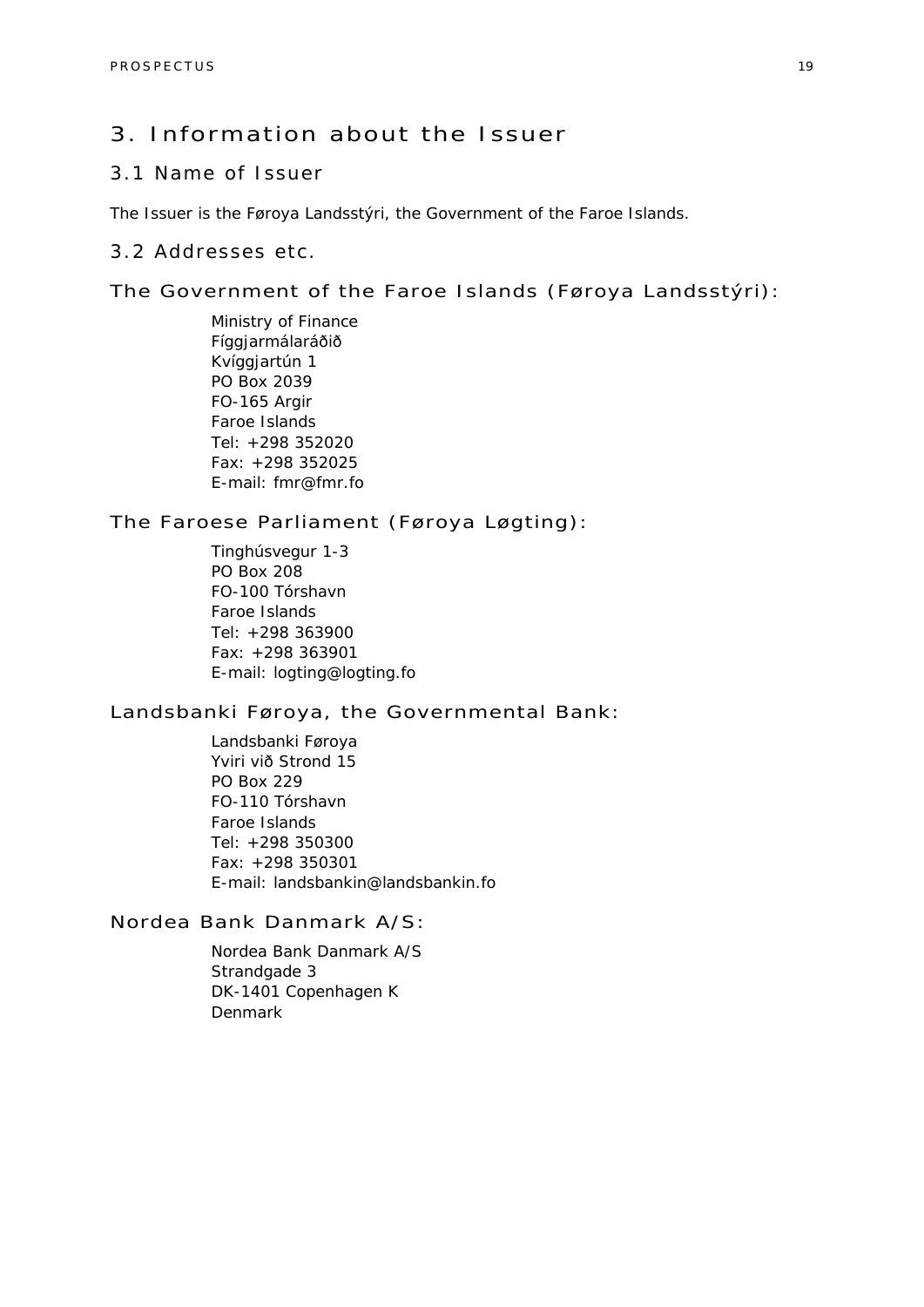# 3. Information about the Issuer

## 3.1 Name of Issuer

The Issuer is the Føroya Landsstýri, the Government of the Faroe Islands.

## 3.2 Addresses etc.

### The Government of the Faroe Islands (Føroya Landsstýri):

Ministry of Finance
Fíggjarmálaráðið
Kvíggjartún 1
PO Box 2039
FO-165 Argir
Faroe Islands
Tel: +298 352020
Fax: +298 352025
E-mail: fmr@fmr.fo

### The Faroese Parliament (Føroya Løgting):

Tinghúsvegur 1-3
PO Box 208
FO-100 Tórshavn
Faroe Islands
Tel: +298 363900
Fax: +298 363901
E-mail: logting@logting.fo

### Landsbanki Føroya, the Governmental Bank:

Landsbanki Føroya
Yviri við Strond 15
PO Box 229
FO-110 Tórshavn
Faroe Islands
Tel: +298 350300
Fax: +298 350301
E-mail: landsbankin@landsbankin.fo

### Nordea Bank Danmark A/S:

Nordea Bank Danmark A/S
Strandgade 3
DK-1401 Copenhagen K
Denmark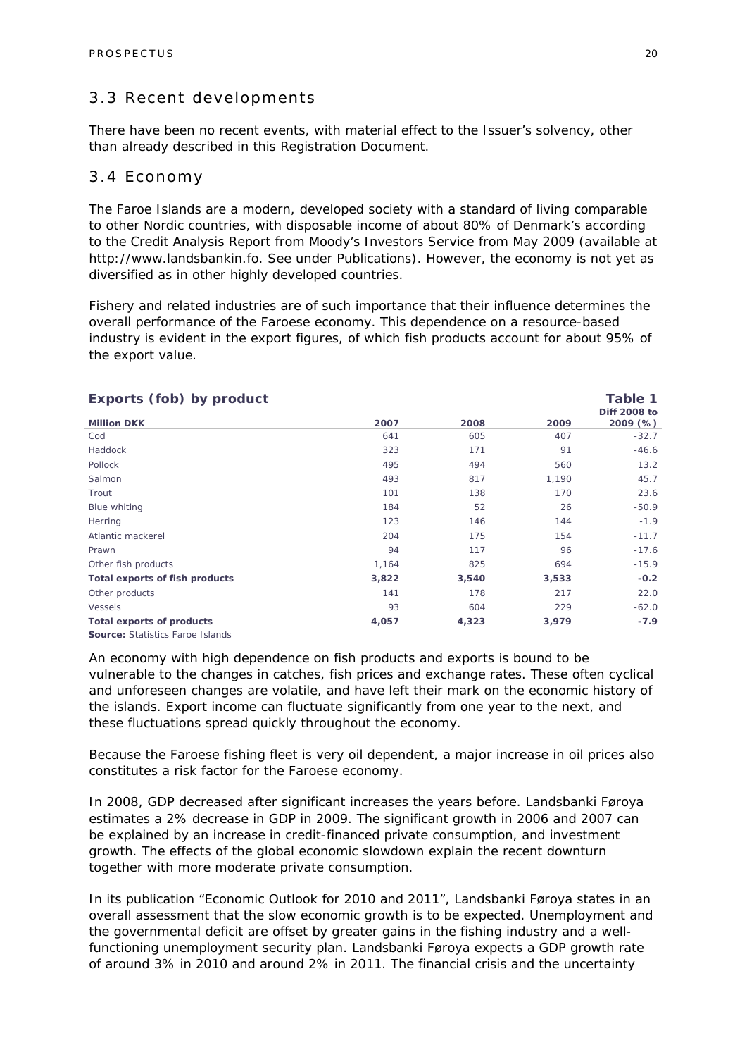## 3.3 Recent developments

There have been no recent events, with material effect to the Issuer's solvency, other than already described in this Registration Document.

## 3.4 Economy

The Faroe Islands are a modern, developed society with a standard of living comparable to other Nordic countries, with disposable income of about 80% of Denmark's according to the Credit Analysis Report from Moody's Investors Service from May 2009 (available at http://www.landsbankin.fo. See under Publications). However, the economy is not yet as diversified as in other highly developed countries.

Fishery and related industries are of such importance that their influence determines the overall performance of the Faroese economy. This dependence on a resource-based industry is evident in the export figures, of which fish products account for about 95% of the export value.

**Exports (fob) by product** — **Table 1**

| Million DKK | 2007 | 2008 | 2009 | Diff 2008 to 2009 (%) |
|---|---|---|---|---|
| Cod | 641 | 605 | 407 | -32.7 |
| Haddock | 323 | 171 | 91 | -46.6 |
| Pollock | 495 | 494 | 560 | 13.2 |
| Salmon | 493 | 817 | 1,190 | 45.7 |
| Trout | 101 | 138 | 170 | 23.6 |
| Blue whiting | 184 | 52 | 26 | -50.9 |
| Herring | 123 | 146 | 144 | -1.9 |
| Atlantic mackerel | 204 | 175 | 154 | -11.7 |
| Prawn | 94 | 117 | 96 | -17.6 |
| Other fish products | 1,164 | 825 | 694 | -15.9 |
| **Total exports of fish products** | **3,822** | **3,540** | **3,533** | **-0.2** |
| Other products | 141 | 178 | 217 | 22.0 |
| Vessels | 93 | 604 | 229 | -62.0 |
| **Total exports of products** | **4,057** | **4,323** | **3,979** | **-7.9** |

**Source:** Statistics Faroe Islands

An economy with high dependence on fish products and exports is bound to be vulnerable to the changes in catches, fish prices and exchange rates. These often cyclical and unforeseen changes are volatile, and have left their mark on the economic history of the islands. Export income can fluctuate significantly from one year to the next, and these fluctuations spread quickly throughout the economy.

Because the Faroese fishing fleet is very oil dependent, a major increase in oil prices also constitutes a risk factor for the Faroese economy.

In 2008, GDP decreased after significant increases the years before. Landsbanki Føroya estimates a 2% decrease in GDP in 2009. The significant growth in 2006 and 2007 can be explained by an increase in credit-financed private consumption, and investment growth. The effects of the global economic slowdown explain the recent downturn together with more moderate private consumption.

In its publication "Economic Outlook for 2010 and 2011", Landsbanki Føroya states in an overall assessment that the slow economic growth is to be expected. Unemployment and the governmental deficit are offset by greater gains in the fishing industry and a well-functioning unemployment security plan. Landsbanki Føroya expects a GDP growth rate of around 3% in 2010 and around 2% in 2011. The financial crisis and the uncertainty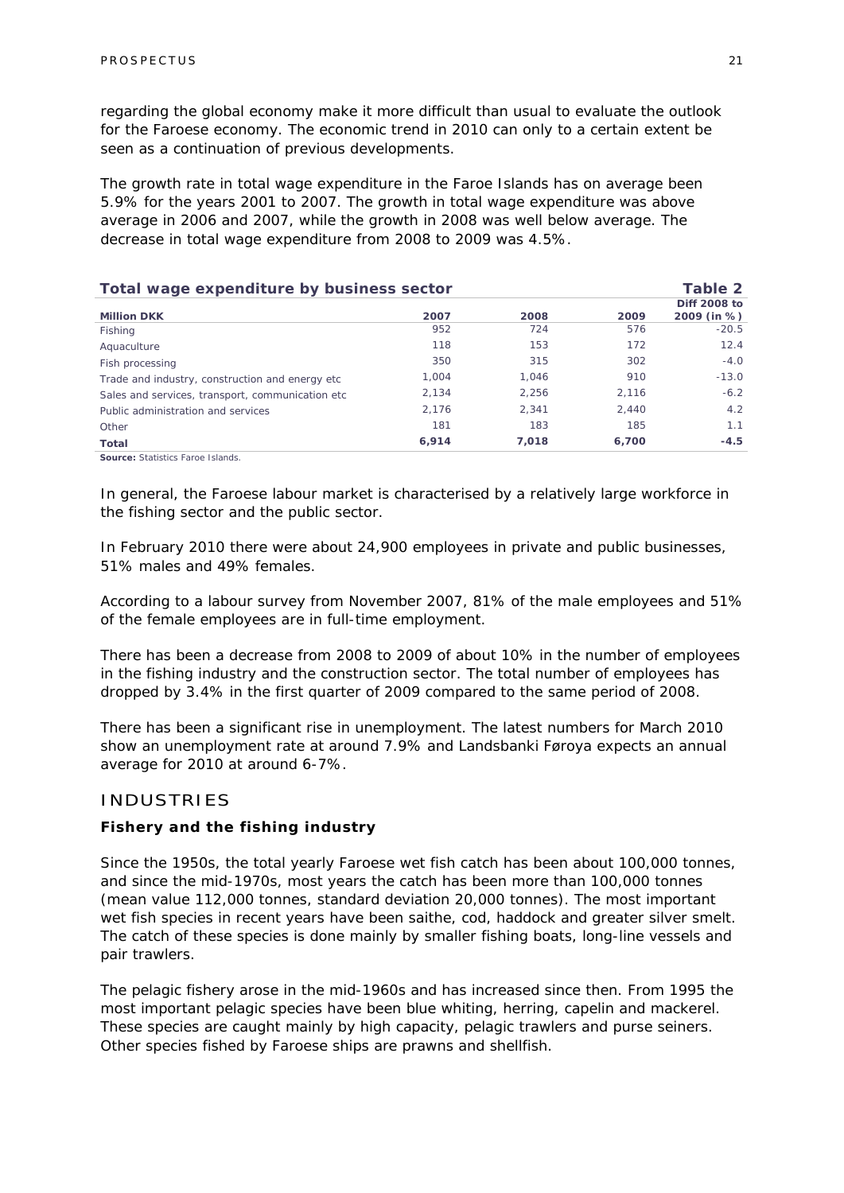regarding the global economy make it more difficult than usual to evaluate the outlook for the Faroese economy. The economic trend in 2010 can only to a certain extent be seen as a continuation of previous developments.

The growth rate in total wage expenditure in the Faroe Islands has on average been 5.9% for the years 2001 to 2007. The growth in total wage expenditure was above average in 2006 and 2007, while the growth in 2008 was well below average. The decrease in total wage expenditure from 2008 to 2009 was 4.5%.

**Total wage expenditure by business sector** — **Table 2**

| Million DKK | 2007 | 2008 | 2009 | Diff 2008 to 2009 (in %) |
|---|---|---|---|---|
| Fishing | 952 | 724 | 576 | -20.5 |
| Aquaculture | 118 | 153 | 172 | 12.4 |
| Fish processing | 350 | 315 | 302 | -4.0 |
| Trade and industry, construction and energy etc | 1,004 | 1,046 | 910 | -13.0 |
| Sales and services, transport, communication etc | 2,134 | 2,256 | 2,116 | -6.2 |
| Public administration and services | 2,176 | 2,341 | 2,440 | 4.2 |
| Other | 181 | 183 | 185 | 1.1 |
| **Total** | **6,914** | **7,018** | **6,700** | **-4.5** |

**Source:** Statistics Faroe Islands.

In general, the Faroese labour market is characterised by a relatively large workforce in the fishing sector and the public sector.

In February 2010 there were about 24,900 employees in private and public businesses, 51% males and 49% females.

According to a labour survey from November 2007, 81% of the male employees and 51% of the female employees are in full-time employment.

There has been a decrease from 2008 to 2009 of about 10% in the number of employees in the fishing industry and the construction sector. The total number of employees has dropped by 3.4% in the first quarter of 2009 compared to the same period of 2008.

There has been a significant rise in unemployment. The latest numbers for March 2010 show an unemployment rate at around 7.9% and Landsbanki Føroya expects an annual average for 2010 at around 6-7%.

## INDUSTRIES

### Fishery and the fishing industry

Since the 1950s, the total yearly Faroese wet fish catch has been about 100,000 tonnes, and since the mid-1970s, most years the catch has been more than 100,000 tonnes (mean value 112,000 tonnes, standard deviation 20,000 tonnes). The most important wet fish species in recent years have been saithe, cod, haddock and greater silver smelt. The catch of these species is done mainly by smaller fishing boats, long-line vessels and pair trawlers.

The pelagic fishery arose in the mid-1960s and has increased since then. From 1995 the most important pelagic species have been blue whiting, herring, capelin and mackerel. These species are caught mainly by high capacity, pelagic trawlers and purse seiners. Other species fished by Faroese ships are prawns and shellfish.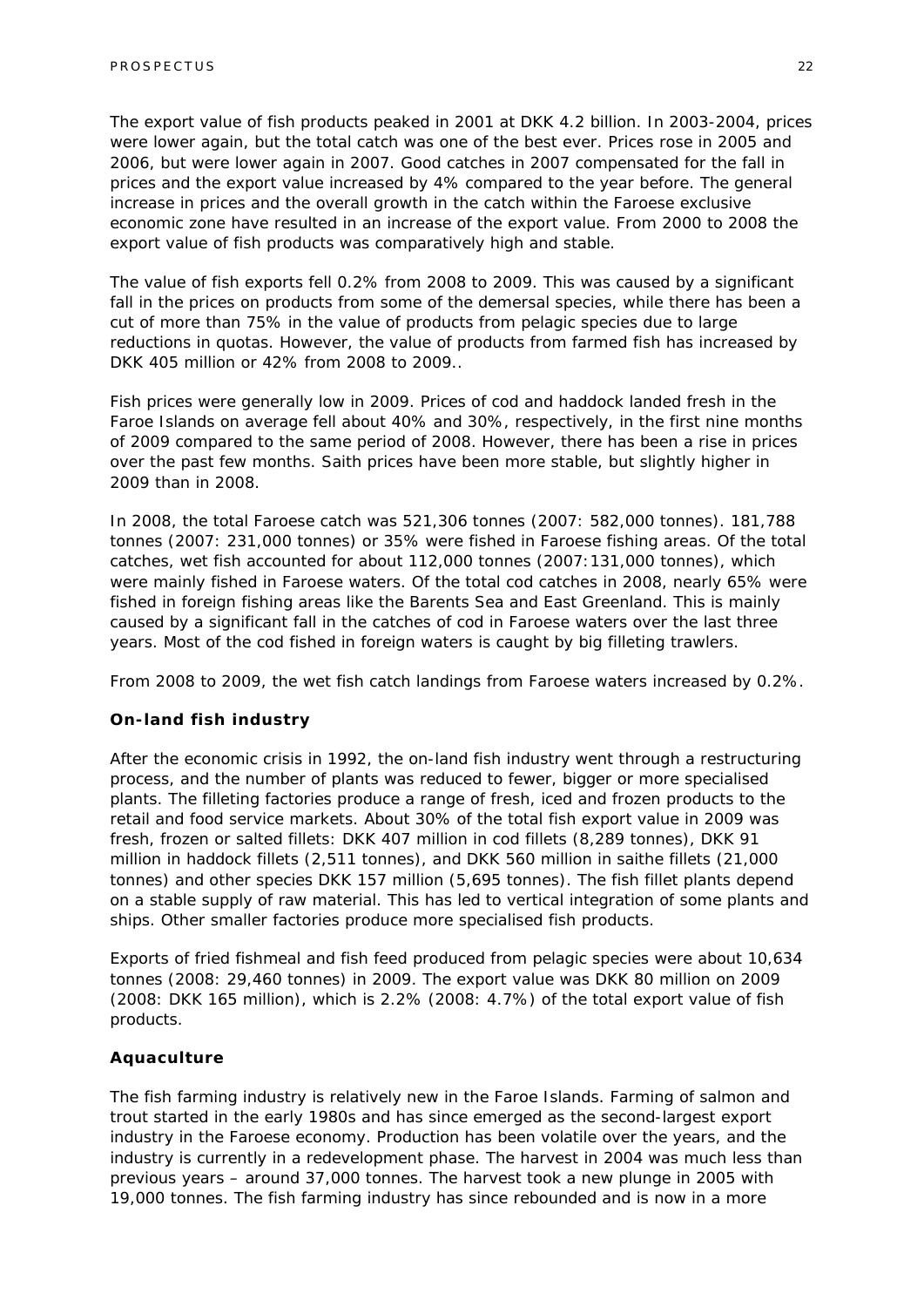The export value of fish products peaked in 2001 at DKK 4.2 billion. In 2003-2004, prices were lower again, but the total catch was one of the best ever. Prices rose in 2005 and 2006, but were lower again in 2007. Good catches in 2007 compensated for the fall in prices and the export value increased by 4% compared to the year before. The general increase in prices and the overall growth in the catch within the Faroese exclusive economic zone have resulted in an increase of the export value. From 2000 to 2008 the export value of fish products was comparatively high and stable.

The value of fish exports fell 0.2% from 2008 to 2009. This was caused by a significant fall in the prices on products from some of the demersal species, while there has been a cut of more than 75% in the value of products from pelagic species due to large reductions in quotas. However, the value of products from farmed fish has increased by DKK 405 million or 42% from 2008 to 2009..

Fish prices were generally low in 2009. Prices of cod and haddock landed fresh in the Faroe Islands on average fell about 40% and 30%, respectively, in the first nine months of 2009 compared to the same period of 2008. However, there has been a rise in prices over the past few months. Saith prices have been more stable, but slightly higher in 2009 than in 2008.

In 2008, the total Faroese catch was 521,306 tonnes (2007: 582,000 tonnes). 181,788 tonnes (2007: 231,000 tonnes) or 35% were fished in Faroese fishing areas. Of the total catches, wet fish accounted for about 112,000 tonnes (2007:131,000 tonnes), which were mainly fished in Faroese waters. Of the total cod catches in 2008, nearly 65% were fished in foreign fishing areas like the Barents Sea and East Greenland. This is mainly caused by a significant fall in the catches of cod in Faroese waters over the last three years. Most of the cod fished in foreign waters is caught by big filleting trawlers.

From 2008 to 2009, the wet fish catch landings from Faroese waters increased by 0.2%.

### On-land fish industry

After the economic crisis in 1992, the on-land fish industry went through a restructuring process, and the number of plants was reduced to fewer, bigger or more specialised plants. The filleting factories produce a range of fresh, iced and frozen products to the retail and food service markets. About 30% of the total fish export value in 2009 was fresh, frozen or salted fillets: DKK 407 million in cod fillets (8,289 tonnes), DKK 91 million in haddock fillets (2,511 tonnes), and DKK 560 million in saithe fillets (21,000 tonnes) and other species DKK 157 million (5,695 tonnes). The fish fillet plants depend on a stable supply of raw material. This has led to vertical integration of some plants and ships. Other smaller factories produce more specialised fish products.

Exports of fried fishmeal and fish feed produced from pelagic species were about 10,634 tonnes (2008: 29,460 tonnes) in 2009. The export value was DKK 80 million on 2009 (2008: DKK 165 million), which is 2.2% (2008: 4.7%) of the total export value of fish products.

### Aquaculture

The fish farming industry is relatively new in the Faroe Islands. Farming of salmon and trout started in the early 1980s and has since emerged as the second-largest export industry in the Faroese economy. Production has been volatile over the years, and the industry is currently in a redevelopment phase. The harvest in 2004 was much less than previous years – around 37,000 tonnes. The harvest took a new plunge in 2005 with 19,000 tonnes. The fish farming industry has since rebounded and is now in a more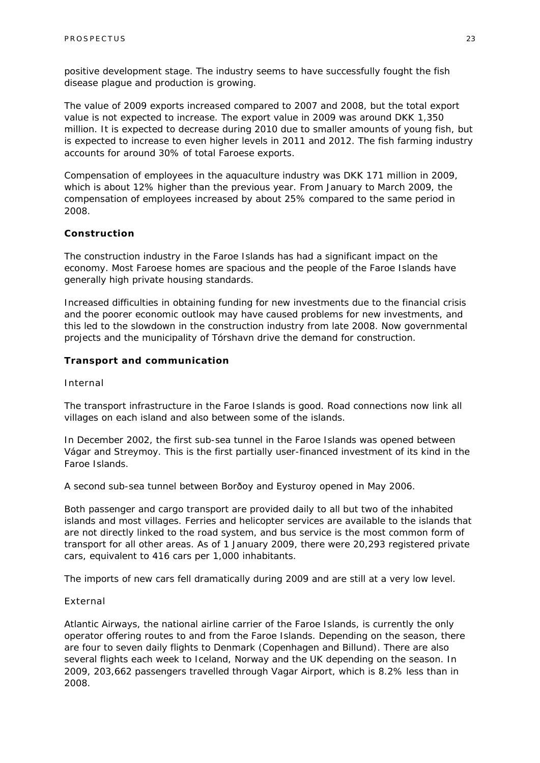positive development stage. The industry seems to have successfully fought the fish disease plague and production is growing.

The value of 2009 exports increased compared to 2007 and 2008, but the total export value is not expected to increase. The export value in 2009 was around DKK 1,350 million. It is expected to decrease during 2010 due to smaller amounts of young fish, but is expected to increase to even higher levels in 2011 and 2012. The fish farming industry accounts for around 30% of total Faroese exports.

Compensation of employees in the aquaculture industry was DKK 171 million in 2009, which is about 12% higher than the previous year. From January to March 2009, the compensation of employees increased by about 25% compared to the same period in 2008.

### Construction

The construction industry in the Faroe Islands has had a significant impact on the economy. Most Faroese homes are spacious and the people of the Faroe Islands have generally high private housing standards.

Increased difficulties in obtaining funding for new investments due to the financial crisis and the poorer economic outlook may have caused problems for new investments, and this led to the slowdown in the construction industry from late 2008. Now governmental projects and the municipality of Tórshavn drive the demand for construction.

### Transport and communication

#### Internal

The transport infrastructure in the Faroe Islands is good. Road connections now link all villages on each island and also between some of the islands.

In December 2002, the first sub-sea tunnel in the Faroe Islands was opened between Vágar and Streymoy. This is the first partially user-financed investment of its kind in the Faroe Islands.

A second sub-sea tunnel between Borðoy and Eysturoy opened in May 2006.

Both passenger and cargo transport are provided daily to all but two of the inhabited islands and most villages. Ferries and helicopter services are available to the islands that are not directly linked to the road system, and bus service is the most common form of transport for all other areas. As of 1 January 2009, there were 20,293 registered private cars, equivalent to 416 cars per 1,000 inhabitants.

The imports of new cars fell dramatically during 2009 and are still at a very low level.

#### External

Atlantic Airways, the national airline carrier of the Faroe Islands, is currently the only operator offering routes to and from the Faroe Islands. Depending on the season, there are four to seven daily flights to Denmark (Copenhagen and Billund). There are also several flights each week to Iceland, Norway and the UK depending on the season. In 2009, 203,662 passengers travelled through Vagar Airport, which is 8.2% less than in 2008.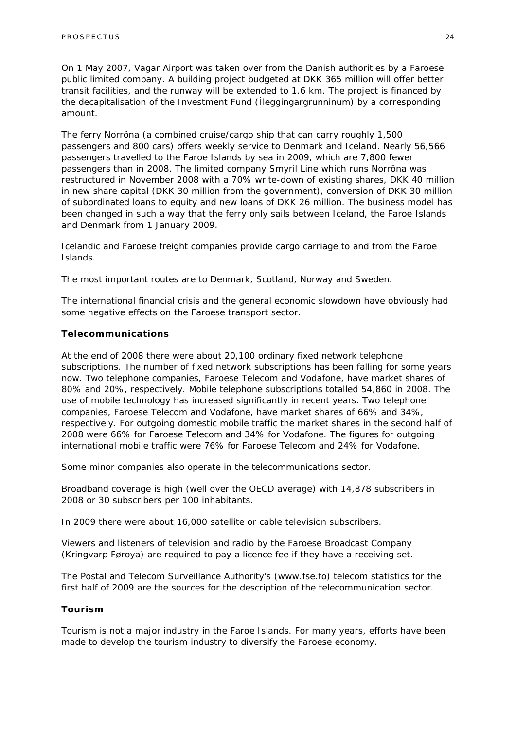On 1 May 2007, Vagar Airport was taken over from the Danish authorities by a Faroese public limited company. A building project budgeted at DKK 365 million will offer better transit facilities, and the runway will be extended to 1.6 km. The project is financed by the decapitalisation of the Investment Fund (Íleggingargrunninum) by a corresponding amount.

The ferry Norröna (a combined cruise/cargo ship that can carry roughly 1,500 passengers and 800 cars) offers weekly service to Denmark and Iceland. Nearly 56,566 passengers travelled to the Faroe Islands by sea in 2009, which are 7,800 fewer passengers than in 2008. The limited company Smyril Line which runs Norröna was restructured in November 2008 with a 70% write-down of existing shares, DKK 40 million in new share capital (DKK 30 million from the government), conversion of DKK 30 million of subordinated loans to equity and new loans of DKK 26 million. The business model has been changed in such a way that the ferry only sails between Iceland, the Faroe Islands and Denmark from 1 January 2009.

Icelandic and Faroese freight companies provide cargo carriage to and from the Faroe Islands.

The most important routes are to Denmark, Scotland, Norway and Sweden.

The international financial crisis and the general economic slowdown have obviously had some negative effects on the Faroese transport sector.

### Telecommunications

At the end of 2008 there were about 20,100 ordinary fixed network telephone subscriptions. The number of fixed network subscriptions has been falling for some years now. Two telephone companies, Faroese Telecom and Vodafone, have market shares of 80% and 20%, respectively. Mobile telephone subscriptions totalled 54,860 in 2008. The use of mobile technology has increased significantly in recent years. Two telephone companies, Faroese Telecom and Vodafone, have market shares of 66% and 34%, respectively. For outgoing domestic mobile traffic the market shares in the second half of 2008 were 66% for Faroese Telecom and 34% for Vodafone. The figures for outgoing international mobile traffic were 76% for Faroese Telecom and 24% for Vodafone.

Some minor companies also operate in the telecommunications sector.

Broadband coverage is high (well over the OECD average) with 14,878 subscribers in 2008 or 30 subscribers per 100 inhabitants.

In 2009 there were about 16,000 satellite or cable television subscribers.

Viewers and listeners of television and radio by the Faroese Broadcast Company (Kringvarp Føroya) are required to pay a licence fee if they have a receiving set.

The Postal and Telecom Surveillance Authority's (www.fse.fo) telecom statistics for the first half of 2009 are the sources for the description of the telecommunication sector.

### Tourism

Tourism is not a major industry in the Faroe Islands. For many years, efforts have been made to develop the tourism industry to diversify the Faroese economy.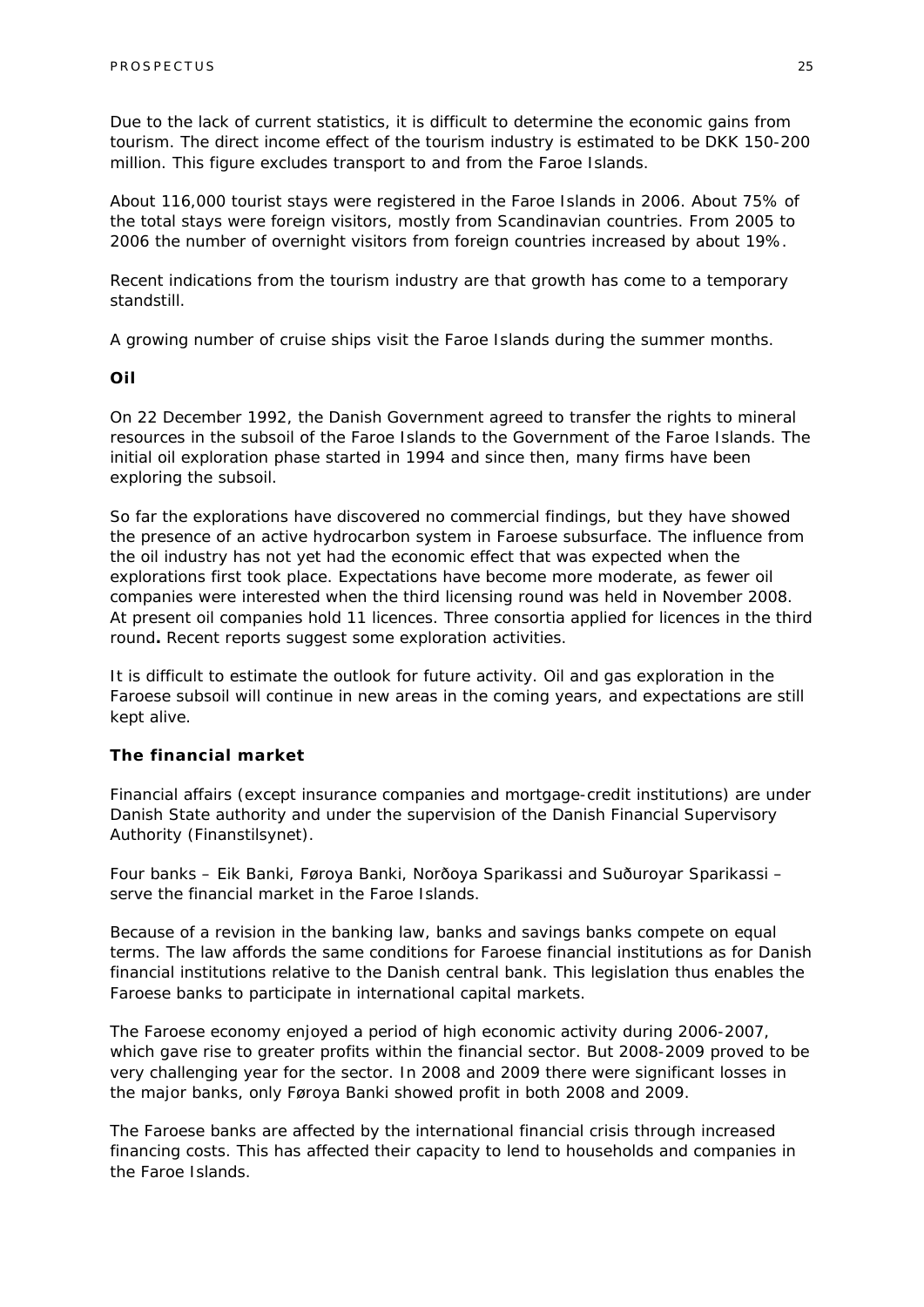Due to the lack of current statistics, it is difficult to determine the economic gains from tourism. The direct income effect of the tourism industry is estimated to be DKK 150-200 million. This figure excludes transport to and from the Faroe Islands.

About 116,000 tourist stays were registered in the Faroe Islands in 2006. About 75% of the total stays were foreign visitors, mostly from Scandinavian countries. From 2005 to 2006 the number of overnight visitors from foreign countries increased by about 19%.

Recent indications from the tourism industry are that growth has come to a temporary standstill.

A growing number of cruise ships visit the Faroe Islands during the summer months.

**Oil**

On 22 December 1992, the Danish Government agreed to transfer the rights to mineral resources in the subsoil of the Faroe Islands to the Government of the Faroe Islands. The initial oil exploration phase started in 1994 and since then, many firms have been exploring the subsoil.

So far the explorations have discovered no commercial findings, but they have showed the presence of an active hydrocarbon system in Faroese subsurface. The influence from the oil industry has not yet had the economic effect that was expected when the explorations first took place. Expectations have become more moderate, as fewer oil companies were interested when the third licensing round was held in November 2008. At present oil companies hold 11 licences. Three consortia applied for licences in the third round**.** Recent reports suggest some exploration activities.

It is difficult to estimate the outlook for future activity. Oil and gas exploration in the Faroese subsoil will continue in new areas in the coming years, and expectations are still kept alive.

**The financial market**

Financial affairs (except insurance companies and mortgage-credit institutions) are under Danish State authority and under the supervision of the Danish Financial Supervisory Authority (Finanstilsynet).

Four banks – Eik Banki, Føroya Banki, Norðoya Sparikassi and Suðuroyar Sparikassi – serve the financial market in the Faroe Islands.

Because of a revision in the banking law, banks and savings banks compete on equal terms. The law affords the same conditions for Faroese financial institutions as for Danish financial institutions relative to the Danish central bank. This legislation thus enables the Faroese banks to participate in international capital markets.

The Faroese economy enjoyed a period of high economic activity during 2006-2007, which gave rise to greater profits within the financial sector. But 2008-2009 proved to be very challenging year for the sector. In 2008 and 2009 there were significant losses in the major banks, only Føroya Banki showed profit in both 2008 and 2009.

The Faroese banks are affected by the international financial crisis through increased financing costs. This has affected their capacity to lend to households and companies in the Faroe Islands.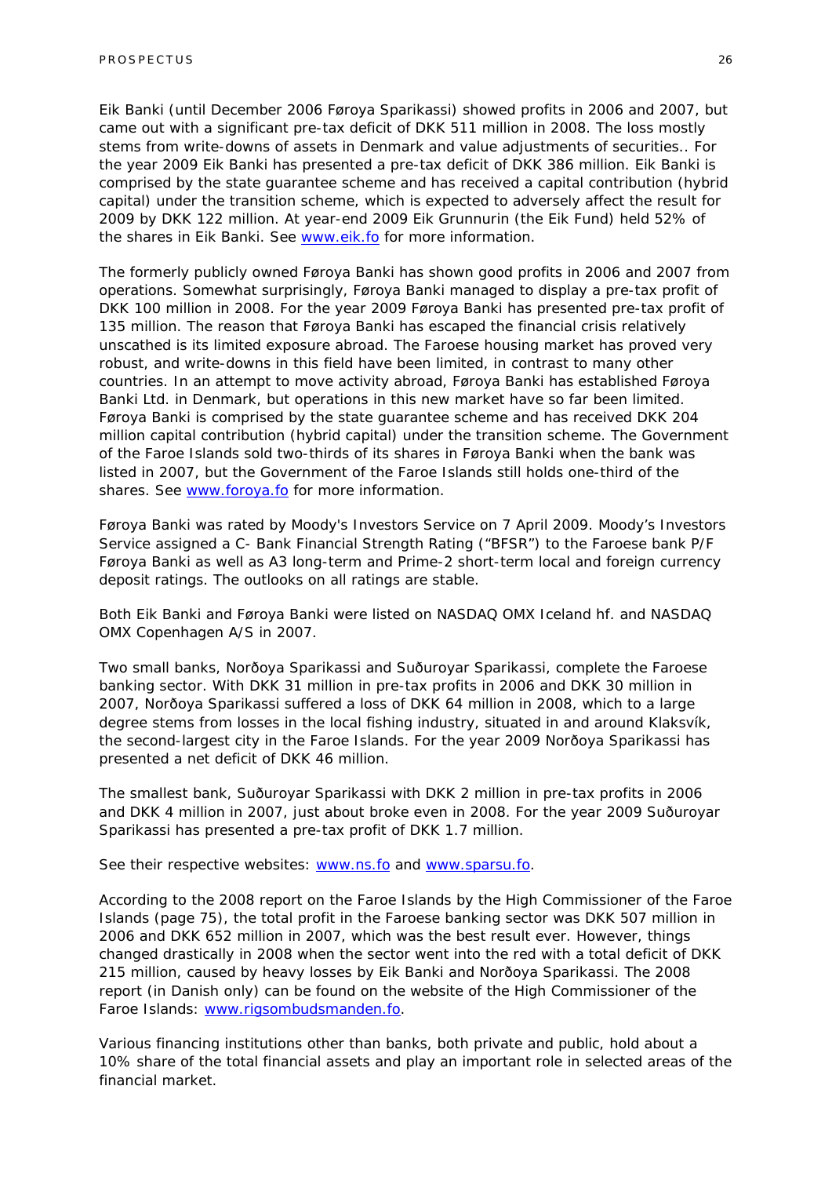Eik Banki (until December 2006 Føroya Sparikassi) showed profits in 2006 and 2007, but came out with a significant pre-tax deficit of DKK 511 million in 2008. The loss mostly stems from write-downs of assets in Denmark and value adjustments of securities.. For the year 2009 Eik Banki has presented a pre-tax deficit of DKK 386 million. Eik Banki is comprised by the state guarantee scheme and has received a capital contribution (hybrid capital) under the transition scheme, which is expected to adversely affect the result for 2009 by DKK 122 million. At year-end 2009 Eik Grunnurin (the Eik Fund) held 52% of the shares in Eik Banki. See www.eik.fo for more information.

The formerly publicly owned Føroya Banki has shown good profits in 2006 and 2007 from operations. Somewhat surprisingly, Føroya Banki managed to display a pre-tax profit of DKK 100 million in 2008. For the year 2009 Føroya Banki has presented pre-tax profit of 135 million. The reason that Føroya Banki has escaped the financial crisis relatively unscathed is its limited exposure abroad. The Faroese housing market has proved very robust, and write-downs in this field have been limited, in contrast to many other countries. In an attempt to move activity abroad, Føroya Banki has established Føroya Banki Ltd. in Denmark, but operations in this new market have so far been limited. Føroya Banki is comprised by the state guarantee scheme and has received DKK 204 million capital contribution (hybrid capital) under the transition scheme. The Government of the Faroe Islands sold two-thirds of its shares in Føroya Banki when the bank was listed in 2007, but the Government of the Faroe Islands still holds one-third of the shares. See www.foroya.fo for more information.

Føroya Banki was rated by Moody's Investors Service on 7 April 2009. Moody's Investors Service assigned a C- Bank Financial Strength Rating ("BFSR") to the Faroese bank P/F Føroya Banki as well as A3 long-term and Prime-2 short-term local and foreign currency deposit ratings. The outlooks on all ratings are stable.

Both Eik Banki and Føroya Banki were listed on NASDAQ OMX Iceland hf. and NASDAQ OMX Copenhagen A/S in 2007.

Two small banks, Norðoya Sparikassi and Suðuroyar Sparikassi, complete the Faroese banking sector. With DKK 31 million in pre-tax profits in 2006 and DKK 30 million in 2007, Norðoya Sparikassi suffered a loss of DKK 64 million in 2008, which to a large degree stems from losses in the local fishing industry, situated in and around Klaksvík, the second-largest city in the Faroe Islands. For the year 2009 Norðoya Sparikassi has presented a net deficit of DKK 46 million.

The smallest bank, Suðuroyar Sparikassi with DKK 2 million in pre-tax profits in 2006 and DKK 4 million in 2007, just about broke even in 2008. For the year 2009 Suðuroyar Sparikassi has presented a pre-tax profit of DKK 1.7 million.

See their respective websites: www.ns.fo and www.sparsu.fo.

According to the 2008 report on the Faroe Islands by the High Commissioner of the Faroe Islands (page 75), the total profit in the Faroese banking sector was DKK 507 million in 2006 and DKK 652 million in 2007, which was the best result ever. However, things changed drastically in 2008 when the sector went into the red with a total deficit of DKK 215 million, caused by heavy losses by Eik Banki and Norðoya Sparikassi. The 2008 report (in Danish only) can be found on the website of the High Commissioner of the Faroe Islands: www.rigsombudsmanden.fo.

Various financing institutions other than banks, both private and public, hold about a 10% share of the total financial assets and play an important role in selected areas of the financial market.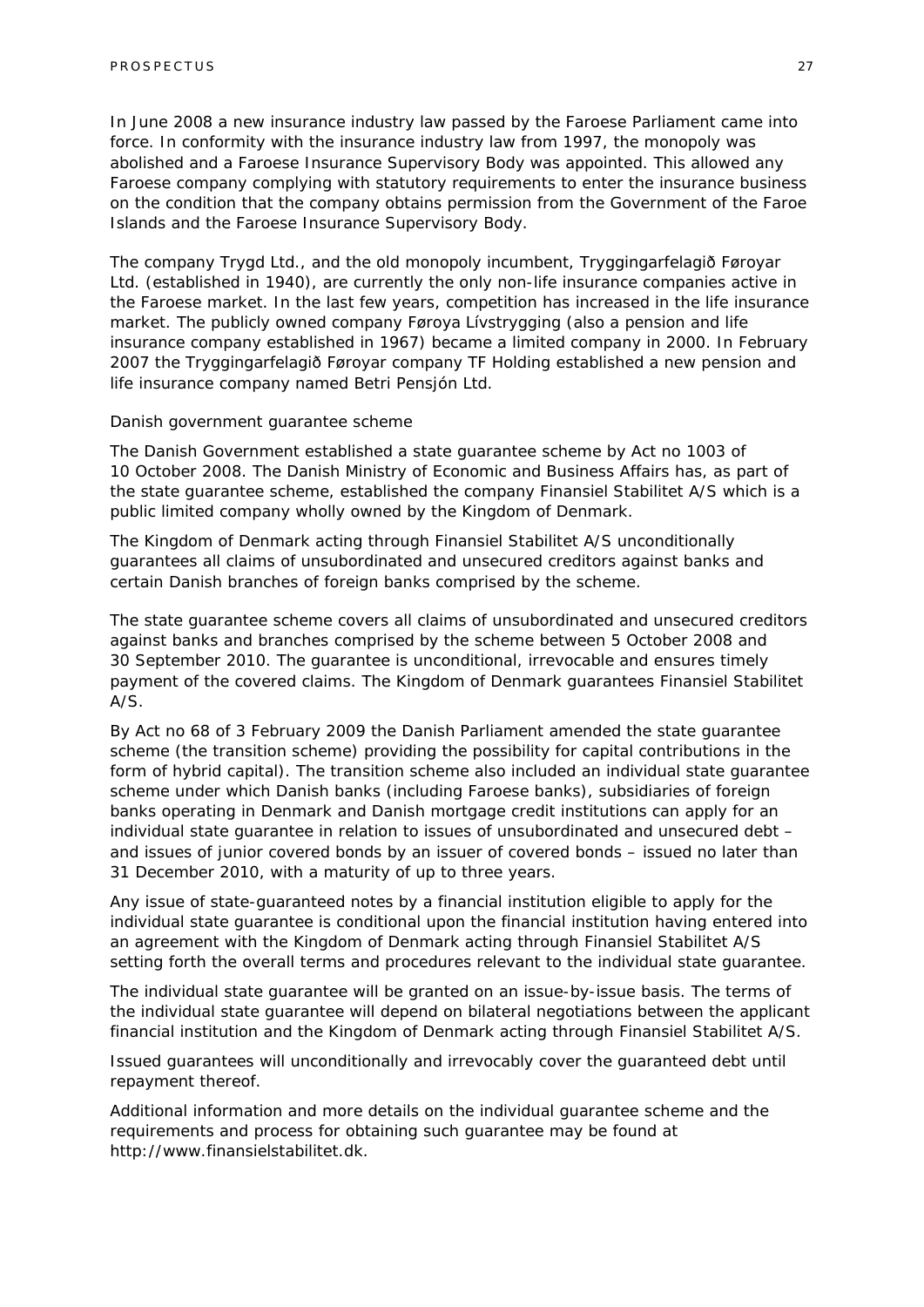In June 2008 a new insurance industry law passed by the Faroese Parliament came into force. In conformity with the insurance industry law from 1997, the monopoly was abolished and a Faroese Insurance Supervisory Body was appointed. This allowed any Faroese company complying with statutory requirements to enter the insurance business on the condition that the company obtains permission from the Government of the Faroe Islands and the Faroese Insurance Supervisory Body.

The company Trygd Ltd., and the old monopoly incumbent, Tryggingarfelagið Føroyar Ltd. (established in 1940), are currently the only non-life insurance companies active in the Faroese market. In the last few years, competition has increased in the life insurance market. The publicly owned company Føroya Lívstrygging (also a pension and life insurance company established in 1967) became a limited company in 2000. In February 2007 the Tryggingarfelagið Føroyar company TF Holding established a new pension and life insurance company named Betri Pensjón Ltd.

Danish government guarantee scheme

The Danish Government established a state guarantee scheme by Act no 1003 of 10 October 2008. The Danish Ministry of Economic and Business Affairs has, as part of the state guarantee scheme, established the company Finansiel Stabilitet A/S which is a public limited company wholly owned by the Kingdom of Denmark.

The Kingdom of Denmark acting through Finansiel Stabilitet A/S unconditionally guarantees all claims of unsubordinated and unsecured creditors against banks and certain Danish branches of foreign banks comprised by the scheme.

The state guarantee scheme covers all claims of unsubordinated and unsecured creditors against banks and branches comprised by the scheme between 5 October 2008 and 30 September 2010. The guarantee is unconditional, irrevocable and ensures timely payment of the covered claims. The Kingdom of Denmark guarantees Finansiel Stabilitet A/S.

By Act no 68 of 3 February 2009 the Danish Parliament amended the state guarantee scheme (the transition scheme) providing the possibility for capital contributions in the form of hybrid capital). The transition scheme also included an individual state guarantee scheme under which Danish banks (including Faroese banks), subsidiaries of foreign banks operating in Denmark and Danish mortgage credit institutions can apply for an individual state guarantee in relation to issues of unsubordinated and unsecured debt – and issues of junior covered bonds by an issuer of covered bonds – issued no later than 31 December 2010, with a maturity of up to three years.

Any issue of state-guaranteed notes by a financial institution eligible to apply for the individual state guarantee is conditional upon the financial institution having entered into an agreement with the Kingdom of Denmark acting through Finansiel Stabilitet A/S setting forth the overall terms and procedures relevant to the individual state guarantee.

The individual state guarantee will be granted on an issue-by-issue basis. The terms of the individual state guarantee will depend on bilateral negotiations between the applicant financial institution and the Kingdom of Denmark acting through Finansiel Stabilitet A/S.

Issued guarantees will unconditionally and irrevocably cover the guaranteed debt until repayment thereof.

Additional information and more details on the individual guarantee scheme and the requirements and process for obtaining such guarantee may be found at http://www.finansielstabilitet.dk.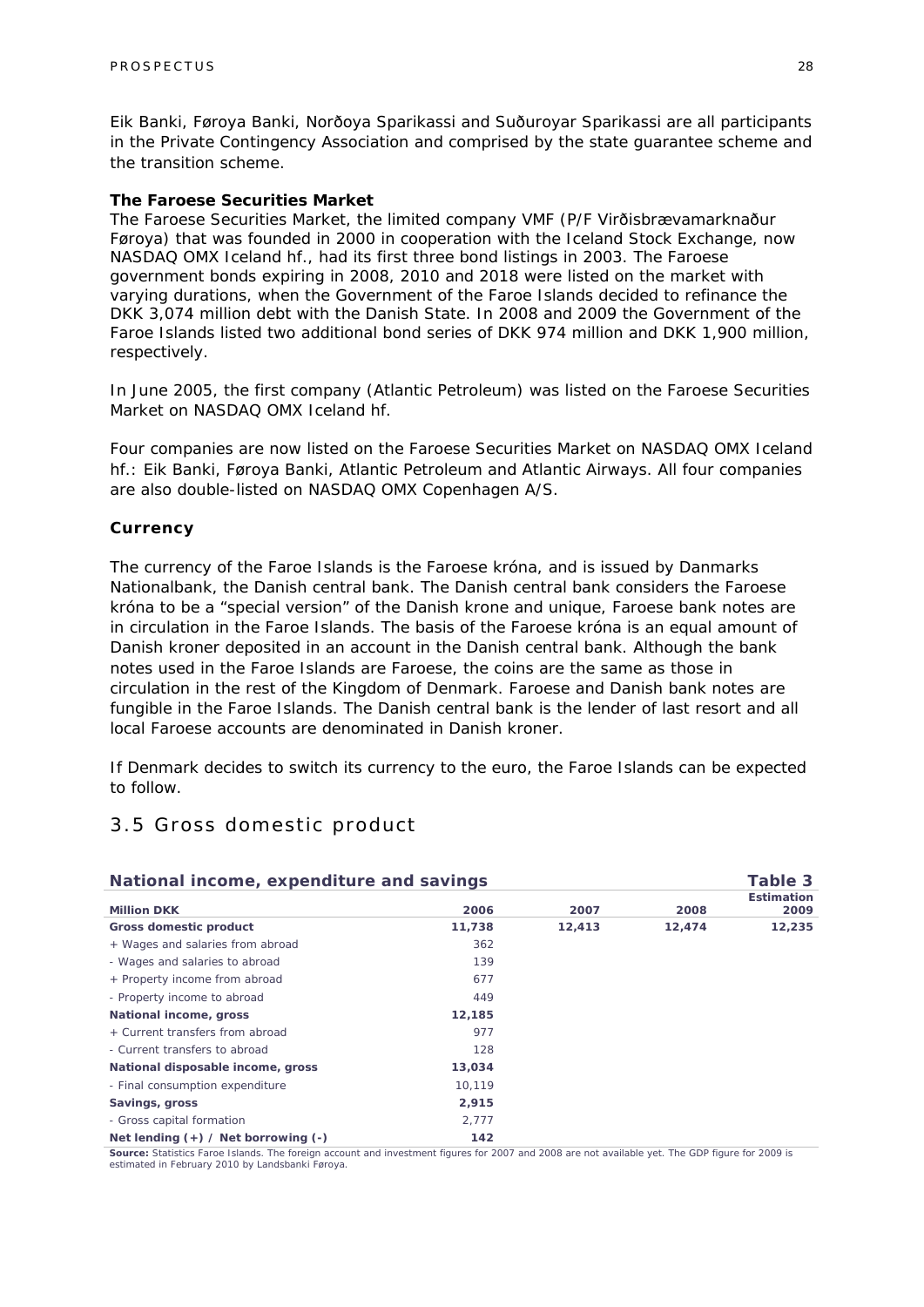Eik Banki, Føroya Banki, Norðoya Sparikassi and Suðuroyar Sparikassi are all participants in the Private Contingency Association and comprised by the state guarantee scheme and the transition scheme.

**The Faroese Securities Market**

The Faroese Securities Market, the limited company VMF (P/F Virðisbrævamarknaður Føroya) that was founded in 2000 in cooperation with the Iceland Stock Exchange, now NASDAQ OMX Iceland hf., had its first three bond listings in 2003. The Faroese government bonds expiring in 2008, 2010 and 2018 were listed on the market with varying durations, when the Government of the Faroe Islands decided to refinance the DKK 3,074 million debt with the Danish State. In 2008 and 2009 the Government of the Faroe Islands listed two additional bond series of DKK 974 million and DKK 1,900 million, respectively.

In June 2005, the first company (Atlantic Petroleum) was listed on the Faroese Securities Market on NASDAQ OMX Iceland hf.

Four companies are now listed on the Faroese Securities Market on NASDAQ OMX Iceland hf.: Eik Banki, Føroya Banki, Atlantic Petroleum and Atlantic Airways. All four companies are also double-listed on NASDAQ OMX Copenhagen A/S.

**Currency**

The currency of the Faroe Islands is the Faroese króna, and is issued by Danmarks Nationalbank, the Danish central bank. The Danish central bank considers the Faroese króna to be a "special version" of the Danish krone and unique, Faroese bank notes are in circulation in the Faroe Islands. The basis of the Faroese króna is an equal amount of Danish kroner deposited in an account in the Danish central bank. Although the bank notes used in the Faroe Islands are Faroese, the coins are the same as those in circulation in the rest of the Kingdom of Denmark. Faroese and Danish bank notes are fungible in the Faroe Islands. The Danish central bank is the lender of last resort and all local Faroese accounts are denominated in Danish kroner.

If Denmark decides to switch its currency to the euro, the Faroe Islands can be expected to follow.

## 3.5 Gross domestic product

**National income, expenditure and savings** — **Table 3**

| Million DKK | 2006 | 2007 | 2008 | Estimation 2009 |
|---|---|---|---|---|
| **Gross domestic product** | **11,738** | **12,413** | **12,474** | **12,235** |
| + Wages and salaries from abroad | 362 | | | |
| - Wages and salaries to abroad | 139 | | | |
| + Property income from abroad | 677 | | | |
| - Property income to abroad | 449 | | | |
| **National income, gross** | **12,185** | | | |
| + Current transfers from abroad | 977 | | | |
| - Current transfers to abroad | 128 | | | |
| **National disposable income, gross** | **13,034** | | | |
| - Final consumption expenditure | 10,119 | | | |
| **Savings, gross** | **2,915** | | | |
| - Gross capital formation | 2,777 | | | |
| **Net lending (+) / Net borrowing (-)** | **142** | | | |

**Source:** Statistics Faroe Islands. The foreign account and investment figures for 2007 and 2008 are not available yet. The GDP figure for 2009 is estimated in February 2010 by Landsbanki Føroya.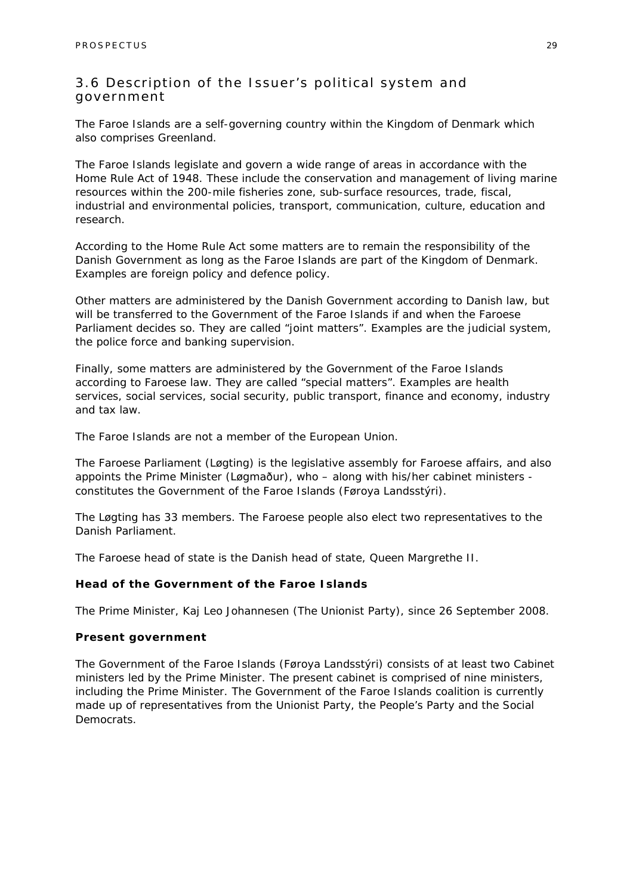## 3.6 Description of the Issuer's political system and government

The Faroe Islands are a self-governing country within the Kingdom of Denmark which also comprises Greenland.

The Faroe Islands legislate and govern a wide range of areas in accordance with the Home Rule Act of 1948. These include the conservation and management of living marine resources within the 200-mile fisheries zone, sub-surface resources, trade, fiscal, industrial and environmental policies, transport, communication, culture, education and research.

According to the Home Rule Act some matters are to remain the responsibility of the Danish Government as long as the Faroe Islands are part of the Kingdom of Denmark. Examples are foreign policy and defence policy.

Other matters are administered by the Danish Government according to Danish law, but will be transferred to the Government of the Faroe Islands if and when the Faroese Parliament decides so. They are called "joint matters". Examples are the judicial system, the police force and banking supervision.

Finally, some matters are administered by the Government of the Faroe Islands according to Faroese law. They are called "special matters". Examples are health services, social services, social security, public transport, finance and economy, industry and tax law.

The Faroe Islands are not a member of the European Union.

The Faroese Parliament (Løgting) is the legislative assembly for Faroese affairs, and also appoints the Prime Minister (Løgmaður), who – along with his/her cabinet ministers - constitutes the Government of the Faroe Islands (Føroya Landsstýri).

The Løgting has 33 members. The Faroese people also elect two representatives to the Danish Parliament.

The Faroese head of state is the Danish head of state, Queen Margrethe II.

**Head of the Government of the Faroe Islands**

The Prime Minister, Kaj Leo Johannesen (The Unionist Party), since 26 September 2008.

**Present government**

The Government of the Faroe Islands (Føroya Landsstýri) consists of at least two Cabinet ministers led by the Prime Minister. The present cabinet is comprised of nine ministers, including the Prime Minister. The Government of the Faroe Islands coalition is currently made up of representatives from the Unionist Party, the People's Party and the Social Democrats.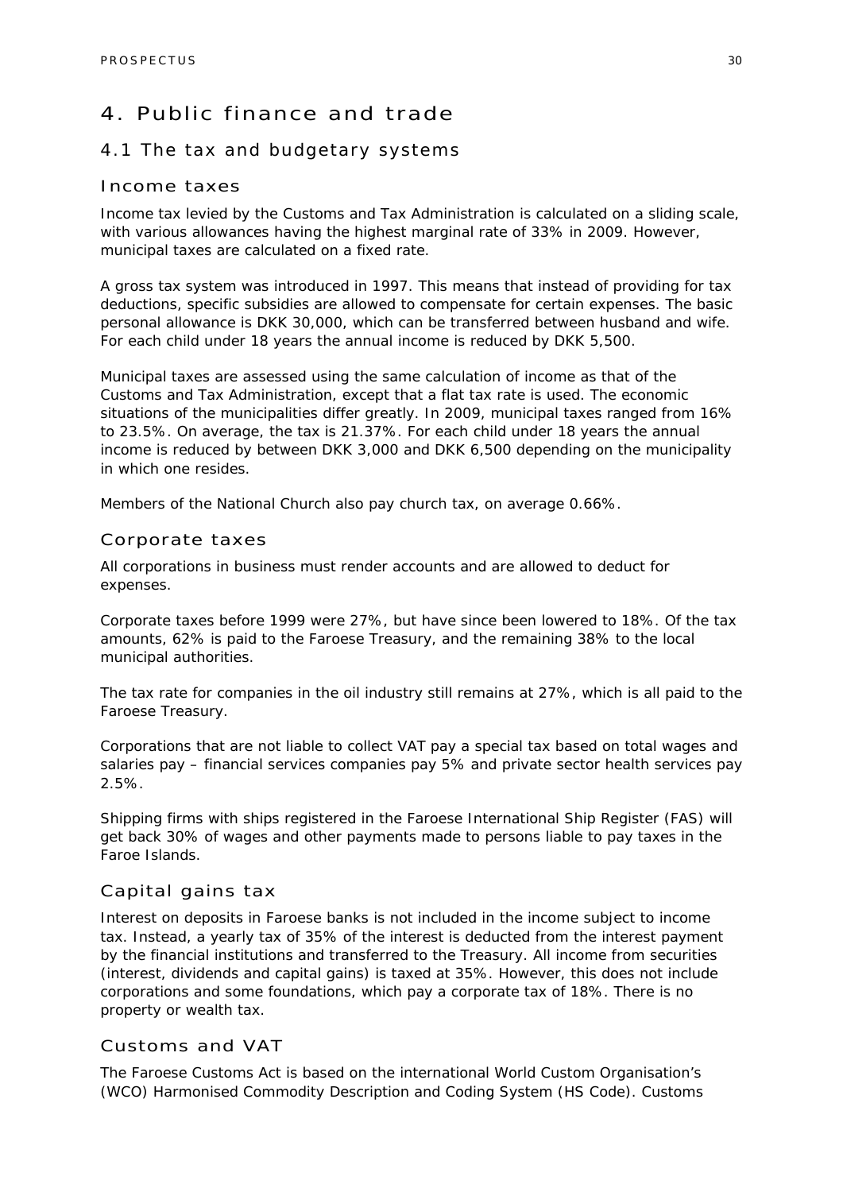# 4. Public finance and trade

## 4.1 The tax and budgetary systems

### Income taxes

Income tax levied by the Customs and Tax Administration is calculated on a sliding scale, with various allowances having the highest marginal rate of 33% in 2009. However, municipal taxes are calculated on a fixed rate.

A gross tax system was introduced in 1997. This means that instead of providing for tax deductions, specific subsidies are allowed to compensate for certain expenses. The basic personal allowance is DKK 30,000, which can be transferred between husband and wife. For each child under 18 years the annual income is reduced by DKK 5,500.

Municipal taxes are assessed using the same calculation of income as that of the Customs and Tax Administration, except that a flat tax rate is used. The economic situations of the municipalities differ greatly. In 2009, municipal taxes ranged from 16% to 23.5%. On average, the tax is 21.37%. For each child under 18 years the annual income is reduced by between DKK 3,000 and DKK 6,500 depending on the municipality in which one resides.

Members of the National Church also pay church tax, on average 0.66%.

### Corporate taxes

All corporations in business must render accounts and are allowed to deduct for expenses.

Corporate taxes before 1999 were 27%, but have since been lowered to 18%. Of the tax amounts, 62% is paid to the Faroese Treasury, and the remaining 38% to the local municipal authorities.

The tax rate for companies in the oil industry still remains at 27%, which is all paid to the Faroese Treasury.

Corporations that are not liable to collect VAT pay a special tax based on total wages and salaries pay – financial services companies pay 5% and private sector health services pay 2.5%.

Shipping firms with ships registered in the Faroese International Ship Register (FAS) will get back 30% of wages and other payments made to persons liable to pay taxes in the Faroe Islands.

### Capital gains tax

Interest on deposits in Faroese banks is not included in the income subject to income tax. Instead, a yearly tax of 35% of the interest is deducted from the interest payment by the financial institutions and transferred to the Treasury. All income from securities (interest, dividends and capital gains) is taxed at 35%. However, this does not include corporations and some foundations, which pay a corporate tax of 18%. There is no property or wealth tax.

### Customs and VAT

The Faroese Customs Act is based on the international World Custom Organisation's (WCO) Harmonised Commodity Description and Coding System (HS Code). Customs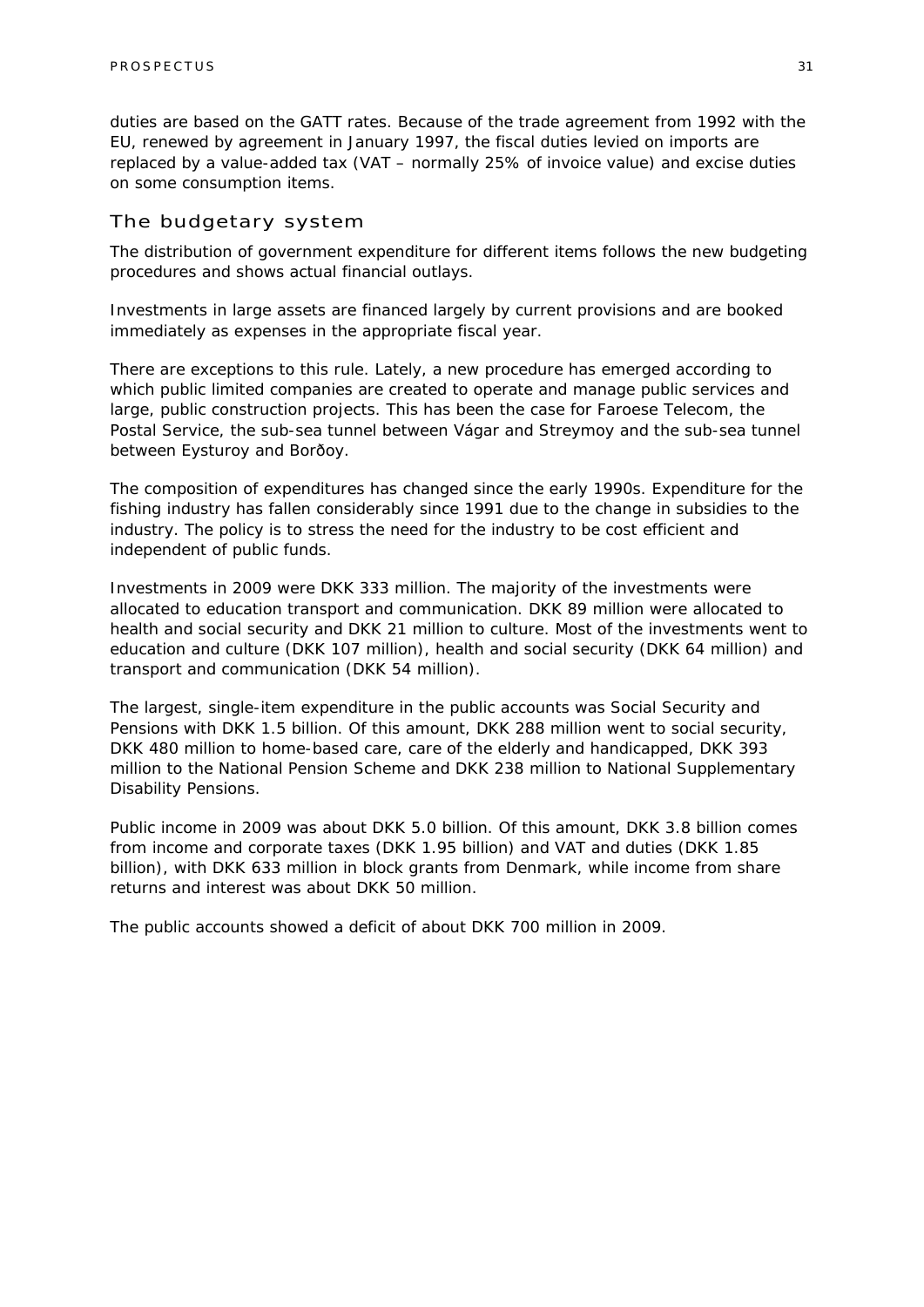duties are based on the GATT rates. Because of the trade agreement from 1992 with the EU, renewed by agreement in January 1997, the fiscal duties levied on imports are replaced by a value-added tax (VAT – normally 25% of invoice value) and excise duties on some consumption items.

## The budgetary system

The distribution of government expenditure for different items follows the new budgeting procedures and shows actual financial outlays.

Investments in large assets are financed largely by current provisions and are booked immediately as expenses in the appropriate fiscal year.

There are exceptions to this rule. Lately, a new procedure has emerged according to which public limited companies are created to operate and manage public services and large, public construction projects. This has been the case for Faroese Telecom, the Postal Service, the sub-sea tunnel between Vágar and Streymoy and the sub-sea tunnel between Eysturoy and Borðoy.

The composition of expenditures has changed since the early 1990s. Expenditure for the fishing industry has fallen considerably since 1991 due to the change in subsidies to the industry. The policy is to stress the need for the industry to be cost efficient and independent of public funds.

Investments in 2009 were DKK 333 million. The majority of the investments were allocated to education transport and communication. DKK 89 million were allocated to health and social security and DKK 21 million to culture. Most of the investments went to education and culture (DKK 107 million), health and social security (DKK 64 million) and transport and communication (DKK 54 million).

The largest, single-item expenditure in the public accounts was Social Security and Pensions with DKK 1.5 billion. Of this amount, DKK 288 million went to social security, DKK 480 million to home-based care, care of the elderly and handicapped, DKK 393 million to the National Pension Scheme and DKK 238 million to National Supplementary Disability Pensions.

Public income in 2009 was about DKK 5.0 billion. Of this amount, DKK 3.8 billion comes from income and corporate taxes (DKK 1.95 billion) and VAT and duties (DKK 1.85 billion), with DKK 633 million in block grants from Denmark, while income from share returns and interest was about DKK 50 million.

The public accounts showed a deficit of about DKK 700 million in 2009.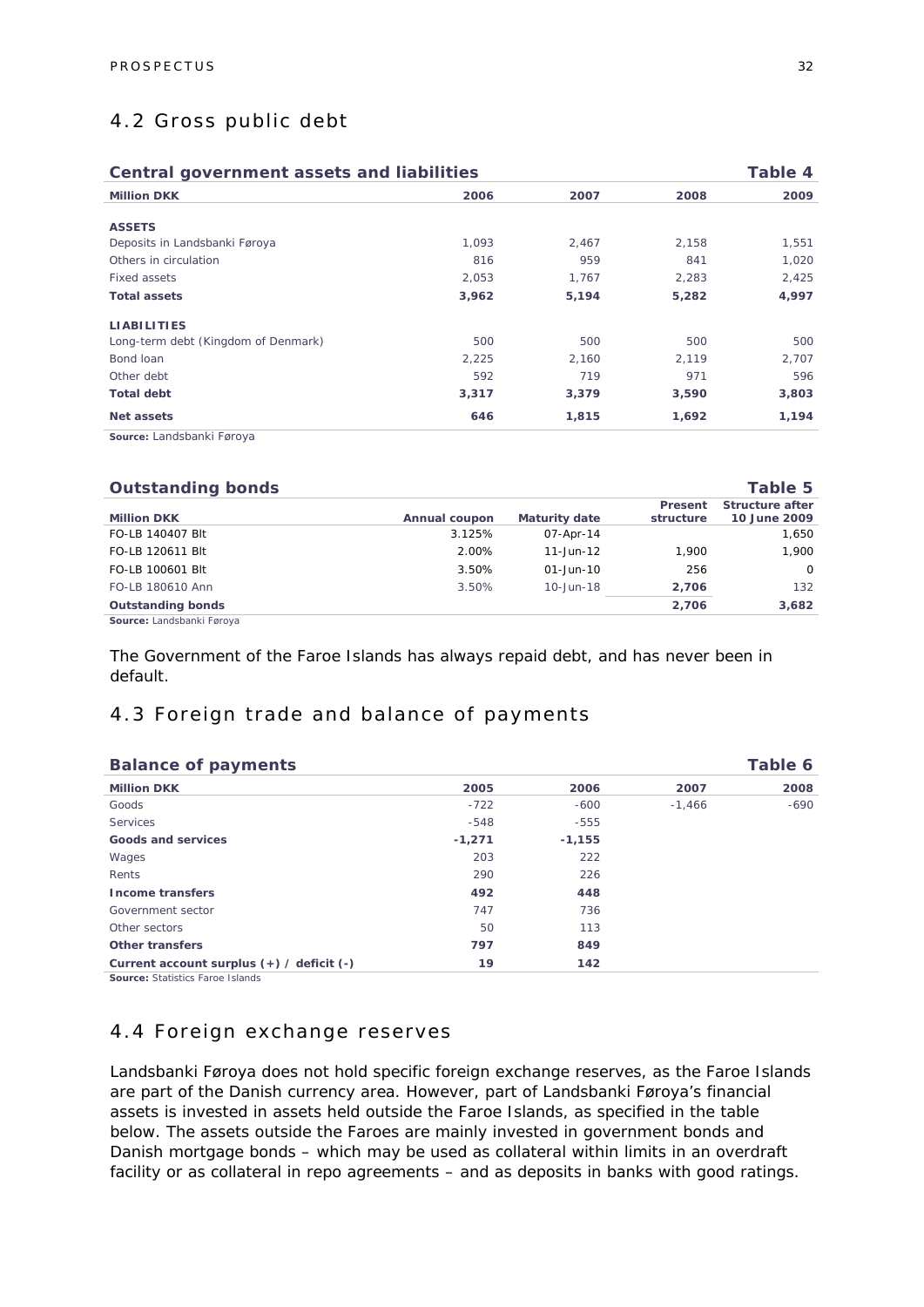## 4.2 Gross public debt

**Central government assets and liabilities** — Table 4

| Million DKK | 2006 | 2007 | 2008 | 2009 |
|---|---|---|---|---|
| **ASSETS** | | | | |
| Deposits in Landsbanki Føroya | 1,093 | 2,467 | 2,158 | 1,551 |
| Others in circulation | 816 | 959 | 841 | 1,020 |
| Fixed assets | 2,053 | 1,767 | 2,283 | 2,425 |
| **Total assets** | **3,962** | **5,194** | **5,282** | **4,997** |
| **LIABILITIES** | | | | |
| Long-term debt (Kingdom of Denmark) | 500 | 500 | 500 | 500 |
| Bond loan | 2,225 | 2,160 | 2,119 | 2,707 |
| Other debt | 592 | 719 | 971 | 596 |
| **Total debt** | **3,317** | **3,379** | **3,590** | **3,803** |
| **Net assets** | **646** | **1,815** | **1,692** | **1,194** |

**Source:** Landsbanki Føroya

**Outstanding bonds** — Table 5

| Million DKK | Annual coupon | Maturity date | Present structure | Structure after 10 June 2009 |
|---|---|---|---|---|
| FO-LB 140407 Blt | 3.125% | 07-Apr-14 | | 1,650 |
| FO-LB 120611 Blt | 2.00% | 11-Jun-12 | 1,900 | 1,900 |
| FO-LB 100601 Blt | 3.50% | 01-Jun-10 | 256 | 0 |
| FO-LB 180610 Ann | 3.50% | 10-Jun-18 | 2,706 | 132 |
| **Outstanding bonds** | | | **2,706** | **3,682** |

**Source:** Landsbanki Føroya

The Government of the Faroe Islands has always repaid debt, and has never been in default.

## 4.3 Foreign trade and balance of payments

**Balance of payments** — Table 6

| Million DKK | 2005 | 2006 | 2007 | 2008 |
|---|---|---|---|---|
| Goods | -722 | -600 | -1,466 | -690 |
| Services | -548 | -555 | | |
| **Goods and services** | **-1,271** | **-1,155** | | |
| Wages | 203 | 222 | | |
| Rents | 290 | 226 | | |
| **Income transfers** | **492** | **448** | | |
| Government sector | 747 | 736 | | |
| Other sectors | 50 | 113 | | |
| **Other transfers** | **797** | **849** | | |
| **Current account surplus (+) / deficit (-)** | **19** | **142** | | |

**Source:** Statistics Faroe Islands

## 4.4 Foreign exchange reserves

Landsbanki Føroya does not hold specific foreign exchange reserves, as the Faroe Islands are part of the Danish currency area. However, part of Landsbanki Føroya's financial assets is invested in assets held outside the Faroe Islands, as specified in the table below. The assets outside the Faroes are mainly invested in government bonds and Danish mortgage bonds – which may be used as collateral within limits in an overdraft facility or as collateral in repo agreements – and as deposits in banks with good ratings.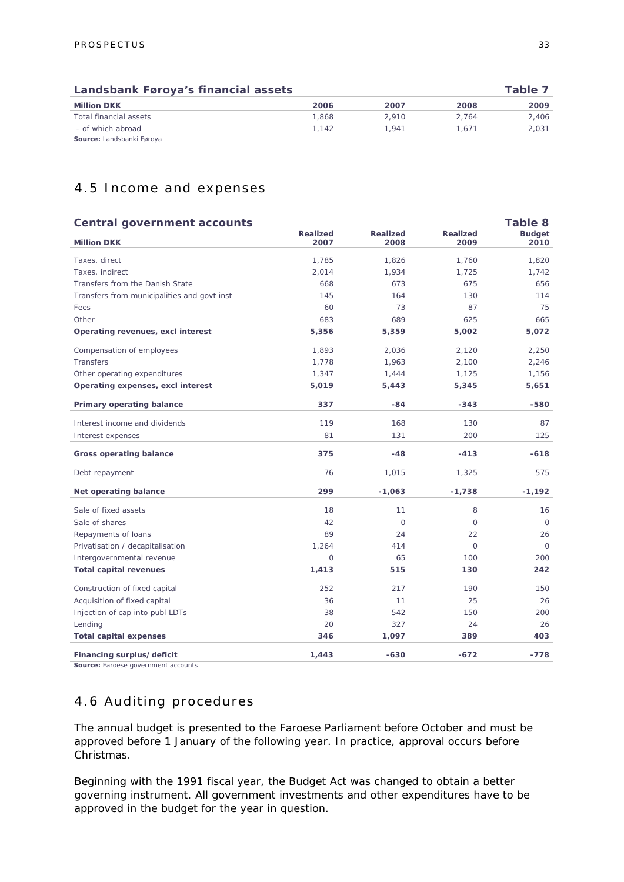**Landsbank Føroya's financial assets** **Table 7**

| Million DKK | 2006 | 2007 | 2008 | 2009 |
|---|---|---|---|---|
| Total financial assets | 1,868 | 2,910 | 2,764 | 2,406 |
| - of which abroad | 1,142 | 1,941 | 1,671 | 2,031 |

**Source:** Landsbanki Føroya

## 4.5 Income and expenses

**Central government accounts** **Table 8**

| Million DKK | Realized 2007 | Realized 2008 | Realized 2009 | Budget 2010 |
|---|---|---|---|---|
| Taxes, direct | 1,785 | 1,826 | 1,760 | 1,820 |
| Taxes, indirect | 2,014 | 1,934 | 1,725 | 1,742 |
| Transfers from the Danish State | 668 | 673 | 675 | 656 |
| Transfers from municipalities and govt inst | 145 | 164 | 130 | 114 |
| Fees | 60 | 73 | 87 | 75 |
| Other | 683 | 689 | 625 | 665 |
| **Operating revenues, excl interest** | **5,356** | **5,359** | **5,002** | **5,072** |
| Compensation of employees | 1,893 | 2,036 | 2,120 | 2,250 |
| Transfers | 1,778 | 1,963 | 2,100 | 2,246 |
| Other operating expenditures | 1,347 | 1,444 | 1,125 | 1,156 |
| **Operating expenses, excl interest** | **5,019** | **5,443** | **5,345** | **5,651** |
| **Primary operating balance** | **337** | **-84** | **-343** | **-580** |
| Interest income and dividends | 119 | 168 | 130 | 87 |
| Interest expenses | 81 | 131 | 200 | 125 |
| **Gross operating balance** | **375** | **-48** | **-413** | **-618** |
| Debt repayment | 76 | 1,015 | 1,325 | 575 |
| **Net operating balance** | **299** | **-1,063** | **-1,738** | **-1,192** |
| Sale of fixed assets | 18 | 11 | 8 | 16 |
| Sale of shares | 42 | 0 | 0 | 0 |
| Repayments of loans | 89 | 24 | 22 | 26 |
| Privatisation / decapitalisation | 1,264 | 414 | 0 | 0 |
| Intergovernmental revenue | 0 | 65 | 100 | 200 |
| **Total capital revenues** | **1,413** | **515** | **130** | **242** |
| Construction of fixed capital | 252 | 217 | 190 | 150 |
| Acquisition of fixed capital | 36 | 11 | 25 | 26 |
| Injection of cap into publ LDTs | 38 | 542 | 150 | 200 |
| Lending | 20 | 327 | 24 | 26 |
| **Total capital expenses** | **346** | **1,097** | **389** | **403** |
| **Financing surplus/deficit** | **1,443** | **-630** | **-672** | **-778** |

**Source:** Faroese government accounts

## 4.6 Auditing procedures

The annual budget is presented to the Faroese Parliament before October and must be approved before 1 January of the following year. In practice, approval occurs before Christmas.

Beginning with the 1991 fiscal year, the Budget Act was changed to obtain a better governing instrument. All government investments and other expenditures have to be approved in the budget for the year in question.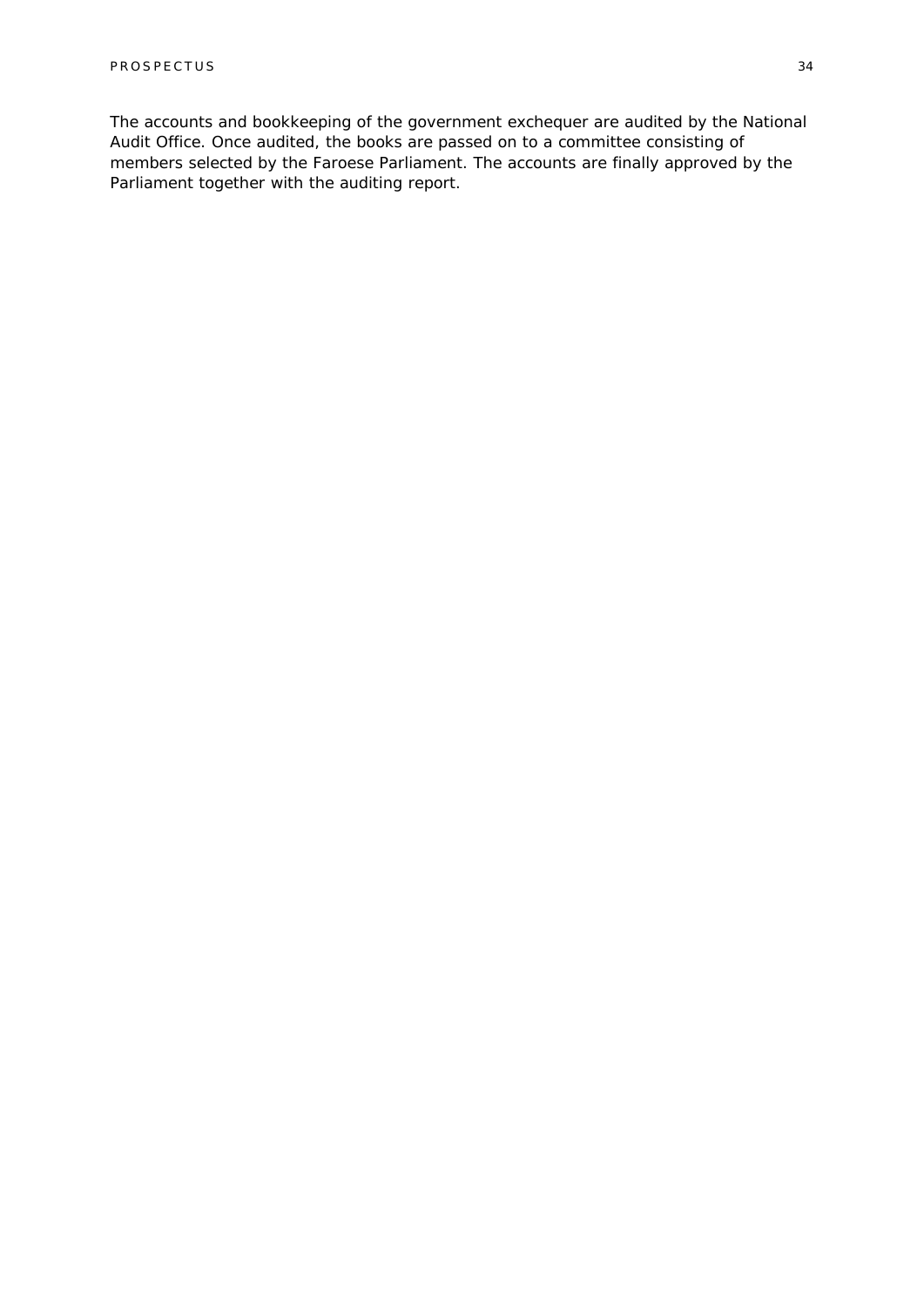The accounts and bookkeeping of the government exchequer are audited by the National Audit Office. Once audited, the books are passed on to a committee consisting of members selected by the Faroese Parliament. The accounts are finally approved by the Parliament together with the auditing report.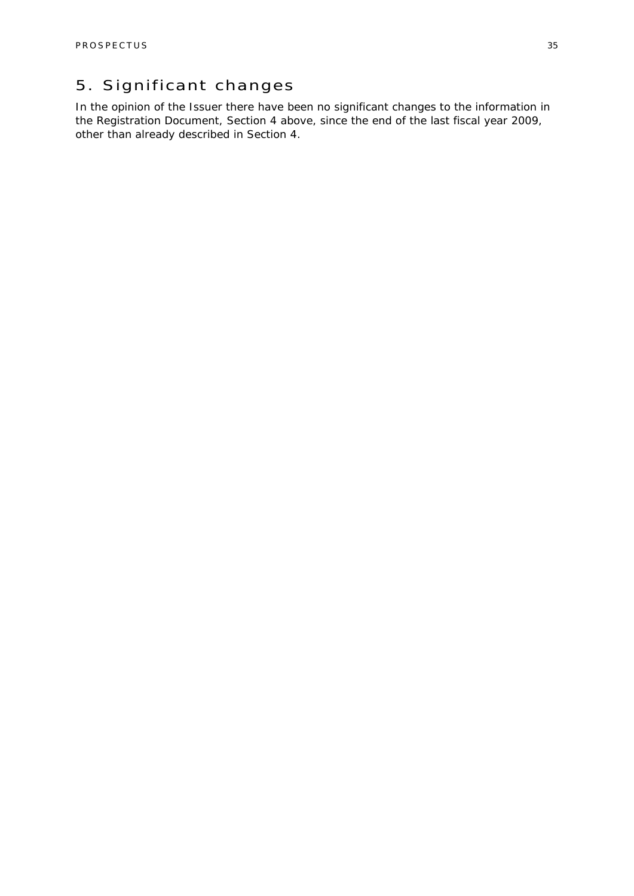# 5. Significant changes

In the opinion of the Issuer there have been no significant changes to the information in the Registration Document, Section 4 above, since the end of the last fiscal year 2009, other than already described in Section 4.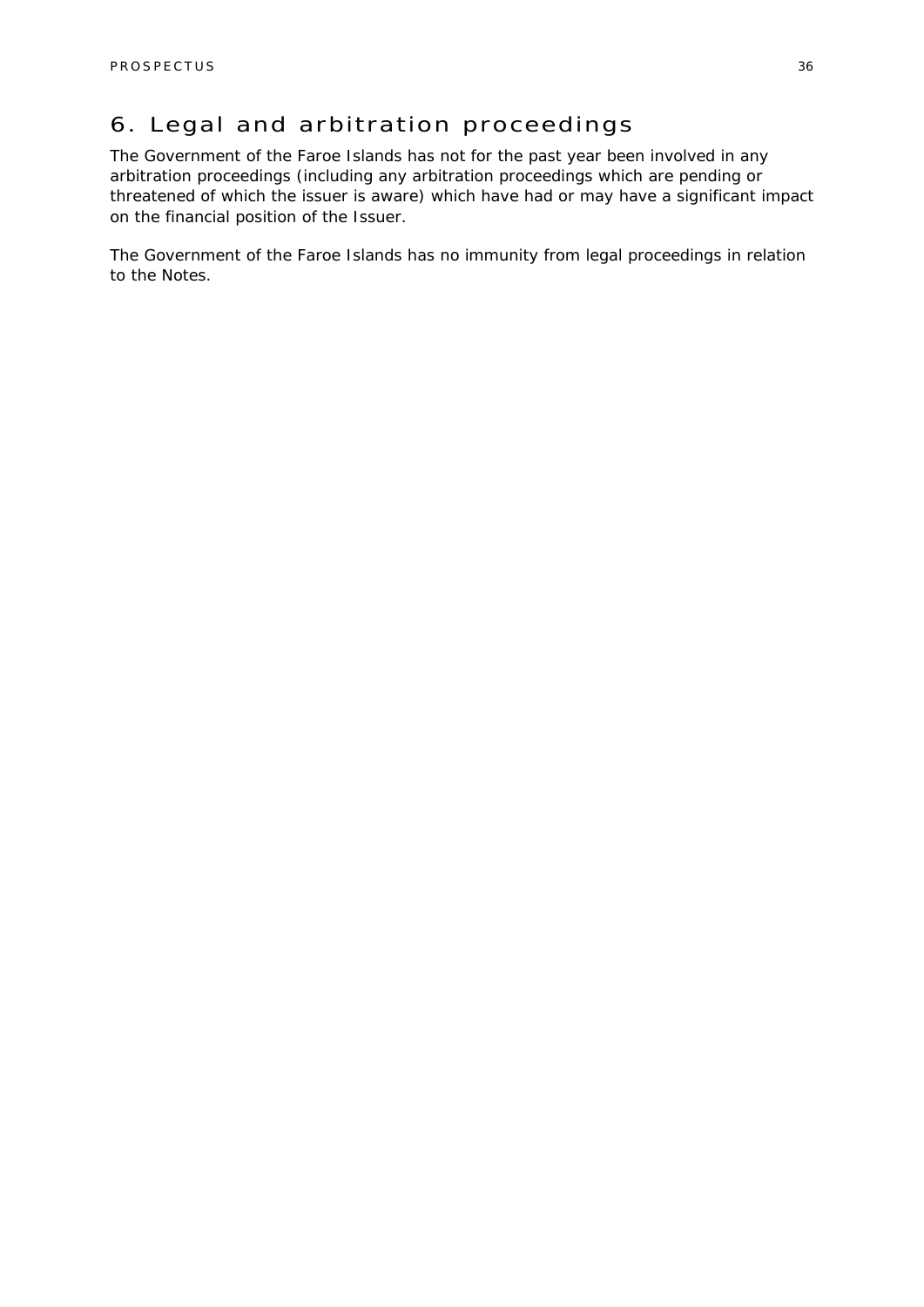# 6. Legal and arbitration proceedings

The Government of the Faroe Islands has not for the past year been involved in any arbitration proceedings (including any arbitration proceedings which are pending or threatened of which the issuer is aware) which have had or may have a significant impact on the financial position of the Issuer.

The Government of the Faroe Islands has no immunity from legal proceedings in relation to the Notes.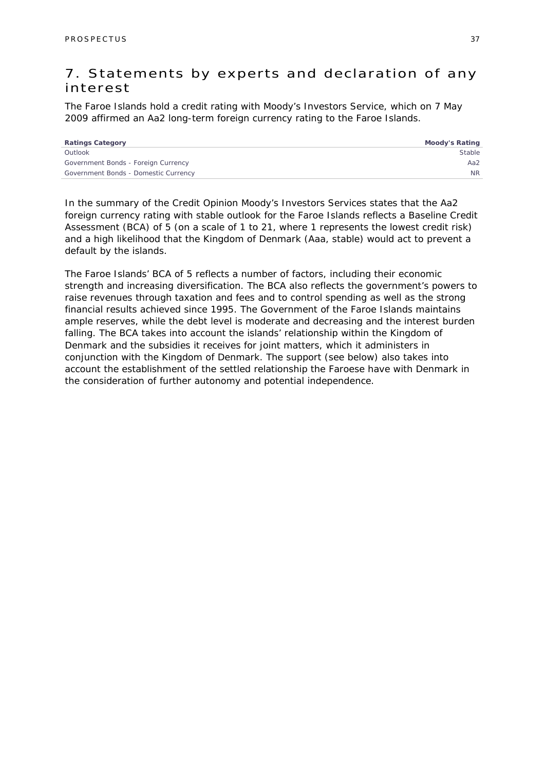# 7. Statements by experts and declaration of any interest

The Faroe Islands hold a credit rating with Moody's Investors Service, which on 7 May 2009 affirmed an Aa2 long-term foreign currency rating to the Faroe Islands.

| Ratings Category | Moody's Rating |
|---|---|
| Outlook | Stable |
| Government Bonds - Foreign Currency | Aa2 |
| Government Bonds - Domestic Currency | NR |

In the summary of the Credit Opinion Moody's Investors Services states that the Aa2 foreign currency rating with stable outlook for the Faroe Islands reflects a Baseline Credit Assessment (BCA) of 5 (on a scale of 1 to 21, where 1 represents the lowest credit risk) and a high likelihood that the Kingdom of Denmark (Aaa, stable) would act to prevent a default by the islands.

The Faroe Islands' BCA of 5 reflects a number of factors, including their economic strength and increasing diversification. The BCA also reflects the government's powers to raise revenues through taxation and fees and to control spending as well as the strong financial results achieved since 1995. The Government of the Faroe Islands maintains ample reserves, while the debt level is moderate and decreasing and the interest burden falling. The BCA takes into account the islands' relationship within the Kingdom of Denmark and the subsidies it receives for joint matters, which it administers in conjunction with the Kingdom of Denmark. The support (see below) also takes into account the establishment of the settled relationship the Faroese have with Denmark in the consideration of further autonomy and potential independence.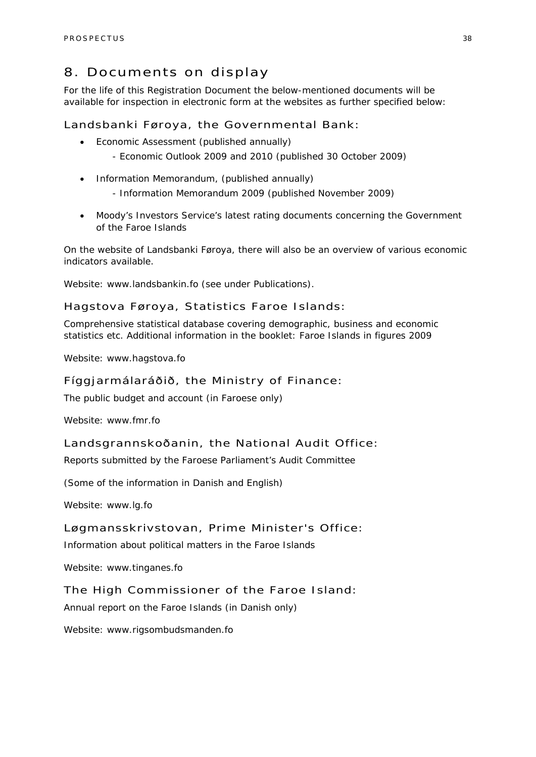# 8. Documents on display

For the life of this Registration Document the below-mentioned documents will be available for inspection in electronic form at the websites as further specified below:

## Landsbanki Føroya, the Governmental Bank:

- Economic Assessment (published annually)
  - Economic Outlook 2009 and 2010 (published 30 October 2009)
- Information Memorandum, (published annually)
  - Information Memorandum 2009 (published November 2009)
- Moody's Investors Service's latest rating documents concerning the Government of the Faroe Islands

On the website of Landsbanki Føroya, there will also be an overview of various economic indicators available.

Website: www.landsbankin.fo (see under Publications).

## Hagstova Føroya, Statistics Faroe Islands:

Comprehensive statistical database covering demographic, business and economic statistics etc. Additional information in the booklet: Faroe Islands in figures 2009

Website: www.hagstova.fo

## Fíggjarmálaráðið, the Ministry of Finance:

The public budget and account (in Faroese only)

Website: www.fmr.fo

## Landsgrannskoðanin, the National Audit Office:

Reports submitted by the Faroese Parliament's Audit Committee

(Some of the information in Danish and English)

Website: www.lg.fo

## Løgmansskrivstovan, Prime Minister's Office:

Information about political matters in the Faroe Islands

Website: www.tinganes.fo

## The High Commissioner of the Faroe Island:

Annual report on the Faroe Islands (in Danish only)

Website: www.rigsombudsmanden.fo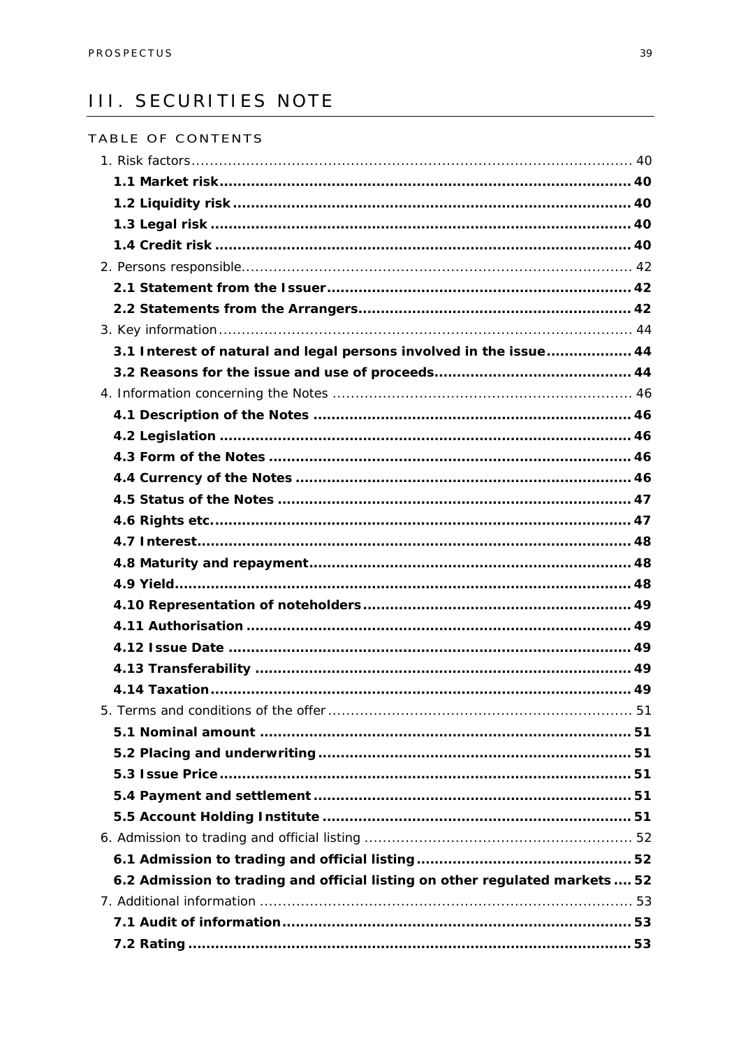# III. SECURITIES NOTE

## TABLE OF CONTENTS

1. Risk factors ..... 40
   - **1.1 Market risk ..... 40**
   - **1.2 Liquidity risk ..... 40**
   - **1.3 Legal risk ..... 40**
   - **1.4 Credit risk ..... 40**
2. Persons responsible ..... 42
   - **2.1 Statement from the Issuer ..... 42**
   - **2.2 Statements from the Arrangers ..... 42**
3. Key information ..... 44
   - **3.1 Interest of natural and legal persons involved in the issue ..... 44**
   - **3.2 Reasons for the issue and use of proceeds ..... 44**
4. Information concerning the Notes ..... 46
   - **4.1 Description of the Notes ..... 46**
   - **4.2 Legislation ..... 46**
   - **4.3 Form of the Notes ..... 46**
   - **4.4 Currency of the Notes ..... 46**
   - **4.5 Status of the Notes ..... 47**
   - **4.6 Rights etc. ..... 47**
   - **4.7 Interest ..... 48**
   - **4.8 Maturity and repayment ..... 48**
   - **4.9 Yield ..... 48**
   - **4.10 Representation of noteholders ..... 49**
   - **4.11 Authorisation ..... 49**
   - **4.12 Issue Date ..... 49**
   - **4.13 Transferability ..... 49**
   - **4.14 Taxation ..... 49**
5. Terms and conditions of the offer ..... 51
   - **5.1 Nominal amount ..... 51**
   - **5.2 Placing and underwriting ..... 51**
   - **5.3 Issue Price ..... 51**
   - **5.4 Payment and settlement ..... 51**
   - **5.5 Account Holding Institute ..... 51**
6. Admission to trading and official listing ..... 52
   - **6.1 Admission to trading and official listing ..... 52**
   - **6.2 Admission to trading and official listing on other regulated markets ..... 52**
7. Additional information ..... 53
   - **7.1 Audit of information ..... 53**
   - **7.2 Rating ..... 53**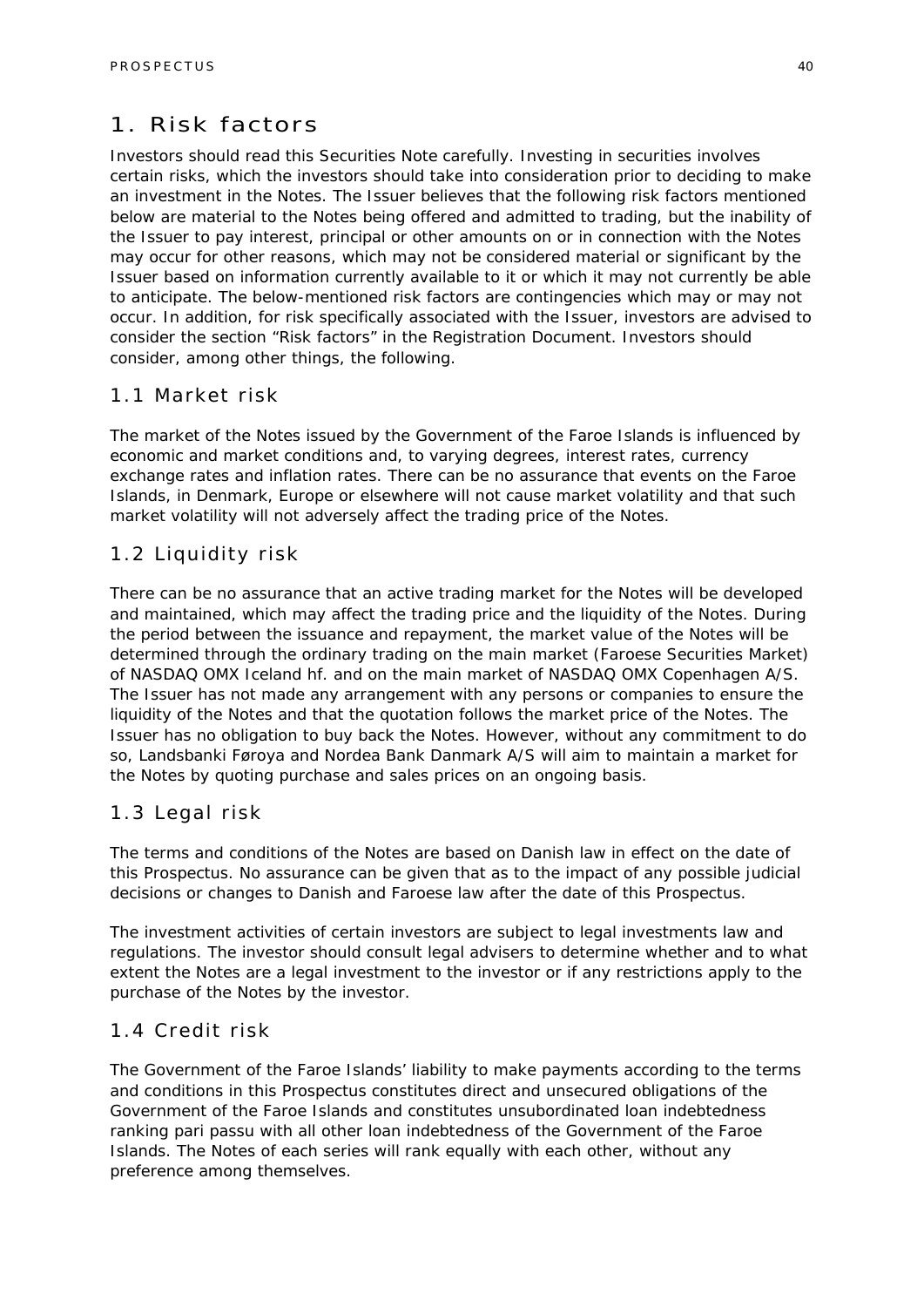# 1. Risk factors

Investors should read this Securities Note carefully. Investing in securities involves certain risks, which the investors should take into consideration prior to deciding to make an investment in the Notes. The Issuer believes that the following risk factors mentioned below are material to the Notes being offered and admitted to trading, but the inability of the Issuer to pay interest, principal or other amounts on or in connection with the Notes may occur for other reasons, which may not be considered material or significant by the Issuer based on information currently available to it or which it may not currently be able to anticipate. The below-mentioned risk factors are contingencies which may or may not occur. In addition, for risk specifically associated with the Issuer, investors are advised to consider the section "Risk factors" in the Registration Document. Investors should consider, among other things, the following.

## 1.1 Market risk

The market of the Notes issued by the Government of the Faroe Islands is influenced by economic and market conditions and, to varying degrees, interest rates, currency exchange rates and inflation rates. There can be no assurance that events on the Faroe Islands, in Denmark, Europe or elsewhere will not cause market volatility and that such market volatility will not adversely affect the trading price of the Notes.

## 1.2 Liquidity risk

There can be no assurance that an active trading market for the Notes will be developed and maintained, which may affect the trading price and the liquidity of the Notes. During the period between the issuance and repayment, the market value of the Notes will be determined through the ordinary trading on the main market (Faroese Securities Market) of NASDAQ OMX Iceland hf. and on the main market of NASDAQ OMX Copenhagen A/S. The Issuer has not made any arrangement with any persons or companies to ensure the liquidity of the Notes and that the quotation follows the market price of the Notes. The Issuer has no obligation to buy back the Notes. However, without any commitment to do so, Landsbanki Føroya and Nordea Bank Danmark A/S will aim to maintain a market for the Notes by quoting purchase and sales prices on an ongoing basis.

## 1.3 Legal risk

The terms and conditions of the Notes are based on Danish law in effect on the date of this Prospectus. No assurance can be given that as to the impact of any possible judicial decisions or changes to Danish and Faroese law after the date of this Prospectus.

The investment activities of certain investors are subject to legal investments law and regulations. The investor should consult legal advisers to determine whether and to what extent the Notes are a legal investment to the investor or if any restrictions apply to the purchase of the Notes by the investor.

## 1.4 Credit risk

The Government of the Faroe Islands' liability to make payments according to the terms and conditions in this Prospectus constitutes direct and unsecured obligations of the Government of the Faroe Islands and constitutes unsubordinated loan indebtedness ranking pari passu with all other loan indebtedness of the Government of the Faroe Islands. The Notes of each series will rank equally with each other, without any preference among themselves.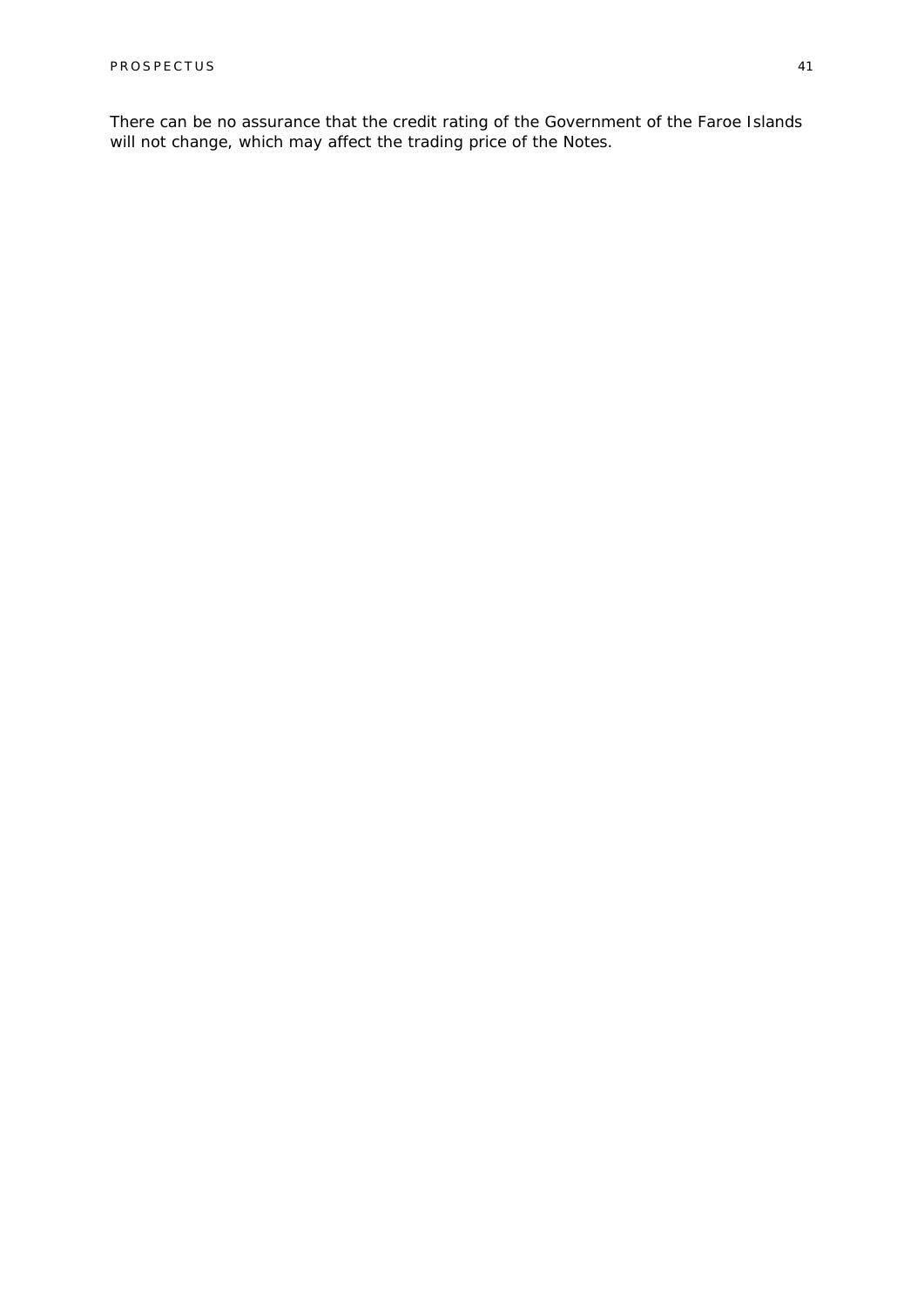There can be no assurance that the credit rating of the Government of the Faroe Islands will not change, which may affect the trading price of the Notes.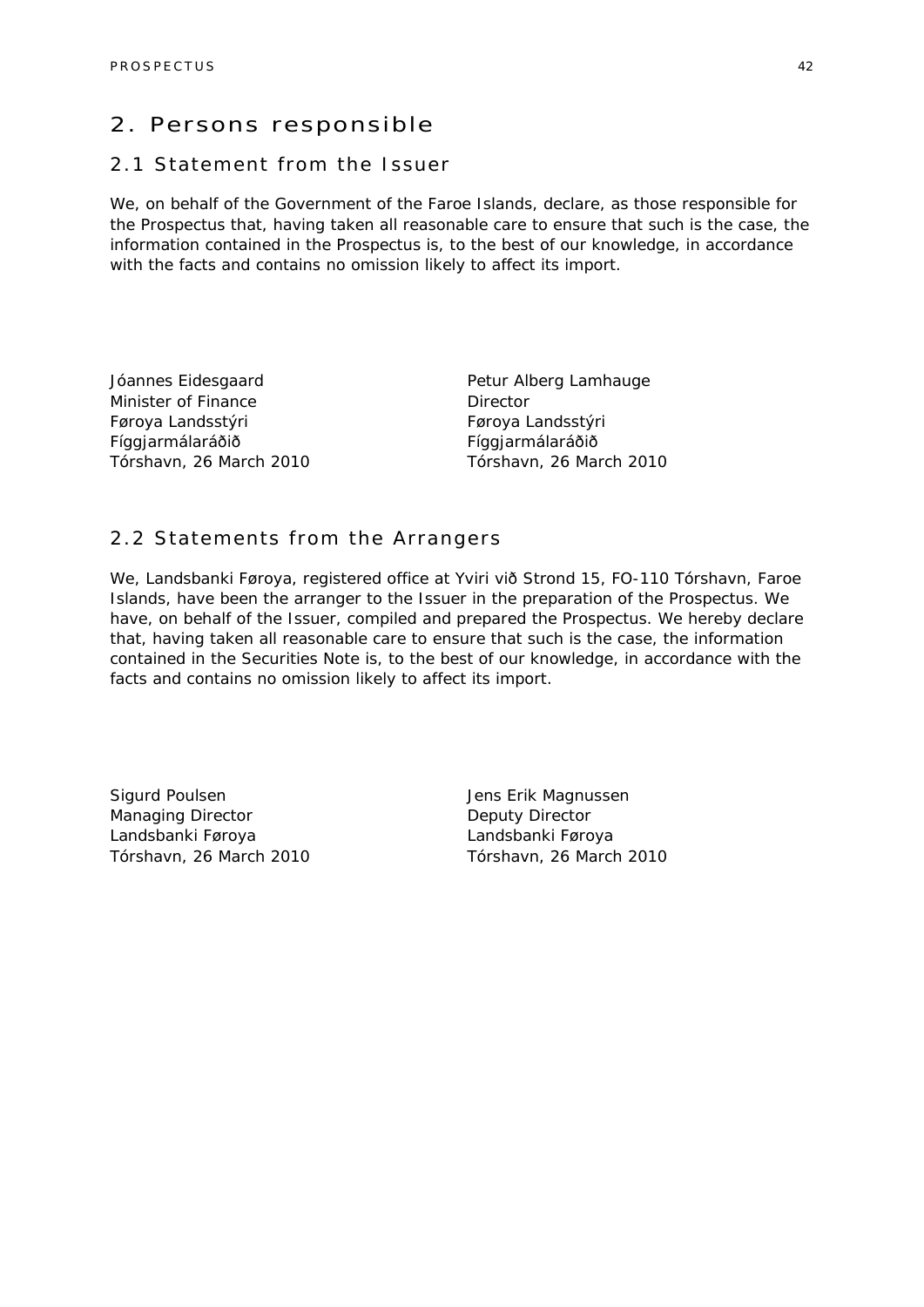# 2. Persons responsible

## 2.1 Statement from the Issuer

We, on behalf of the Government of the Faroe Islands, declare, as those responsible for the Prospectus that, having taken all reasonable care to ensure that such is the case, the information contained in the Prospectus is, to the best of our knowledge, in accordance with the facts and contains no omission likely to affect its import.

Jóannes Eidesgaard
Minister of Finance
Føroya Landsstýri
Fíggjarmálaráðið
Tórshavn, 26 March 2010

Petur Alberg Lamhauge
Director
Føroya Landsstýri
Fíggjarmálaráðið
Tórshavn, 26 March 2010

## 2.2 Statements from the Arrangers

We, Landsbanki Føroya, registered office at Yviri við Strond 15, FO-110 Tórshavn, Faroe Islands, have been the arranger to the Issuer in the preparation of the Prospectus. We have, on behalf of the Issuer, compiled and prepared the Prospectus. We hereby declare that, having taken all reasonable care to ensure that such is the case, the information contained in the Securities Note is, to the best of our knowledge, in accordance with the facts and contains no omission likely to affect its import.

Sigurd Poulsen
Managing Director
Landsbanki Føroya
Tórshavn, 26 March 2010

Jens Erik Magnussen
Deputy Director
Landsbanki Føroya
Tórshavn, 26 March 2010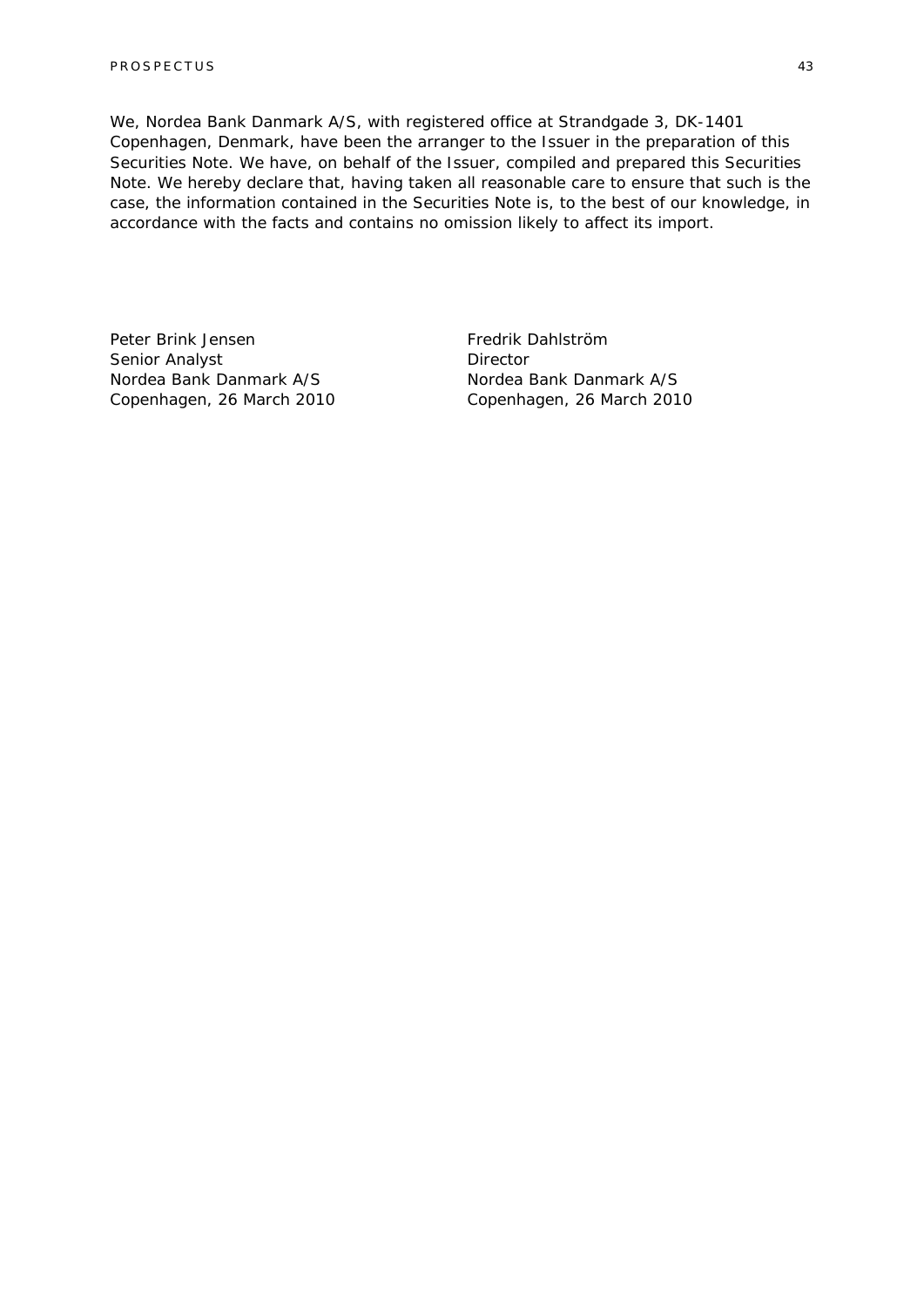We, Nordea Bank Danmark A/S, with registered office at Strandgade 3, DK-1401 Copenhagen, Denmark, have been the arranger to the Issuer in the preparation of this Securities Note. We have, on behalf of the Issuer, compiled and prepared this Securities Note. We hereby declare that, having taken all reasonable care to ensure that such is the case, the information contained in the Securities Note is, to the best of our knowledge, in accordance with the facts and contains no omission likely to affect its import.

Peter Brink Jensen
Senior Analyst
Nordea Bank Danmark A/S
Copenhagen, 26 March 2010

Fredrik Dahlström
Director
Nordea Bank Danmark A/S
Copenhagen, 26 March 2010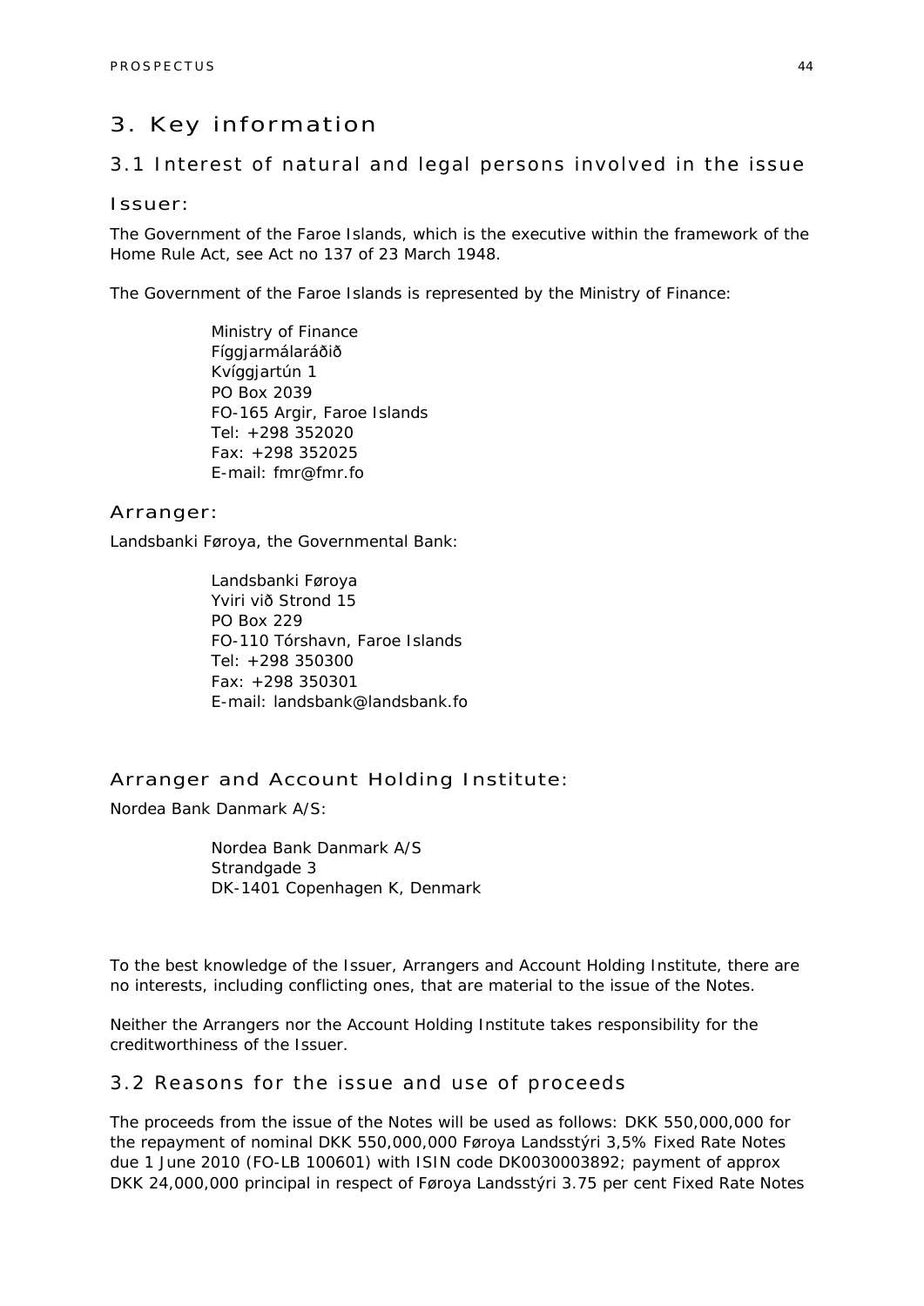# 3. Key information

## 3.1 Interest of natural and legal persons involved in the issue

### Issuer:

The Government of the Faroe Islands, which is the executive within the framework of the Home Rule Act, see Act no 137 of 23 March 1948.

The Government of the Faroe Islands is represented by the Ministry of Finance:

> Ministry of Finance
> Fíggjarmálaráðið
> Kvíggjartún 1
> PO Box 2039
> FO-165 Argir, Faroe Islands
> Tel: +298 352020
> Fax: +298 352025
> E-mail: fmr@fmr.fo

### Arranger:

Landsbanki Føroya, the Governmental Bank:

> Landsbanki Føroya
> Yviri við Strond 15
> PO Box 229
> FO-110 Tórshavn, Faroe Islands
> Tel: +298 350300
> Fax: +298 350301
> E-mail: landsbank@landsbank.fo

### Arranger and Account Holding Institute:

Nordea Bank Danmark A/S:

> Nordea Bank Danmark A/S
> Strandgade 3
> DK-1401 Copenhagen K, Denmark

To the best knowledge of the Issuer, Arrangers and Account Holding Institute, there are no interests, including conflicting ones, that are material to the issue of the Notes.

Neither the Arrangers nor the Account Holding Institute takes responsibility for the creditworthiness of the Issuer.

## 3.2 Reasons for the issue and use of proceeds

The proceeds from the issue of the Notes will be used as follows: DKK 550,000,000 for the repayment of nominal DKK 550,000,000 Føroya Landsstýri 3,5% Fixed Rate Notes due 1 June 2010 (FO-LB 100601) with ISIN code DK0030003892; payment of approx DKK 24,000,000 principal in respect of Føroya Landsstýri 3.75 per cent Fixed Rate Notes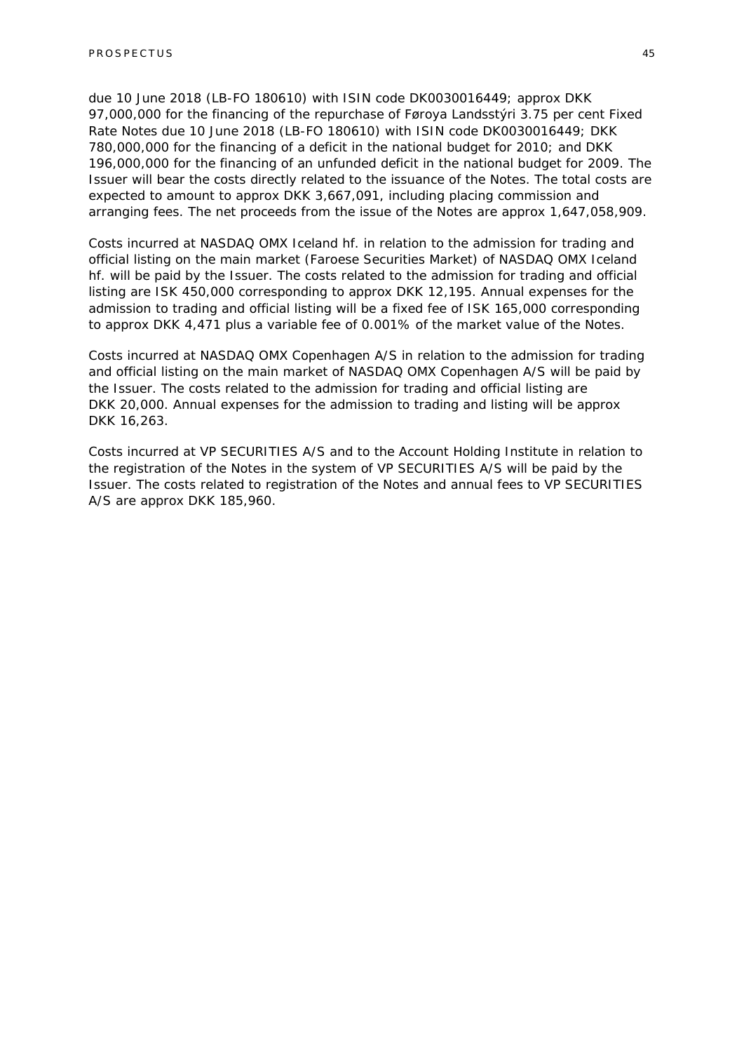due 10 June 2018 (LB-FO 180610) with ISIN code DK0030016449; approx DKK 97,000,000 for the financing of the repurchase of Føroya Landsstýri 3.75 per cent Fixed Rate Notes due 10 June 2018 (LB-FO 180610) with ISIN code DK0030016449; DKK 780,000,000 for the financing of a deficit in the national budget for 2010; and DKK 196,000,000 for the financing of an unfunded deficit in the national budget for 2009. The Issuer will bear the costs directly related to the issuance of the Notes. The total costs are expected to amount to approx DKK 3,667,091, including placing commission and arranging fees. The net proceeds from the issue of the Notes are approx 1,647,058,909.

Costs incurred at NASDAQ OMX Iceland hf. in relation to the admission for trading and official listing on the main market (Faroese Securities Market) of NASDAQ OMX Iceland hf. will be paid by the Issuer. The costs related to the admission for trading and official listing are ISK 450,000 corresponding to approx DKK 12,195. Annual expenses for the admission to trading and official listing will be a fixed fee of ISK 165,000 corresponding to approx DKK 4,471 plus a variable fee of 0.001% of the market value of the Notes.

Costs incurred at NASDAQ OMX Copenhagen A/S in relation to the admission for trading and official listing on the main market of NASDAQ OMX Copenhagen A/S will be paid by the Issuer. The costs related to the admission for trading and official listing are DKK 20,000. Annual expenses for the admission to trading and listing will be approx DKK 16,263.

Costs incurred at VP SECURITIES A/S and to the Account Holding Institute in relation to the registration of the Notes in the system of VP SECURITIES A/S will be paid by the Issuer. The costs related to registration of the Notes and annual fees to VP SECURITIES A/S are approx DKK 185,960.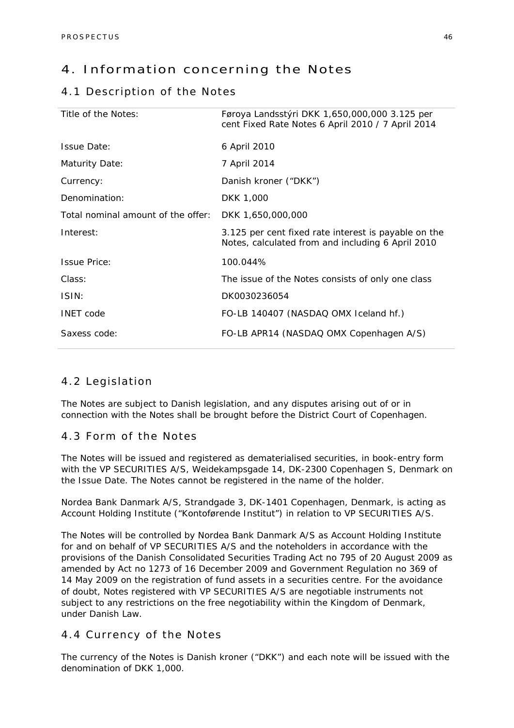# 4. Information concerning the Notes

## 4.1 Description of the Notes

| | |
|---|---|
| Title of the Notes: | Føroya Landsstýri DKK 1,650,000,000 3.125 per cent Fixed Rate Notes 6 April 2010 / 7 April 2014 |
| Issue Date: | 6 April 2010 |
| Maturity Date: | 7 April 2014 |
| Currency: | Danish kroner ("DKK") |
| Denomination: | DKK 1,000 |
| Total nominal amount of the offer: | DKK 1,650,000,000 |
| Interest: | 3.125 per cent fixed rate interest is payable on the Notes, calculated from and including 6 April 2010 |
| Issue Price: | 100.044% |
| Class: | The issue of the Notes consists of only one class |
| ISIN: | DK0030236054 |
| INET code | FO-LB 140407 (NASDAQ OMX Iceland hf.) |
| Saxess code: | FO-LB APR14 (NASDAQ OMX Copenhagen A/S) |

## 4.2 Legislation

The Notes are subject to Danish legislation, and any disputes arising out of or in connection with the Notes shall be brought before the District Court of Copenhagen.

## 4.3 Form of the Notes

The Notes will be issued and registered as dematerialised securities, in book-entry form with the VP SECURITIES A/S, Weidekampsgade 14, DK-2300 Copenhagen S, Denmark on the Issue Date. The Notes cannot be registered in the name of the holder.

Nordea Bank Danmark A/S, Strandgade 3, DK-1401 Copenhagen, Denmark, is acting as Account Holding Institute ("Kontoførende Institut") in relation to VP SECURITIES A/S.

The Notes will be controlled by Nordea Bank Danmark A/S as Account Holding Institute for and on behalf of VP SECURITIES A/S and the noteholders in accordance with the provisions of the Danish Consolidated Securities Trading Act no 795 of 20 August 2009 as amended by Act no 1273 of 16 December 2009 and Government Regulation no 369 of 14 May 2009 on the registration of fund assets in a securities centre. For the avoidance of doubt, Notes registered with VP SECURITIES A/S are negotiable instruments not subject to any restrictions on the free negotiability within the Kingdom of Denmark, under Danish Law.

## 4.4 Currency of the Notes

The currency of the Notes is Danish kroner ("DKK") and each note will be issued with the denomination of DKK 1,000.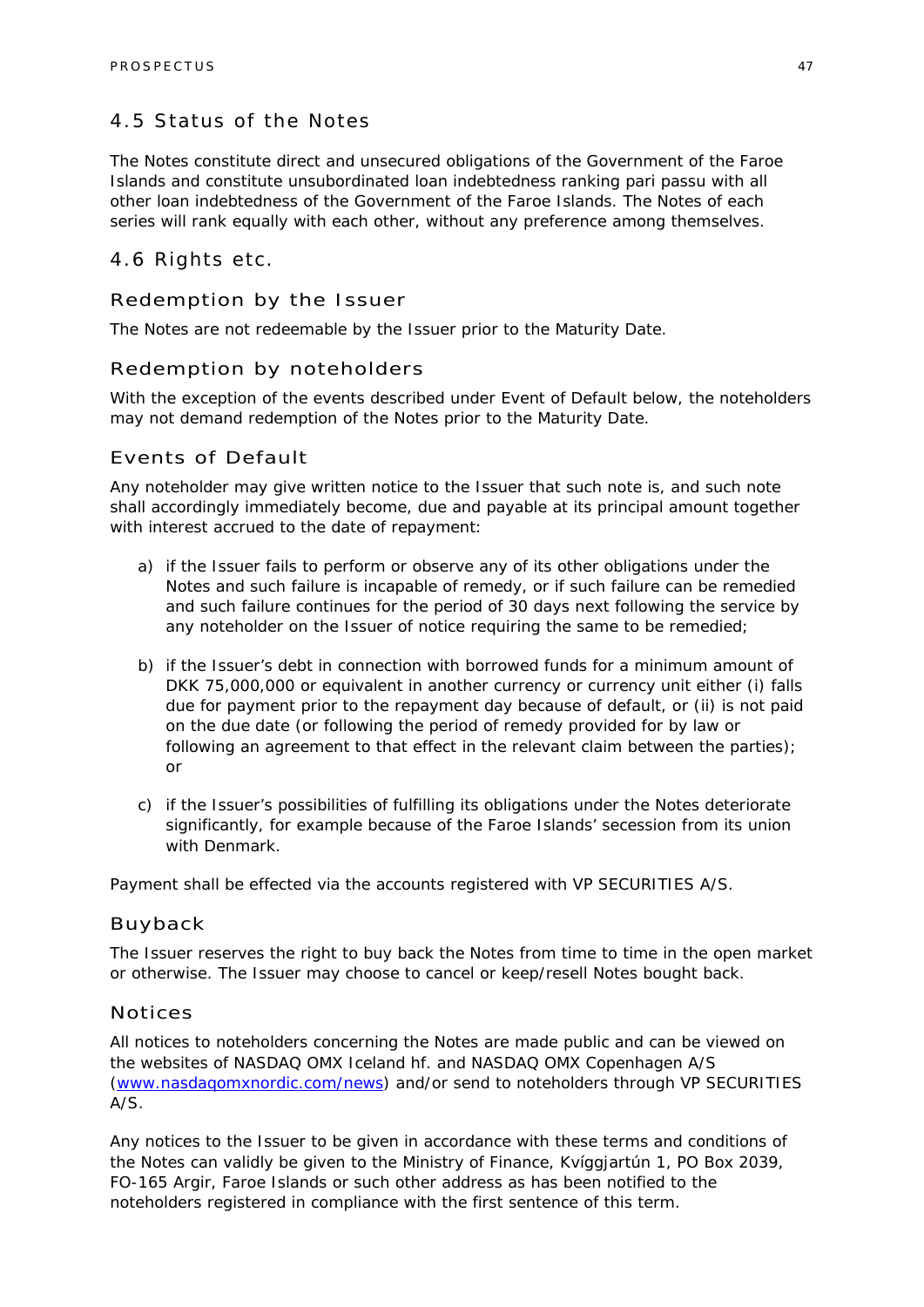## 4.5 Status of the Notes

The Notes constitute direct and unsecured obligations of the Government of the Faroe Islands and constitute unsubordinated loan indebtedness ranking pari passu with all other loan indebtedness of the Government of the Faroe Islands. The Notes of each series will rank equally with each other, without any preference among themselves.

## 4.6 Rights etc.

### Redemption by the Issuer

The Notes are not redeemable by the Issuer prior to the Maturity Date.

### Redemption by noteholders

With the exception of the events described under Event of Default below, the noteholders may not demand redemption of the Notes prior to the Maturity Date.

### Events of Default

Any noteholder may give written notice to the Issuer that such note is, and such note shall accordingly immediately become, due and payable at its principal amount together with interest accrued to the date of repayment:

a) if the Issuer fails to perform or observe any of its other obligations under the Notes and such failure is incapable of remedy, or if such failure can be remedied and such failure continues for the period of 30 days next following the service by any noteholder on the Issuer of notice requiring the same to be remedied;

b) if the Issuer's debt in connection with borrowed funds for a minimum amount of DKK 75,000,000 or equivalent in another currency or currency unit either (i) falls due for payment prior to the repayment day because of default, or (ii) is not paid on the due date (or following the period of remedy provided for by law or following an agreement to that effect in the relevant claim between the parties); or

c) if the Issuer's possibilities of fulfilling its obligations under the Notes deteriorate significantly, for example because of the Faroe Islands' secession from its union with Denmark.

Payment shall be effected via the accounts registered with VP SECURITIES A/S.

### Buyback

The Issuer reserves the right to buy back the Notes from time to time in the open market or otherwise. The Issuer may choose to cancel or keep/resell Notes bought back.

### Notices

All notices to noteholders concerning the Notes are made public and can be viewed on the websites of NASDAQ OMX Iceland hf. and NASDAQ OMX Copenhagen A/S (www.nasdaqomxnordic.com/news) and/or send to noteholders through VP SECURITIES A/S.

Any notices to the Issuer to be given in accordance with these terms and conditions of the Notes can validly be given to the Ministry of Finance, Kvíggjartún 1, PO Box 2039, FO-165 Argir, Faroe Islands or such other address as has been notified to the noteholders registered in compliance with the first sentence of this term.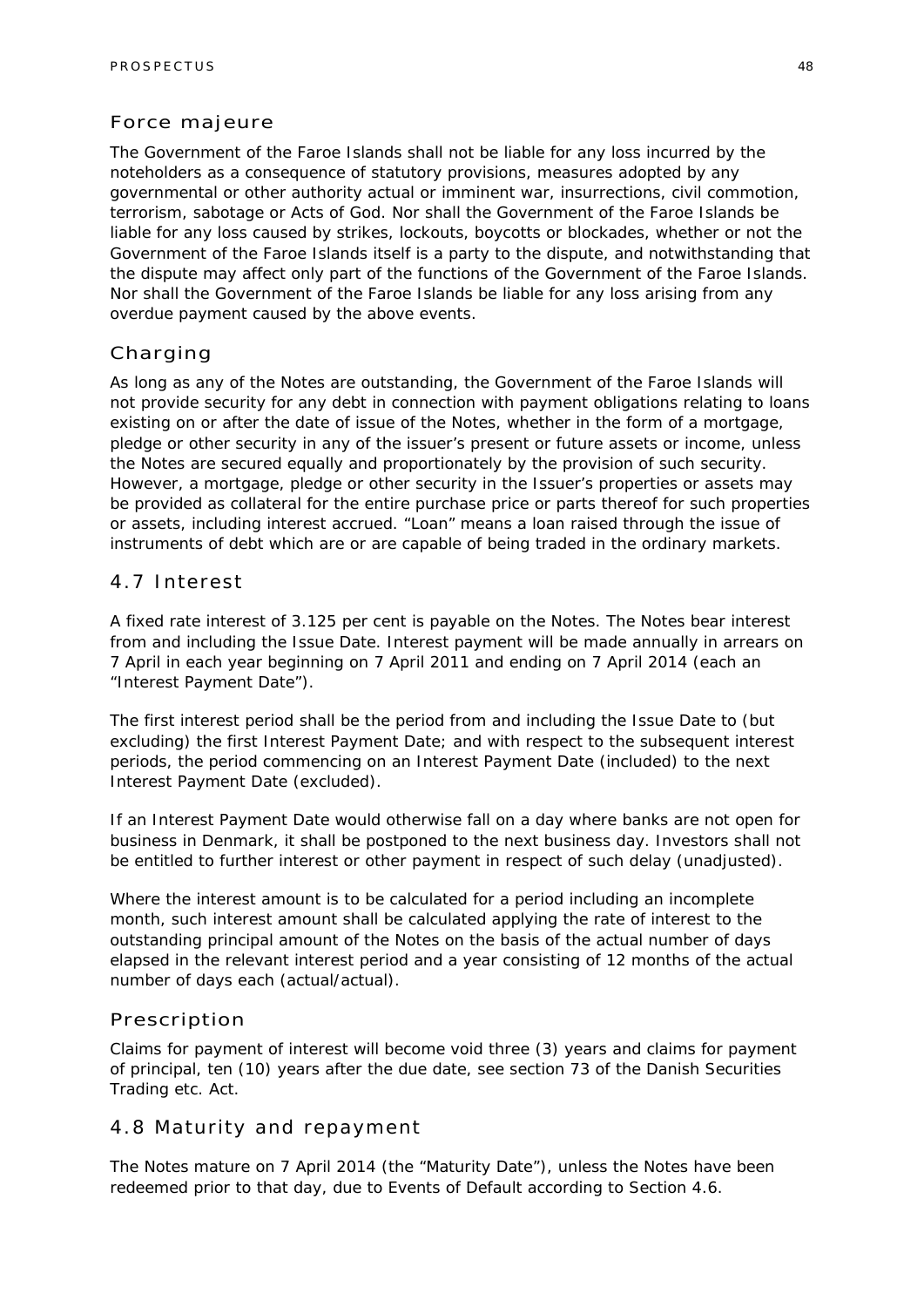## Force majeure

The Government of the Faroe Islands shall not be liable for any loss incurred by the noteholders as a consequence of statutory provisions, measures adopted by any governmental or other authority actual or imminent war, insurrections, civil commotion, terrorism, sabotage or Acts of God. Nor shall the Government of the Faroe Islands be liable for any loss caused by strikes, lockouts, boycotts or blockades, whether or not the Government of the Faroe Islands itself is a party to the dispute, and notwithstanding that the dispute may affect only part of the functions of the Government of the Faroe Islands. Nor shall the Government of the Faroe Islands be liable for any loss arising from any overdue payment caused by the above events.

## Charging

As long as any of the Notes are outstanding, the Government of the Faroe Islands will not provide security for any debt in connection with payment obligations relating to loans existing on or after the date of issue of the Notes, whether in the form of a mortgage, pledge or other security in any of the issuer's present or future assets or income, unless the Notes are secured equally and proportionately by the provision of such security. However, a mortgage, pledge or other security in the Issuer's properties or assets may be provided as collateral for the entire purchase price or parts thereof for such properties or assets, including interest accrued. "Loan" means a loan raised through the issue of instruments of debt which are or are capable of being traded in the ordinary markets.

## 4.7 Interest

A fixed rate interest of 3.125 per cent is payable on the Notes. The Notes bear interest from and including the Issue Date. Interest payment will be made annually in arrears on 7 April in each year beginning on 7 April 2011 and ending on 7 April 2014 (each an "Interest Payment Date").

The first interest period shall be the period from and including the Issue Date to (but excluding) the first Interest Payment Date; and with respect to the subsequent interest periods, the period commencing on an Interest Payment Date (included) to the next Interest Payment Date (excluded).

If an Interest Payment Date would otherwise fall on a day where banks are not open for business in Denmark, it shall be postponed to the next business day. Investors shall not be entitled to further interest or other payment in respect of such delay (unadjusted).

Where the interest amount is to be calculated for a period including an incomplete month, such interest amount shall be calculated applying the rate of interest to the outstanding principal amount of the Notes on the basis of the actual number of days elapsed in the relevant interest period and a year consisting of 12 months of the actual number of days each (actual/actual).

## Prescription

Claims for payment of interest will become void three (3) years and claims for payment of principal, ten (10) years after the due date, see section 73 of the Danish Securities Trading etc. Act.

## 4.8 Maturity and repayment

The Notes mature on 7 April 2014 (the "Maturity Date"), unless the Notes have been redeemed prior to that day, due to Events of Default according to Section 4.6.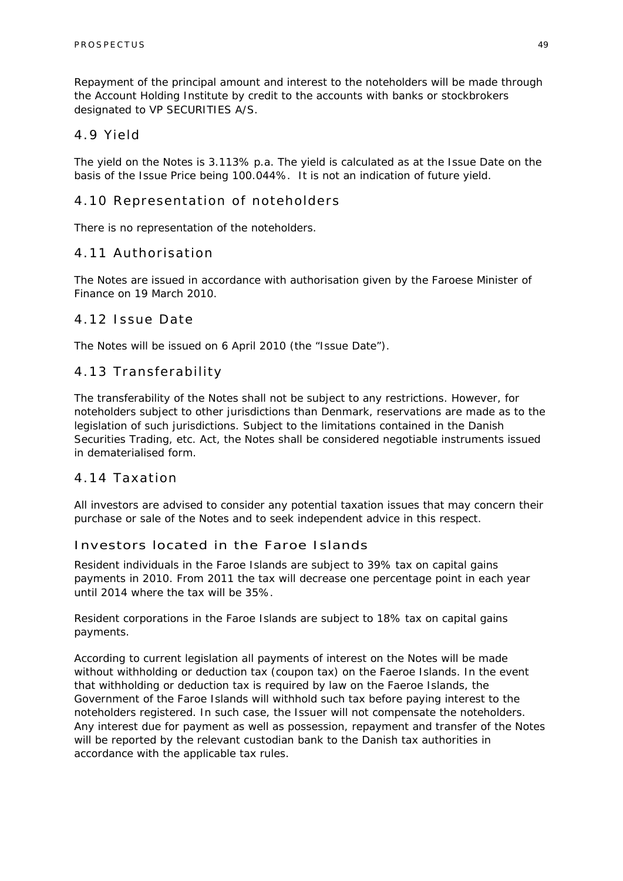Repayment of the principal amount and interest to the noteholders will be made through the Account Holding Institute by credit to the accounts with banks or stockbrokers designated to VP SECURITIES A/S.

## 4.9 Yield

The yield on the Notes is 3.113% p.a. The yield is calculated as at the Issue Date on the basis of the Issue Price being 100.044%. It is not an indication of future yield.

## 4.10 Representation of noteholders

There is no representation of the noteholders.

## 4.11 Authorisation

The Notes are issued in accordance with authorisation given by the Faroese Minister of Finance on 19 March 2010.

## 4.12 Issue Date

The Notes will be issued on 6 April 2010 (the "Issue Date").

## 4.13 Transferability

The transferability of the Notes shall not be subject to any restrictions. However, for noteholders subject to other jurisdictions than Denmark, reservations are made as to the legislation of such jurisdictions. Subject to the limitations contained in the Danish Securities Trading, etc. Act, the Notes shall be considered negotiable instruments issued in dematerialised form.

## 4.14 Taxation

All investors are advised to consider any potential taxation issues that may concern their purchase or sale of the Notes and to seek independent advice in this respect.

### Investors located in the Faroe Islands

Resident individuals in the Faroe Islands are subject to 39% tax on capital gains payments in 2010. From 2011 the tax will decrease one percentage point in each year until 2014 where the tax will be 35%.

Resident corporations in the Faroe Islands are subject to 18% tax on capital gains payments.

According to current legislation all payments of interest on the Notes will be made without withholding or deduction tax (coupon tax) on the Faeroe Islands. In the event that withholding or deduction tax is required by law on the Faeroe Islands, the Government of the Faroe Islands will withhold such tax before paying interest to the noteholders registered. In such case, the Issuer will not compensate the noteholders. Any interest due for payment as well as possession, repayment and transfer of the Notes will be reported by the relevant custodian bank to the Danish tax authorities in accordance with the applicable tax rules.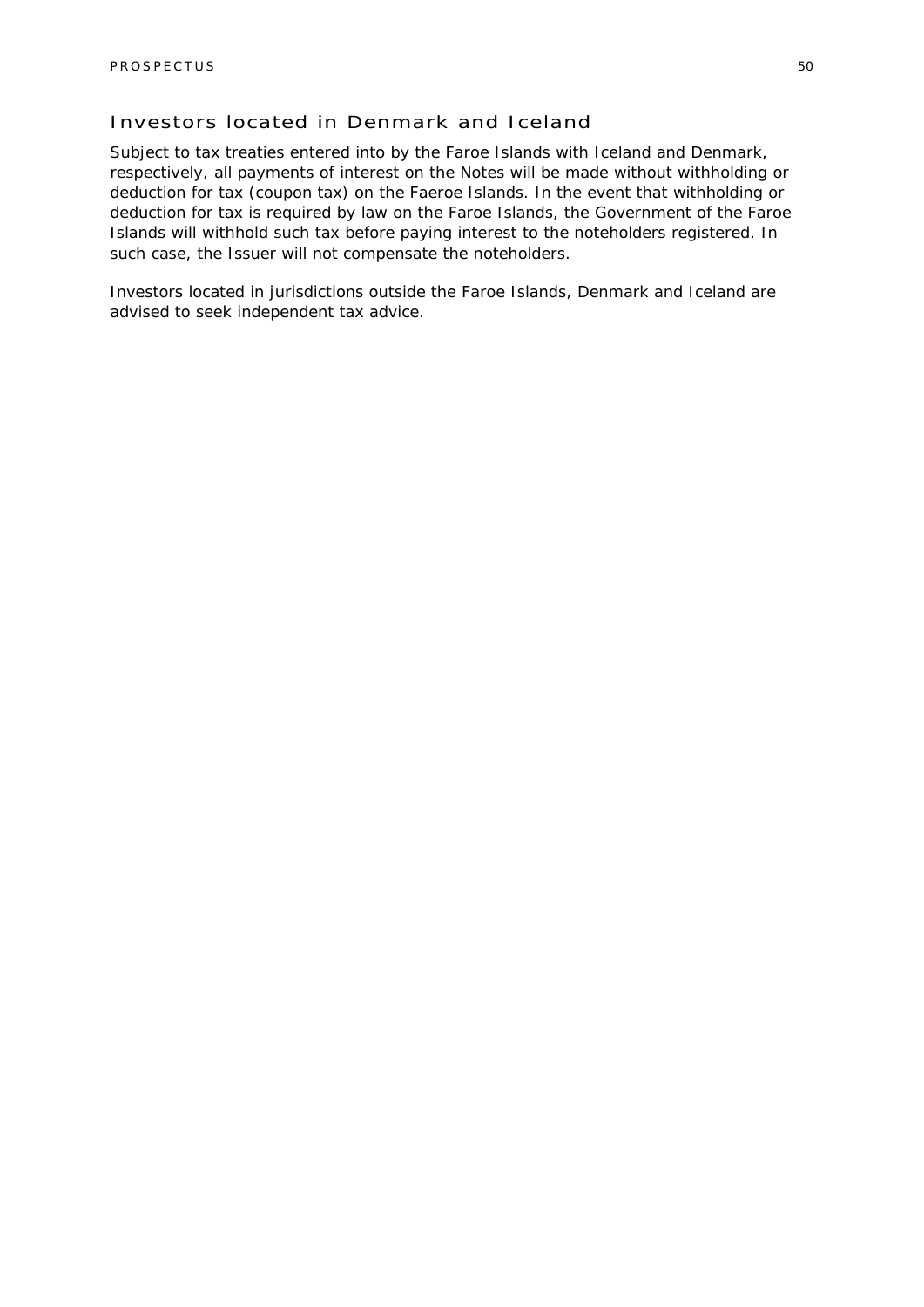## Investors located in Denmark and Iceland

Subject to tax treaties entered into by the Faroe Islands with Iceland and Denmark, respectively, all payments of interest on the Notes will be made without withholding or deduction for tax (coupon tax) on the Faeroe Islands. In the event that withholding or deduction for tax is required by law on the Faroe Islands, the Government of the Faroe Islands will withhold such tax before paying interest to the noteholders registered. In such case, the Issuer will not compensate the noteholders.

Investors located in jurisdictions outside the Faroe Islands, Denmark and Iceland are advised to seek independent tax advice.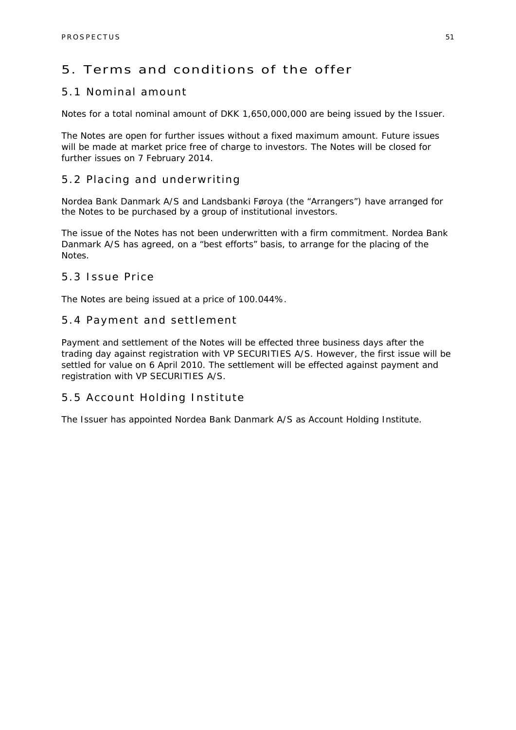# 5. Terms and conditions of the offer

## 5.1 Nominal amount

Notes for a total nominal amount of DKK 1,650,000,000 are being issued by the Issuer.

The Notes are open for further issues without a fixed maximum amount. Future issues will be made at market price free of charge to investors. The Notes will be closed for further issues on 7 February 2014.

## 5.2 Placing and underwriting

Nordea Bank Danmark A/S and Landsbanki Føroya (the "Arrangers") have arranged for the Notes to be purchased by a group of institutional investors.

The issue of the Notes has not been underwritten with a firm commitment. Nordea Bank Danmark A/S has agreed, on a "best efforts" basis, to arrange for the placing of the Notes.

## 5.3 Issue Price

The Notes are being issued at a price of 100.044%.

## 5.4 Payment and settlement

Payment and settlement of the Notes will be effected three business days after the trading day against registration with VP SECURITIES A/S. However, the first issue will be settled for value on 6 April 2010. The settlement will be effected against payment and registration with VP SECURITIES A/S.

## 5.5 Account Holding Institute

The Issuer has appointed Nordea Bank Danmark A/S as Account Holding Institute.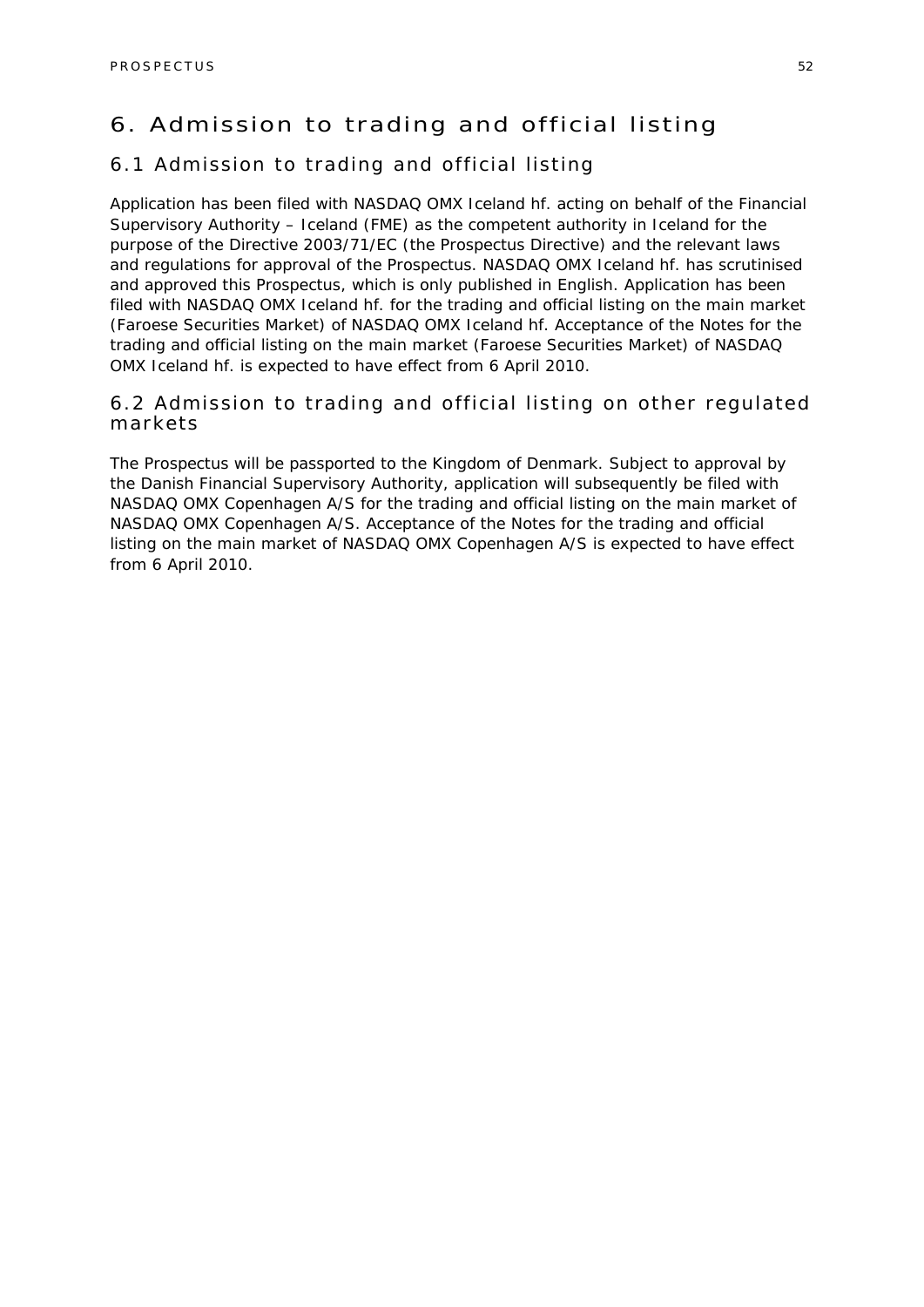# 6. Admission to trading and official listing

## 6.1 Admission to trading and official listing

Application has been filed with NASDAQ OMX Iceland hf. acting on behalf of the Financial Supervisory Authority – Iceland (FME) as the competent authority in Iceland for the purpose of the Directive 2003/71/EC (the Prospectus Directive) and the relevant laws and regulations for approval of the Prospectus. NASDAQ OMX Iceland hf. has scrutinised and approved this Prospectus, which is only published in English. Application has been filed with NASDAQ OMX Iceland hf. for the trading and official listing on the main market (Faroese Securities Market) of NASDAQ OMX Iceland hf. Acceptance of the Notes for the trading and official listing on the main market (Faroese Securities Market) of NASDAQ OMX Iceland hf. is expected to have effect from 6 April 2010.

## 6.2 Admission to trading and official listing on other regulated markets

The Prospectus will be passported to the Kingdom of Denmark. Subject to approval by the Danish Financial Supervisory Authority, application will subsequently be filed with NASDAQ OMX Copenhagen A/S for the trading and official listing on the main market of NASDAQ OMX Copenhagen A/S. Acceptance of the Notes for the trading and official listing on the main market of NASDAQ OMX Copenhagen A/S is expected to have effect from 6 April 2010.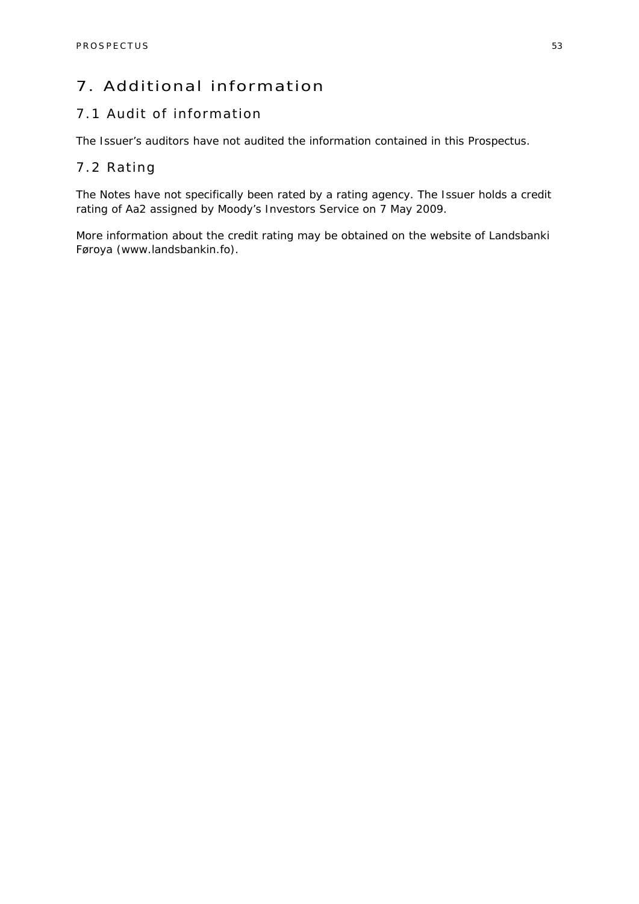# 7. Additional information

## 7.1 Audit of information

The Issuer's auditors have not audited the information contained in this Prospectus.

## 7.2 Rating

The Notes have not specifically been rated by a rating agency. The Issuer holds a credit rating of Aa2 assigned by Moody's Investors Service on 7 May 2009.

More information about the credit rating may be obtained on the website of Landsbanki Føroya (www.landsbankin.fo).